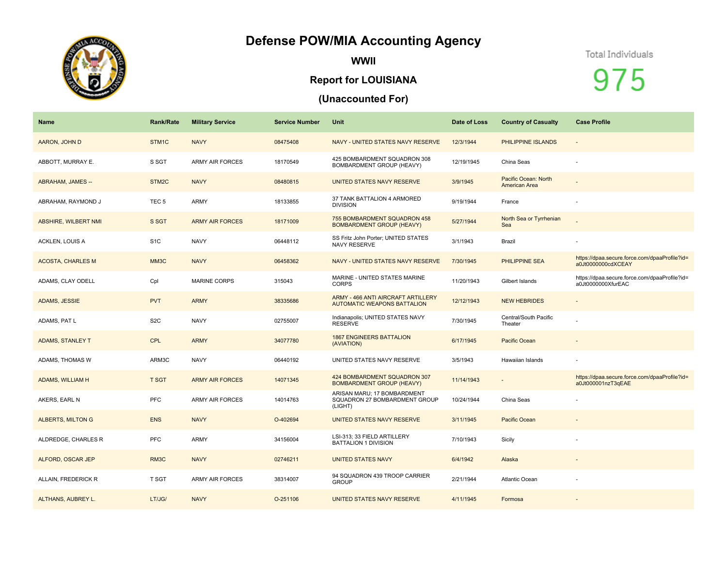# Defense POW/MIA Accounting Agency

## WWII

### Report for LOUISIANA

### (Unaccounted For)

Total Individuals

975

| Name | Rank/Rate | Military Service | Service Number | Unit | Date of Loss | Country of Casualty | Case Profile |
|---|---|---|---|---|---|---|---|
| AARON, JOHN D | STM1C | NAVY | 08475408 | NAVY - UNITED STATES NAVY RESERVE | 12/3/1944 | PHILIPPINE ISLANDS | - |
| ABBOTT, MURRAY E. | S SGT | ARMY AIR FORCES | 18170549 | 425 BOMBARDMENT SQUADRON 308 BOMBARDMENT GROUP (HEAVY) | 12/19/1945 | China Seas | - |
| ABRAHAM, JAMES -- | STM2C | NAVY | 08480815 | UNITED STATES NAVY RESERVE | 3/9/1945 | Pacific Ocean: North American Area | - |
| ABRAHAM, RAYMOND J | TEC 5 | ARMY | 18133855 | 37 TANK BATTALION 4 ARMORED DIVISION | 9/19/1944 | France | - |
| ABSHIRE, WILBERT NMI | S SGT | ARMY AIR FORCES | 18171009 | 755 BOMBARDMENT SQUADRON 458 BOMBARDMENT GROUP (HEAVY) | 5/27/1944 | North Sea or Tyrrhenian Sea | - |
| ACKLEN, LOUIS A | S1C | NAVY | 06448112 | SS Fritz John Porter; UNITED STATES NAVY RESERVE | 3/1/1943 | Brazil | - |
| ACOSTA, CHARLES M | MM3C | NAVY | 06458362 | NAVY - UNITED STATES NAVY RESERVE | 7/30/1945 | PHILIPPINE SEA | https://dpaa.secure.force.com/dpaaProfile?id=a0Jt0000000cdXCEAY |
| ADAMS, CLAY ODELL | Cpl | MARINE CORPS | 315043 | MARINE - UNITED STATES MARINE CORPS | 11/20/1943 | Gilbert Islands | https://dpaa.secure.force.com/dpaaProfile?id=a0Jt0000000XfurEAC |
| ADAMS, JESSIE | PVT | ARMY | 38335686 | ARMY - 466 ANTI AIRCRAFT ARTILLERY AUTOMATIC WEAPONS BATTALION | 12/12/1943 | NEW HEBRIDES | - |
| ADAMS, PAT L | S2C | NAVY | 02755007 | Indianapolis; UNITED STATES NAVY RESERVE | 7/30/1945 | Central/South Pacific Theater | - |
| ADAMS, STANLEY T | CPL | ARMY | 34077780 | 1867 ENGINEERS BATTALION (AVIATION) | 6/17/1945 | Pacific Ocean | - |
| ADAMS, THOMAS W | ARM3C | NAVY | 06440192 | UNITED STATES NAVY RESERVE | 3/5/1943 | Hawaiian Islands | - |
| ADAMS, WILLIAM H | T SGT | ARMY AIR FORCES | 14071345 | 424 BOMBARDMENT SQUADRON 307 BOMBARDMENT GROUP (HEAVY) | 11/14/1943 | - | https://dpaa.secure.force.com/dpaaProfile?id=a0Jt000001nzT3qEAE |
| AKERS, EARL N | PFC | ARMY AIR FORCES | 14014763 | ARISAN MARU; 17 BOMBARDMENT SQUADRON 27 BOMBARDMENT GROUP (LIGHT) | 10/24/1944 | China Seas | - |
| ALBERTS, MILTON G | ENS | NAVY | O-402694 | UNITED STATES NAVY RESERVE | 3/11/1945 | Pacific Ocean | - |
| ALDREDGE, CHARLES R | PFC | ARMY | 34156004 | LSI-313; 33 FIELD ARTILLERY BATTALION 1 DIVISION | 7/10/1943 | Sicily | - |
| ALFORD, OSCAR JEP | RM3C | NAVY | 02746211 | UNITED STATES NAVY | 6/4/1942 | Alaska | - |
| ALLAIN, FREDERICK R | T SGT | ARMY AIR FORCES | 38314007 | 94 SQUADRON 439 TROOP CARRIER GROUP | 2/21/1944 | Atlantic Ocean | - |
| ALTHANS, AUBREY L. | LT/JG/ | NAVY | O-251106 | UNITED STATES NAVY RESERVE | 4/11/1945 | Formosa | - |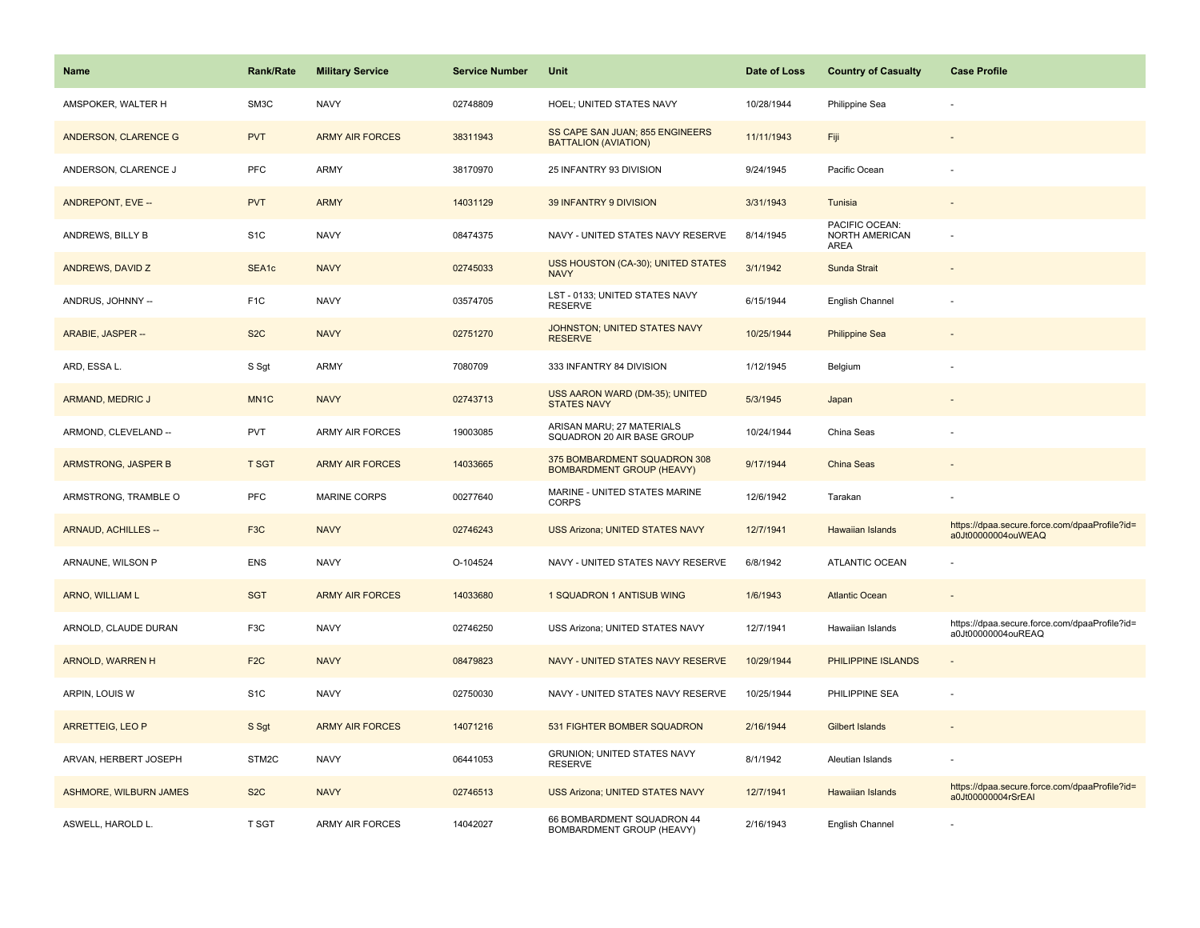| Name | Rank/Rate | Military Service | Service Number | Unit | Date of Loss | Country of Casualty | Case Profile |
| --- | --- | --- | --- | --- | --- | --- | --- |
| AMSPOKER, WALTER H | SM3C | NAVY | 02748809 | HOEL; UNITED STATES NAVY | 10/28/1944 | Philippine Sea | - |
| ANDERSON, CLARENCE G | PVT | ARMY AIR FORCES | 38311943 | SS CAPE SAN JUAN; 855 ENGINEERS BATTALION (AVIATION) | 11/11/1943 | Fiji | - |
| ANDERSON, CLARENCE J | PFC | ARMY | 38170970 | 25 INFANTRY 93 DIVISION | 9/24/1945 | Pacific Ocean | - |
| ANDREPONT, EVE -- | PVT | ARMY | 14031129 | 39 INFANTRY 9 DIVISION | 3/31/1943 | Tunisia | - |
| ANDREWS, BILLY B | S1C | NAVY | 08474375 | NAVY - UNITED STATES NAVY RESERVE | 8/14/1945 | PACIFIC OCEAN: NORTH AMERICAN AREA | - |
| ANDREWS, DAVID Z | SEA1c | NAVY | 02745033 | USS HOUSTON (CA-30); UNITED STATES NAVY | 3/1/1942 | Sunda Strait | - |
| ANDRUS, JOHNNY -- | F1C | NAVY | 03574705 | LST - 0133; UNITED STATES NAVY RESERVE | 6/15/1944 | English Channel | - |
| ARABIE, JASPER -- | S2C | NAVY | 02751270 | JOHNSTON; UNITED STATES NAVY RESERVE | 10/25/1944 | Philippine Sea | - |
| ARD, ESSA L. | S Sgt | ARMY | 7080709 | 333 INFANTRY 84 DIVISION | 1/12/1945 | Belgium | - |
| ARMAND, MEDRIC J | MN1C | NAVY | 02743713 | USS AARON WARD (DM-35); UNITED STATES NAVY | 5/3/1945 | Japan | - |
| ARMOND, CLEVELAND -- | PVT | ARMY AIR FORCES | 19003085 | ARISAN MARU; 27 MATERIALS SQUADRON 20 AIR BASE GROUP | 10/24/1944 | China Seas | - |
| ARMSTRONG, JASPER B | T SGT | ARMY AIR FORCES | 14033665 | 375 BOMBARDMENT SQUADRON 308 BOMBARDMENT GROUP (HEAVY) | 9/17/1944 | China Seas | - |
| ARMSTRONG, TRAMBLE O | PFC | MARINE CORPS | 00277640 | MARINE - UNITED STATES MARINE CORPS | 12/6/1942 | Tarakan | - |
| ARNAUD, ACHILLES -- | F3C | NAVY | 02746243 | USS Arizona; UNITED STATES NAVY | 12/7/1941 | Hawaiian Islands | https://dpaa.secure.force.com/dpaaProfile?id=a0Jt00000004ouWEAQ |
| ARNAUNE, WILSON P | ENS | NAVY | O-104524 | NAVY - UNITED STATES NAVY RESERVE | 6/8/1942 | ATLANTIC OCEAN | - |
| ARNO, WILLIAM L | SGT | ARMY AIR FORCES | 14033680 | 1 SQUADRON 1 ANTISUB WING | 1/6/1943 | Atlantic Ocean | - |
| ARNOLD, CLAUDE DURAN | F3C | NAVY | 02746250 | USS Arizona; UNITED STATES NAVY | 12/7/1941 | Hawaiian Islands | https://dpaa.secure.force.com/dpaaProfile?id=a0Jt00000004ouREAQ |
| ARNOLD, WARREN H | F2C | NAVY | 08479823 | NAVY - UNITED STATES NAVY RESERVE | 10/29/1944 | PHILIPPINE ISLANDS | - |
| ARPIN, LOUIS W | S1C | NAVY | 02750030 | NAVY - UNITED STATES NAVY RESERVE | 10/25/1944 | PHILIPPINE SEA | - |
| ARRETTEIG, LEO P | S Sgt | ARMY AIR FORCES | 14071216 | 531 FIGHTER BOMBER SQUADRON | 2/16/1944 | Gilbert Islands | - |
| ARVAN, HERBERT JOSEPH | STM2C | NAVY | 06441053 | GRUNION; UNITED STATES NAVY RESERVE | 8/1/1942 | Aleutian Islands | - |
| ASHMORE, WILBURN JAMES | S2C | NAVY | 02746513 | USS Arizona; UNITED STATES NAVY | 12/7/1941 | Hawaiian Islands | https://dpaa.secure.force.com/dpaaProfile?id=a0Jt00000004rSrEAI |
| ASWELL, HAROLD L. | T SGT | ARMY AIR FORCES | 14042027 | 66 BOMBARDMENT SQUADRON 44 BOMBARDMENT GROUP (HEAVY) | 2/16/1943 | English Channel | - |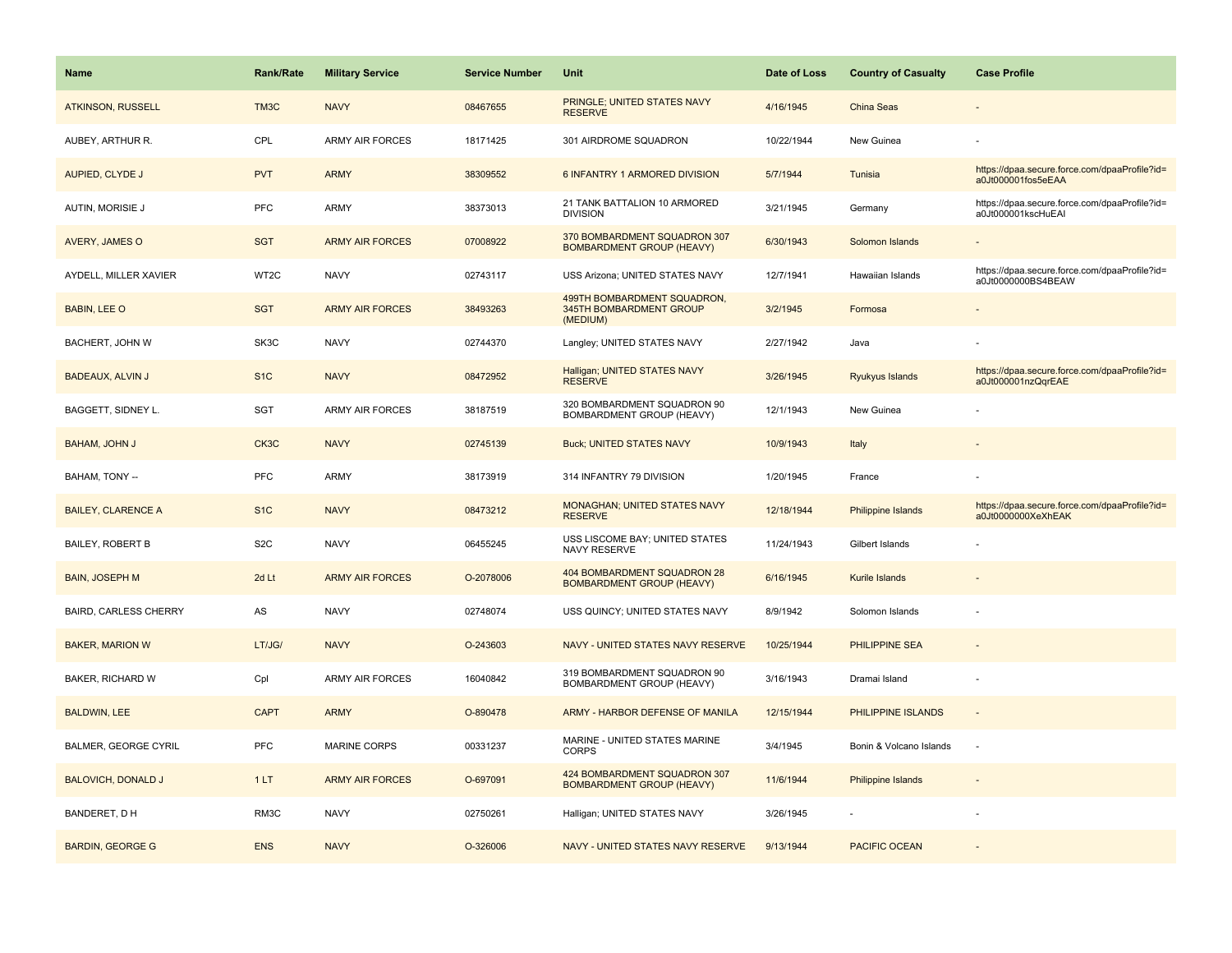| Name | Rank/Rate | Military Service | Service Number | Unit | Date of Loss | Country of Casualty | Case Profile |
| --- | --- | --- | --- | --- | --- | --- | --- |
| ATKINSON, RUSSELL | TM3C | NAVY | 08467655 | PRINGLE; UNITED STATES NAVY RESERVE | 4/16/1945 | China Seas | - |
| AUBEY, ARTHUR R. | CPL | ARMY AIR FORCES | 18171425 | 301 AIRDROME SQUADRON | 10/22/1944 | New Guinea | - |
| AUPIED, CLYDE J | PVT | ARMY | 38309552 | 6 INFANTRY 1 ARMORED DIVISION | 5/7/1944 | Tunisia | https://dpaa.secure.force.com/dpaaProfile?id=a0Jt000001fos5eEAA |
| AUTIN, MORISIE J | PFC | ARMY | 38373013 | 21 TANK BATTALION 10 ARMORED DIVISION | 3/21/1945 | Germany | https://dpaa.secure.force.com/dpaaProfile?id=a0Jt000001kscHuEAI |
| AVERY, JAMES O | SGT | ARMY AIR FORCES | 07008922 | 370 BOMBARDMENT SQUADRON 307 BOMBARDMENT GROUP (HEAVY) | 6/30/1943 | Solomon Islands | - |
| AYDELL, MILLER XAVIER | WT2C | NAVY | 02743117 | USS Arizona; UNITED STATES NAVY | 12/7/1941 | Hawaiian Islands | https://dpaa.secure.force.com/dpaaProfile?id=a0Jt0000000BS4BEAW |
| BABIN, LEE O | SGT | ARMY AIR FORCES | 38493263 | 499TH BOMBARDMENT SQUADRON, 345TH BOMBARDMENT GROUP (MEDIUM) | 3/2/1945 | Formosa | - |
| BACHERT, JOHN W | SK3C | NAVY | 02744370 | Langley; UNITED STATES NAVY | 2/27/1942 | Java | - |
| BADEAUX, ALVIN J | S1C | NAVY | 08472952 | Halligan; UNITED STATES NAVY RESERVE | 3/26/1945 | Ryukyus Islands | https://dpaa.secure.force.com/dpaaProfile?id=a0Jt000001nzQqrEAE |
| BAGGETT, SIDNEY L. | SGT | ARMY AIR FORCES | 38187519 | 320 BOMBARDMENT SQUADRON 90 BOMBARDMENT GROUP (HEAVY) | 12/1/1943 | New Guinea | - |
| BAHAM, JOHN J | CK3C | NAVY | 02745139 | Buck; UNITED STATES NAVY | 10/9/1943 | Italy | - |
| BAHAM, TONY -- | PFC | ARMY | 38173919 | 314 INFANTRY 79 DIVISION | 1/20/1945 | France | - |
| BAILEY, CLARENCE A | S1C | NAVY | 08473212 | MONAGHAN; UNITED STATES NAVY RESERVE | 12/18/1944 | Philippine Islands | https://dpaa.secure.force.com/dpaaProfile?id=a0Jt0000000XeXhEAK |
| BAILEY, ROBERT B | S2C | NAVY | 06455245 | USS LISCOME BAY; UNITED STATES NAVY RESERVE | 11/24/1943 | Gilbert Islands | - |
| BAIN, JOSEPH M | 2d Lt | ARMY AIR FORCES | O-2078006 | 404 BOMBARDMENT SQUADRON 28 BOMBARDMENT GROUP (HEAVY) | 6/16/1945 | Kurile Islands | - |
| BAIRD, CARLESS CHERRY | AS | NAVY | 02748074 | USS QUINCY; UNITED STATES NAVY | 8/9/1942 | Solomon Islands | - |
| BAKER, MARION W | LT/JG/ | NAVY | O-243603 | NAVY - UNITED STATES NAVY RESERVE | 10/25/1944 | PHILIPPINE SEA | - |
| BAKER, RICHARD W | Cpl | ARMY AIR FORCES | 16040842 | 319 BOMBARDMENT SQUADRON 90 BOMBARDMENT GROUP (HEAVY) | 3/16/1943 | Dramai Island | - |
| BALDWIN, LEE | CAPT | ARMY | O-890478 | ARMY - HARBOR DEFENSE OF MANILA | 12/15/1944 | PHILIPPINE ISLANDS | - |
| BALMER, GEORGE CYRIL | PFC | MARINE CORPS | 00331237 | MARINE - UNITED STATES MARINE CORPS | 3/4/1945 | Bonin & Volcano Islands | - |
| BALOVICH, DONALD J | 1 LT | ARMY AIR FORCES | O-697091 | 424 BOMBARDMENT SQUADRON 307 BOMBARDMENT GROUP (HEAVY) | 11/6/1944 | Philippine Islands | - |
| BANDERET, D H | RM3C | NAVY | 02750261 | Halligan; UNITED STATES NAVY | 3/26/1945 | - | - |
| BARDIN, GEORGE G | ENS | NAVY | O-326006 | NAVY - UNITED STATES NAVY RESERVE | 9/13/1944 | PACIFIC OCEAN | - |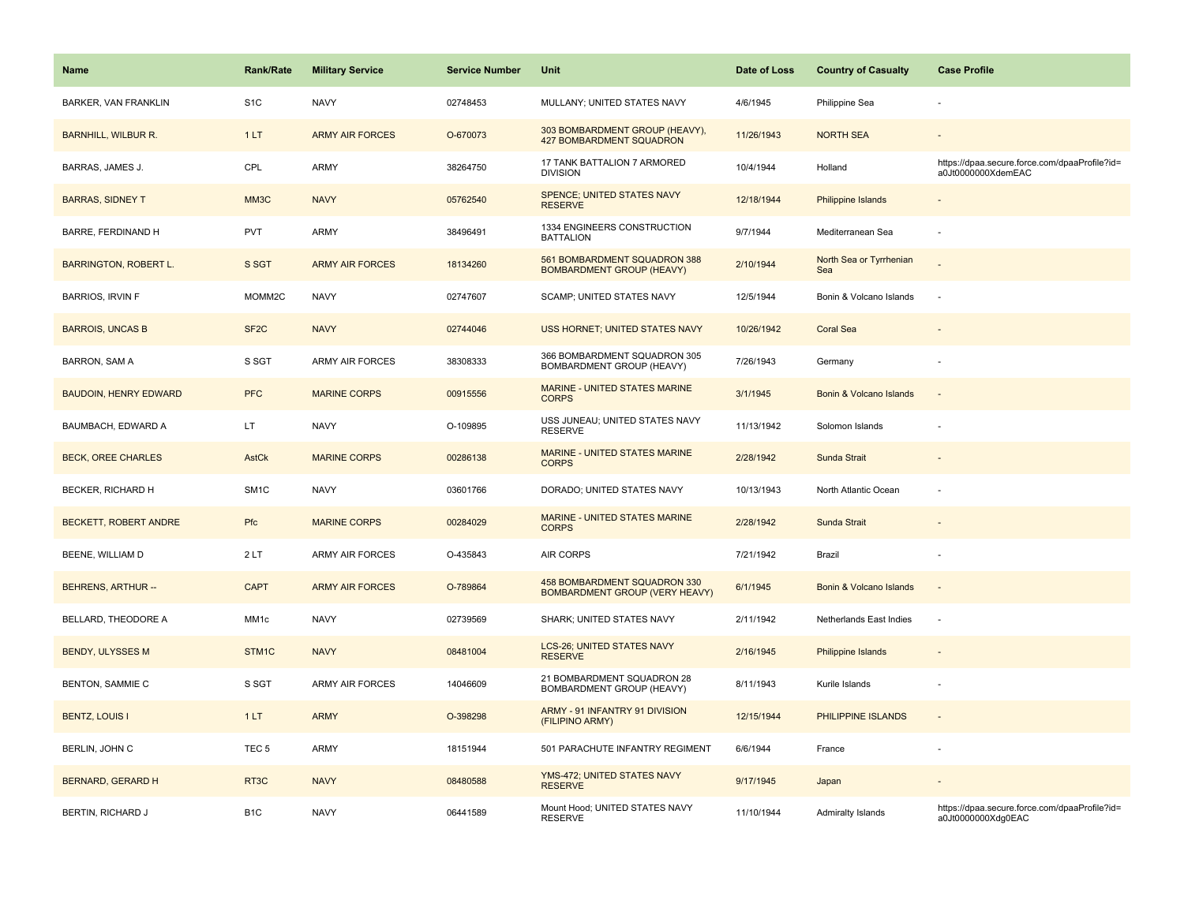| Name | Rank/Rate | Military Service | Service Number | Unit | Date of Loss | Country of Casualty | Case Profile |
|---|---|---|---|---|---|---|---|
| BARKER, VAN FRANKLIN | S1C | NAVY | 02748453 | MULLANY; UNITED STATES NAVY | 4/6/1945 | Philippine Sea | - |
| BARNHILL, WILBUR R. | 1 LT | ARMY AIR FORCES | O-670073 | 303 BOMBARDMENT GROUP (HEAVY), 427 BOMBARDMENT SQUADRON | 11/26/1943 | NORTH SEA | - |
| BARRAS, JAMES J. | CPL | ARMY | 38264750 | 17 TANK BATTALION 7 ARMORED DIVISION | 10/4/1944 | Holland | https://dpaa.secure.force.com/dpaaProfile?id=a0Jt0000000XdemEAC |
| BARRAS, SIDNEY T | MM3C | NAVY | 05762540 | SPENCE; UNITED STATES NAVY RESERVE | 12/18/1944 | Philippine Islands | - |
| BARRE, FERDINAND H | PVT | ARMY | 38496491 | 1334 ENGINEERS CONSTRUCTION BATTALION | 9/7/1944 | Mediterranean Sea | - |
| BARRINGTON, ROBERT L. | S SGT | ARMY AIR FORCES | 18134260 | 561 BOMBARDMENT SQUADRON 388 BOMBARDMENT GROUP (HEAVY) | 2/10/1944 | North Sea or Tyrrhenian Sea | - |
| BARRIOS, IRVIN F | MOMM2C | NAVY | 02747607 | SCAMP; UNITED STATES NAVY | 12/5/1944 | Bonin & Volcano Islands | - |
| BARROIS, UNCAS B | SF2C | NAVY | 02744046 | USS HORNET; UNITED STATES NAVY | 10/26/1942 | Coral Sea | - |
| BARRON, SAM A | S SGT | ARMY AIR FORCES | 38308333 | 366 BOMBARDMENT SQUADRON 305 BOMBARDMENT GROUP (HEAVY) | 7/26/1943 | Germany | - |
| BAUDOIN, HENRY EDWARD | PFC | MARINE CORPS | 00915556 | MARINE - UNITED STATES MARINE CORPS | 3/1/1945 | Bonin & Volcano Islands | - |
| BAUMBACH, EDWARD A | LT | NAVY | O-109895 | USS JUNEAU; UNITED STATES NAVY RESERVE | 11/13/1942 | Solomon Islands | - |
| BECK, OREE CHARLES | AstCk | MARINE CORPS | 00286138 | MARINE - UNITED STATES MARINE CORPS | 2/28/1942 | Sunda Strait | - |
| BECKER, RICHARD H | SM1C | NAVY | 03601766 | DORADO; UNITED STATES NAVY | 10/13/1943 | North Atlantic Ocean | - |
| BECKETT, ROBERT ANDRE | Pfc | MARINE CORPS | 00284029 | MARINE - UNITED STATES MARINE CORPS | 2/28/1942 | Sunda Strait | - |
| BEENE, WILLIAM D | 2 LT | ARMY AIR FORCES | O-435843 | AIR CORPS | 7/21/1942 | Brazil | - |
| BEHRENS, ARTHUR -- | CAPT | ARMY AIR FORCES | O-789864 | 458 BOMBARDMENT SQUADRON 330 BOMBARDMENT GROUP (VERY HEAVY) | 6/1/1945 | Bonin & Volcano Islands | - |
| BELLARD, THEODORE A | MM1c | NAVY | 02739569 | SHARK; UNITED STATES NAVY | 2/11/1942 | Netherlands East Indies | - |
| BENDY, ULYSSES M | STM1C | NAVY | 08481004 | LCS-26; UNITED STATES NAVY RESERVE | 2/16/1945 | Philippine Islands | - |
| BENTON, SAMMIE C | S SGT | ARMY AIR FORCES | 14046609 | 21 BOMBARDMENT SQUADRON 28 BOMBARDMENT GROUP (HEAVY) | 8/11/1943 | Kurile Islands | - |
| BENTZ, LOUIS I | 1 LT | ARMY | O-398298 | ARMY - 91 INFANTRY 91 DIVISION (FILIPINO ARMY) | 12/15/1944 | PHILIPPINE ISLANDS | - |
| BERLIN, JOHN C | TEC 5 | ARMY | 18151944 | 501 PARACHUTE INFANTRY REGIMENT | 6/6/1944 | France | - |
| BERNARD, GERARD H | RT3C | NAVY | 08480588 | YMS-472; UNITED STATES NAVY RESERVE | 9/17/1945 | Japan | - |
| BERTIN, RICHARD J | B1C | NAVY | 06441589 | Mount Hood; UNITED STATES NAVY RESERVE | 11/10/1944 | Admiralty Islands | https://dpaa.secure.force.com/dpaaProfile?id=a0Jt0000000Xdg0EAC |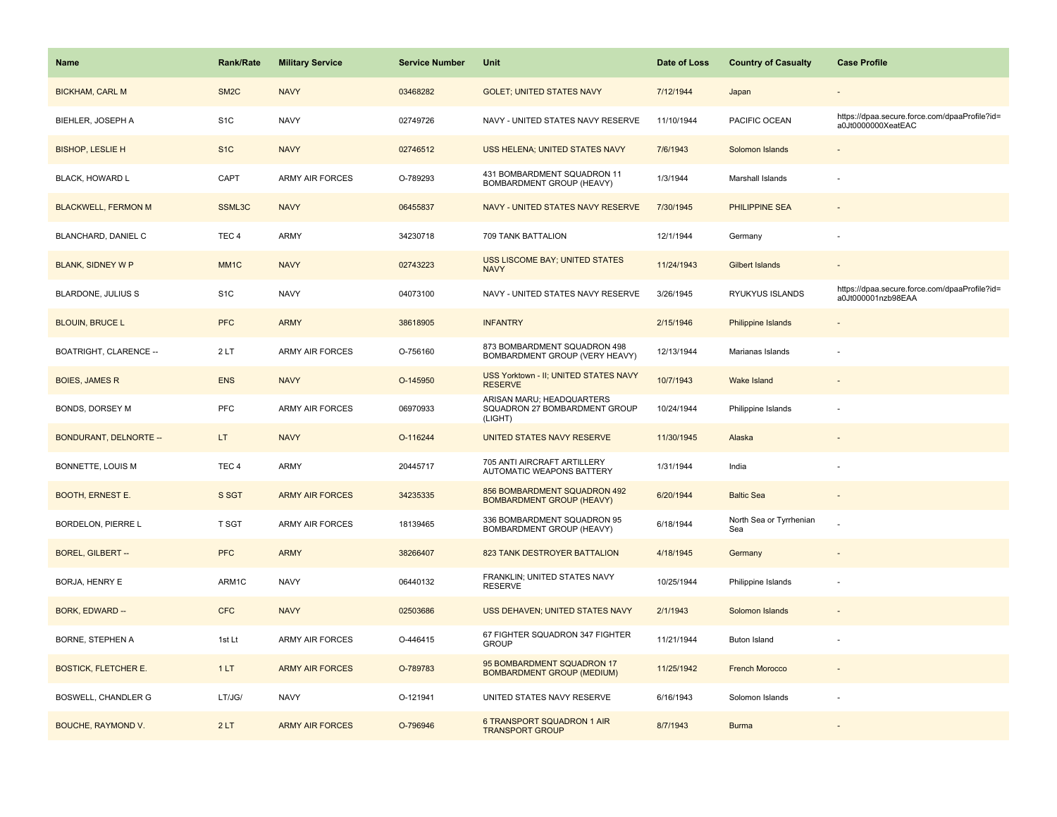| Name | Rank/Rate | Military Service | Service Number | Unit | Date of Loss | Country of Casualty | Case Profile |
| --- | --- | --- | --- | --- | --- | --- | --- |
| BICKHAM, CARL M | SM2C | NAVY | 03468282 | GOLET; UNITED STATES NAVY | 7/12/1944 | Japan | - |
| BIEHLER, JOSEPH A | S1C | NAVY | 02749726 | NAVY - UNITED STATES NAVY RESERVE | 11/10/1944 | PACIFIC OCEAN | https://dpaa.secure.force.com/dpaaProfile?id=a0Jt0000000XeatEAC |
| BISHOP, LESLIE H | S1C | NAVY | 02746512 | USS HELENA; UNITED STATES NAVY | 7/6/1943 | Solomon Islands | - |
| BLACK, HOWARD L | CAPT | ARMY AIR FORCES | O-789293 | 431 BOMBARDMENT SQUADRON 11 BOMBARDMENT GROUP (HEAVY) | 1/3/1944 | Marshall Islands | - |
| BLACKWELL, FERMON M | SSML3C | NAVY | 06455837 | NAVY - UNITED STATES NAVY RESERVE | 7/30/1945 | PHILIPPINE SEA | - |
| BLANCHARD, DANIEL C | TEC 4 | ARMY | 34230718 | 709 TANK BATTALION | 12/1/1944 | Germany | - |
| BLANK, SIDNEY W P | MM1C | NAVY | 02743223 | USS LISCOME BAY; UNITED STATES NAVY | 11/24/1943 | Gilbert Islands | - |
| BLARDONE, JULIUS S | S1C | NAVY | 04073100 | NAVY - UNITED STATES NAVY RESERVE | 3/26/1945 | RYUKYUS ISLANDS | https://dpaa.secure.force.com/dpaaProfile?id=a0Jt000001nzb98EAA |
| BLOUIN, BRUCE L | PFC | ARMY | 38618905 | INFANTRY | 2/15/1946 | Philippine Islands | - |
| BOATRIGHT, CLARENCE -- | 2 LT | ARMY AIR FORCES | O-756160 | 873 BOMBARDMENT SQUADRON 498 BOMBARDMENT GROUP (VERY HEAVY) | 12/13/1944 | Marianas Islands | - |
| BOIES, JAMES R | ENS | NAVY | O-145950 | USS Yorktown - II; UNITED STATES NAVY RESERVE | 10/7/1943 | Wake Island | - |
| BONDS, DORSEY M | PFC | ARMY AIR FORCES | 06970933 | ARISAN MARU; HEADQUARTERS SQUADRON 27 BOMBARDMENT GROUP (LIGHT) | 10/24/1944 | Philippine Islands | - |
| BONDURANT, DELNORTE -- | LT | NAVY | O-116244 | UNITED STATES NAVY RESERVE | 11/30/1945 | Alaska | - |
| BONNETTE, LOUIS M | TEC 4 | ARMY | 20445717 | 705 ANTI AIRCRAFT ARTILLERY AUTOMATIC WEAPONS BATTERY | 1/31/1944 | India | - |
| BOOTH, ERNEST E. | S SGT | ARMY AIR FORCES | 34235335 | 856 BOMBARDMENT SQUADRON 492 BOMBARDMENT GROUP (HEAVY) | 6/20/1944 | Baltic Sea | - |
| BORDELON, PIERRE L | T SGT | ARMY AIR FORCES | 18139465 | 336 BOMBARDMENT SQUADRON 95 BOMBARDMENT GROUP (HEAVY) | 6/18/1944 | North Sea or Tyrrhenian Sea | - |
| BOREL, GILBERT -- | PFC | ARMY | 38266407 | 823 TANK DESTROYER BATTALION | 4/18/1945 | Germany | - |
| BORJA, HENRY E | ARM1C | NAVY | 06440132 | FRANKLIN; UNITED STATES NAVY RESERVE | 10/25/1944 | Philippine Islands | - |
| BORK, EDWARD -- | CFC | NAVY | 02503686 | USS DEHAVEN; UNITED STATES NAVY | 2/1/1943 | Solomon Islands | - |
| BORNE, STEPHEN A | 1st Lt | ARMY AIR FORCES | O-446415 | 67 FIGHTER SQUADRON 347 FIGHTER GROUP | 11/21/1944 | Buton Island | - |
| BOSTICK, FLETCHER E. | 1 LT | ARMY AIR FORCES | O-789783 | 95 BOMBARDMENT SQUADRON 17 BOMBARDMENT GROUP (MEDIUM) | 11/25/1942 | French Morocco | - |
| BOSWELL, CHANDLER G | LT/JG/ | NAVY | O-121941 | UNITED STATES NAVY RESERVE | 6/16/1943 | Solomon Islands | - |
| BOUCHE, RAYMOND V. | 2 LT | ARMY AIR FORCES | O-796946 | 6 TRANSPORT SQUADRON 1 AIR TRANSPORT GROUP | 8/7/1943 | Burma | - |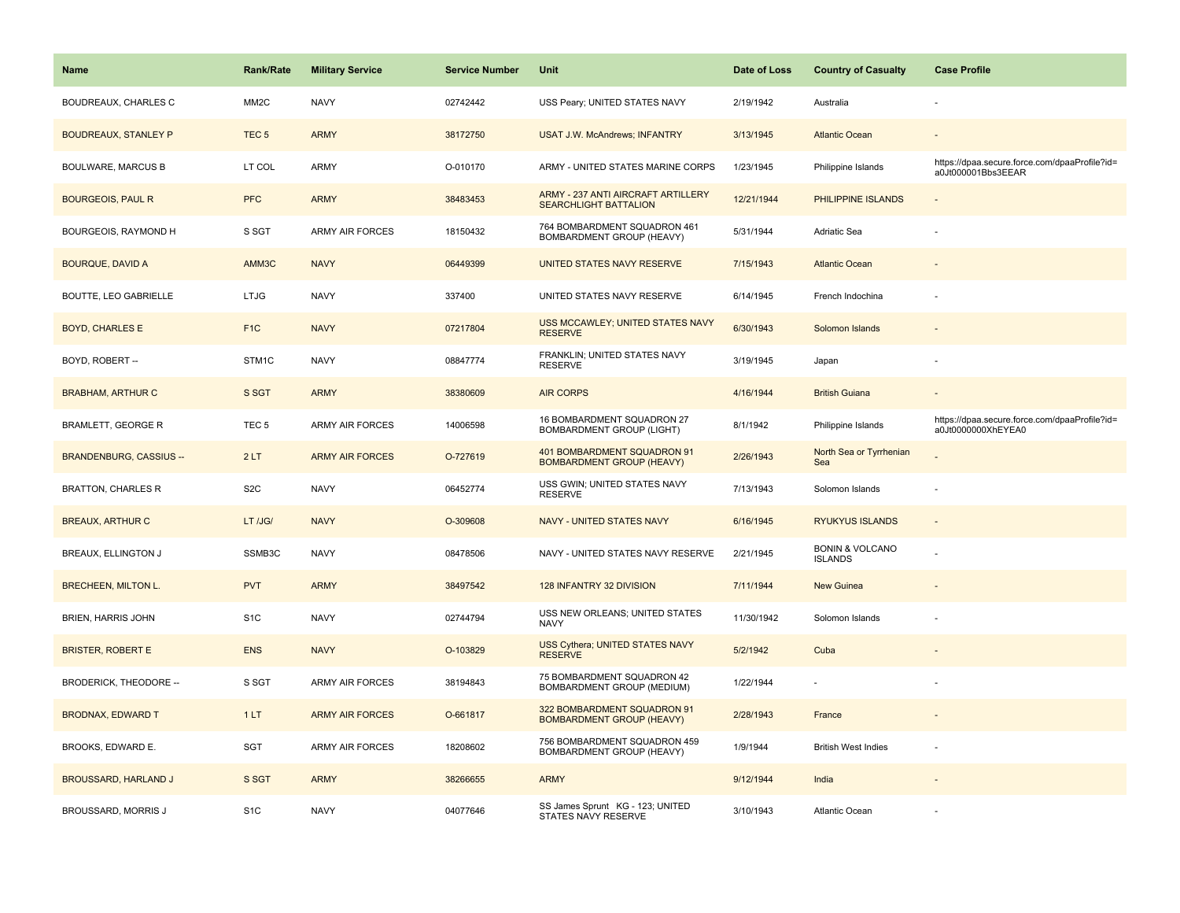| Name | Rank/Rate | Military Service | Service Number | Unit | Date of Loss | Country of Casualty | Case Profile |
|---|---|---|---|---|---|---|---|
| BOUDREAUX, CHARLES C | MM2C | NAVY | 02742442 | USS Peary; UNITED STATES NAVY | 2/19/1942 | Australia | - |
| BOUDREAUX, STANLEY P | TEC 5 | ARMY | 38172750 | USAT J.W. McAndrews; INFANTRY | 3/13/1945 | Atlantic Ocean | - |
| BOULWARE, MARCUS B | LT COL | ARMY | O-010170 | ARMY - UNITED STATES MARINE CORPS | 1/23/1945 | Philippine Islands | https://dpaa.secure.force.com/dpaaProfile?id=a0Jt000001Bbs3EEAR |
| BOURGEOIS, PAUL R | PFC | ARMY | 38483453 | ARMY - 237 ANTI AIRCRAFT ARTILLERY SEARCHLIGHT BATTALION | 12/21/1944 | PHILIPPINE ISLANDS | - |
| BOURGEOIS, RAYMOND H | S SGT | ARMY AIR FORCES | 18150432 | 764 BOMBARDMENT SQUADRON 461 BOMBARDMENT GROUP (HEAVY) | 5/31/1944 | Adriatic Sea | - |
| BOURQUE, DAVID A | AMM3C | NAVY | 06449399 | UNITED STATES NAVY RESERVE | 7/15/1943 | Atlantic Ocean | - |
| BOUTTE, LEO GABRIELLE | LTJG | NAVY | 337400 | UNITED STATES NAVY RESERVE | 6/14/1945 | French Indochina | - |
| BOYD, CHARLES E | F1C | NAVY | 07217804 | USS MCCAWLEY; UNITED STATES NAVY RESERVE | 6/30/1943 | Solomon Islands | - |
| BOYD, ROBERT -- | STM1C | NAVY | 08847774 | FRANKLIN; UNITED STATES NAVY RESERVE | 3/19/1945 | Japan | - |
| BRABHAM, ARTHUR C | S SGT | ARMY | 38380609 | AIR CORPS | 4/16/1944 | British Guiana | - |
| BRAMLETT, GEORGE R | TEC 5 | ARMY AIR FORCES | 14006598 | 16 BOMBARDMENT SQUADRON 27 BOMBARDMENT GROUP (LIGHT) | 8/1/1942 | Philippine Islands | https://dpaa.secure.force.com/dpaaProfile?id=a0Jt0000000XhEYEA0 |
| BRANDENBURG, CASSIUS -- | 2 LT | ARMY AIR FORCES | O-727619 | 401 BOMBARDMENT SQUADRON 91 BOMBARDMENT GROUP (HEAVY) | 2/26/1943 | North Sea or Tyrrhenian Sea | - |
| BRATTON, CHARLES R | S2C | NAVY | 06452774 | USS GWIN; UNITED STATES NAVY RESERVE | 7/13/1943 | Solomon Islands | - |
| BREAUX, ARTHUR C | LT /JG/ | NAVY | O-309608 | NAVY - UNITED STATES NAVY | 6/16/1945 | RYUKYUS ISLANDS | - |
| BREAUX, ELLINGTON J | SSMB3C | NAVY | 08478506 | NAVY - UNITED STATES NAVY RESERVE | 2/21/1945 | BONIN & VOLCANO ISLANDS | - |
| BRECHEEN, MILTON L. | PVT | ARMY | 38497542 | 128 INFANTRY 32 DIVISION | 7/11/1944 | New Guinea | - |
| BRIEN, HARRIS JOHN | S1C | NAVY | 02744794 | USS NEW ORLEANS; UNITED STATES NAVY | 11/30/1942 | Solomon Islands | - |
| BRISTER, ROBERT E | ENS | NAVY | O-103829 | USS Cythera; UNITED STATES NAVY RESERVE | 5/2/1942 | Cuba | - |
| BRODERICK, THEODORE -- | S SGT | ARMY AIR FORCES | 38194843 | 75 BOMBARDMENT SQUADRON 42 BOMBARDMENT GROUP (MEDIUM) | 1/22/1944 | - | - |
| BRODNAX, EDWARD T | 1 LT | ARMY AIR FORCES | O-661817 | 322 BOMBARDMENT SQUADRON 91 BOMBARDMENT GROUP (HEAVY) | 2/28/1943 | France | - |
| BROOKS, EDWARD E. | SGT | ARMY AIR FORCES | 18208602 | 756 BOMBARDMENT SQUADRON 459 BOMBARDMENT GROUP (HEAVY) | 1/9/1944 | British West Indies | - |
| BROUSSARD, HARLAND J | S SGT | ARMY | 38266655 | ARMY | 9/12/1944 | India | - |
| BROUSSARD, MORRIS J | S1C | NAVY | 04077646 | SS James Sprunt KG - 123; UNITED STATES NAVY RESERVE | 3/10/1943 | Atlantic Ocean | - |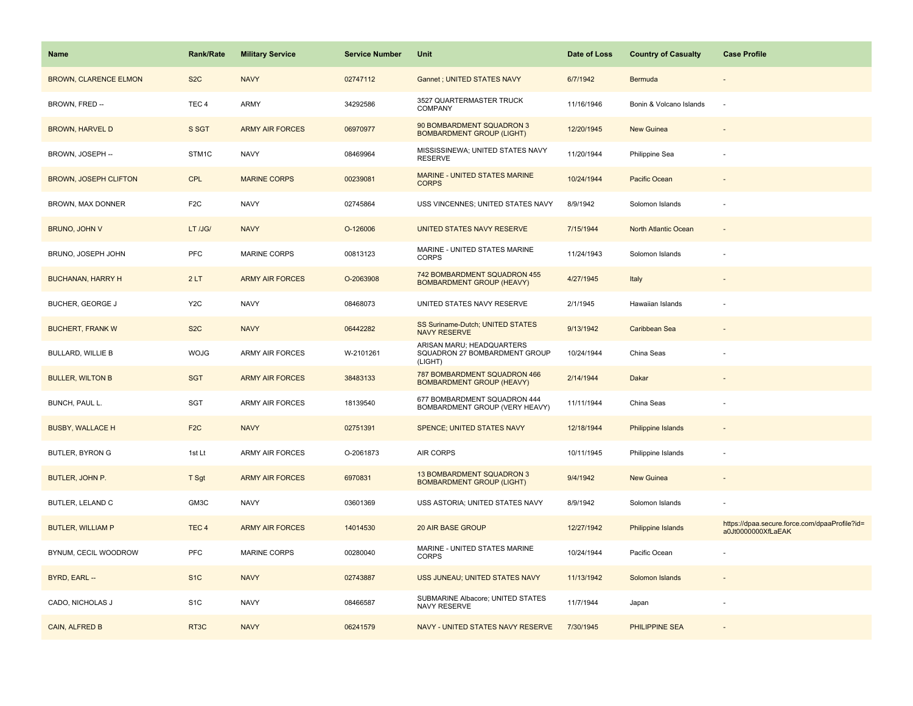| Name | Rank/Rate | Military Service | Service Number | Unit | Date of Loss | Country of Casualty | Case Profile |
| --- | --- | --- | --- | --- | --- | --- | --- |
| BROWN, CLARENCE ELMON | S2C | NAVY | 02747112 | Gannet ; UNITED STATES NAVY | 6/7/1942 | Bermuda | - |
| BROWN, FRED -- | TEC 4 | ARMY | 34292586 | 3527 QUARTERMASTER TRUCK COMPANY | 11/16/1946 | Bonin & Volcano Islands | - |
| BROWN, HARVEL D | S SGT | ARMY AIR FORCES | 06970977 | 90 BOMBARDMENT SQUADRON 3 BOMBARDMENT GROUP (LIGHT) | 12/20/1945 | New Guinea | - |
| BROWN, JOSEPH -- | STM1C | NAVY | 08469964 | MISSISSINEWA; UNITED STATES NAVY RESERVE | 11/20/1944 | Philippine Sea | - |
| BROWN, JOSEPH CLIFTON | CPL | MARINE CORPS | 00239081 | MARINE - UNITED STATES MARINE CORPS | 10/24/1944 | Pacific Ocean | - |
| BROWN, MAX DONNER | F2C | NAVY | 02745864 | USS VINCENNES; UNITED STATES NAVY | 8/9/1942 | Solomon Islands | - |
| BRUNO, JOHN V | LT /JG/ | NAVY | O-126006 | UNITED STATES NAVY RESERVE | 7/15/1944 | North Atlantic Ocean | - |
| BRUNO, JOSEPH JOHN | PFC | MARINE CORPS | 00813123 | MARINE - UNITED STATES MARINE CORPS | 11/24/1943 | Solomon Islands | - |
| BUCHANAN, HARRY H | 2 LT | ARMY AIR FORCES | O-2063908 | 742 BOMBARDMENT SQUADRON 455 BOMBARDMENT GROUP (HEAVY) | 4/27/1945 | Italy | - |
| BUCHER, GEORGE J | Y2C | NAVY | 08468073 | UNITED STATES NAVY RESERVE | 2/1/1945 | Hawaiian Islands | - |
| BUCHERT, FRANK W | S2C | NAVY | 06442282 | SS Suriname-Dutch; UNITED STATES NAVY RESERVE | 9/13/1942 | Caribbean Sea | - |
| BULLARD, WILLIE B | WOJG | ARMY AIR FORCES | W-2101261 | ARISAN MARU; HEADQUARTERS SQUADRON 27 BOMBARDMENT GROUP (LIGHT) | 10/24/1944 | China Seas | - |
| BULLER, WILTON B | SGT | ARMY AIR FORCES | 38483133 | 787 BOMBARDMENT SQUADRON 466 BOMBARDMENT GROUP (HEAVY) | 2/14/1944 | Dakar | - |
| BUNCH, PAUL L. | SGT | ARMY AIR FORCES | 18139540 | 677 BOMBARDMENT SQUADRON 444 BOMBARDMENT GROUP (VERY HEAVY) | 11/11/1944 | China Seas | - |
| BUSBY, WALLACE H | F2C | NAVY | 02751391 | SPENCE; UNITED STATES NAVY | 12/18/1944 | Philippine Islands | - |
| BUTLER, BYRON G | 1st Lt | ARMY AIR FORCES | O-2061873 | AIR CORPS | 10/11/1945 | Philippine Islands | - |
| BUTLER, JOHN P. | T Sgt | ARMY AIR FORCES | 6970831 | 13 BOMBARDMENT SQUADRON 3 BOMBARDMENT GROUP (LIGHT) | 9/4/1942 | New Guinea | - |
| BUTLER, LELAND C | GM3C | NAVY | 03601369 | USS ASTORIA; UNITED STATES NAVY | 8/9/1942 | Solomon Islands | - |
| BUTLER, WILLIAM P | TEC 4 | ARMY AIR FORCES | 14014530 | 20 AIR BASE GROUP | 12/27/1942 | Philippine Islands | https://dpaa.secure.force.com/dpaaProfile?id=a0Jt0000000XfLaEAK |
| BYNUM, CECIL WOODROW | PFC | MARINE CORPS | 00280040 | MARINE - UNITED STATES MARINE CORPS | 10/24/1944 | Pacific Ocean | - |
| BYRD, EARL -- | S1C | NAVY | 02743887 | USS JUNEAU; UNITED STATES NAVY | 11/13/1942 | Solomon Islands | - |
| CADO, NICHOLAS J | S1C | NAVY | 08466587 | SUBMARINE Albacore; UNITED STATES NAVY RESERVE | 11/7/1944 | Japan | - |
| CAIN, ALFRED B | RT3C | NAVY | 06241579 | NAVY - UNITED STATES NAVY RESERVE | 7/30/1945 | PHILIPPINE SEA | - |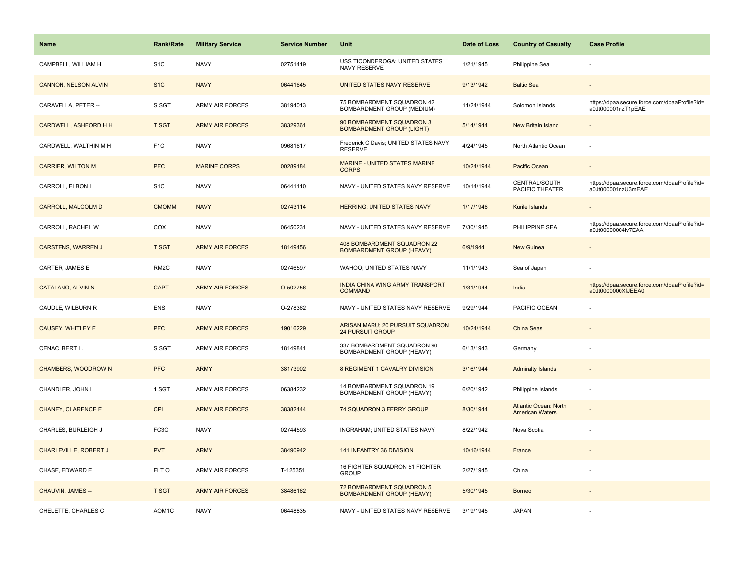| Name | Rank/Rate | Military Service | Service Number | Unit | Date of Loss | Country of Casualty | Case Profile |
|---|---|---|---|---|---|---|---|
| CAMPBELL, WILLIAM H | S1C | NAVY | 02751419 | USS TICONDEROGA; UNITED STATES NAVY RESERVE | 1/21/1945 | Philippine Sea | - |
| CANNON, NELSON ALVIN | S1C | NAVY | 06441645 | UNITED STATES NAVY RESERVE | 9/13/1942 | Baltic Sea | - |
| CARAVELLA, PETER -- | S SGT | ARMY AIR FORCES | 38194013 | 75 BOMBARDMENT SQUADRON 42 BOMBARDMENT GROUP (MEDIUM) | 11/24/1944 | Solomon Islands | https://dpaa.secure.force.com/dpaaProfile?id=a0Jt000001nzT1pEAE |
| CARDWELL, ASHFORD H H | T SGT | ARMY AIR FORCES | 38329361 | 90 BOMBARDMENT SQUADRON 3 BOMBARDMENT GROUP (LIGHT) | 5/14/1944 | New Britain Island | - |
| CARDWELL, WALTHIN M H | F1C | NAVY | 09681617 | Frederick C Davis; UNITED STATES NAVY RESERVE | 4/24/1945 | North Atlantic Ocean | - |
| CARRIER, WILTON M | PFC | MARINE CORPS | 00289184 | MARINE - UNITED STATES MARINE CORPS | 10/24/1944 | Pacific Ocean | - |
| CARROLL, ELBON L | S1C | NAVY | 06441110 | NAVY - UNITED STATES NAVY RESERVE | 10/14/1944 | CENTRAL/SOUTH PACIFIC THEATER | https://dpaa.secure.force.com/dpaaProfile?id=a0Jt000001nzU3mEAE |
| CARROLL, MALCOLM D | CMOMM | NAVY | 02743114 | HERRING; UNITED STATES NAVY | 1/17/1946 | Kurile Islands | - |
| CARROLL, RACHEL W | COX | NAVY | 06450231 | NAVY - UNITED STATES NAVY RESERVE | 7/30/1945 | PHILIPPINE SEA | https://dpaa.secure.force.com/dpaaProfile?id=a0Jt00000004Iv7EAA |
| CARSTENS, WARREN J | T SGT | ARMY AIR FORCES | 18149456 | 408 BOMBARDMENT SQUADRON 22 BOMBARDMENT GROUP (HEAVY) | 6/9/1944 | New Guinea | - |
| CARTER, JAMES E | RM2C | NAVY | 02746597 | WAHOO; UNITED STATES NAVY | 11/1/1943 | Sea of Japan | - |
| CATALANO, ALVIN N | CAPT | ARMY AIR FORCES | O-502756 | INDIA CHINA WING ARMY TRANSPORT COMMAND | 1/31/1944 | India | https://dpaa.secure.force.com/dpaaProfile?id=a0Jt0000000XfJEEA0 |
| CAUDLE, WILBURN R | ENS | NAVY | O-278362 | NAVY - UNITED STATES NAVY RESERVE | 9/29/1944 | PACIFIC OCEAN | - |
| CAUSEY, WHITLEY F | PFC | ARMY AIR FORCES | 19016229 | ARISAN MARU; 20 PURSUIT SQUADRON 24 PURSUIT GROUP | 10/24/1944 | China Seas | - |
| CENAC, BERT L. | S SGT | ARMY AIR FORCES | 18149841 | 337 BOMBARDMENT SQUADRON 96 BOMBARDMENT GROUP (HEAVY) | 6/13/1943 | Germany | - |
| CHAMBERS, WOODROW N | PFC | ARMY | 38173902 | 8 REGIMENT 1 CAVALRY DIVISION | 3/16/1944 | Admiralty Islands | - |
| CHANDLER, JOHN L | 1 SGT | ARMY AIR FORCES | 06384232 | 14 BOMBARDMENT SQUADRON 19 BOMBARDMENT GROUP (HEAVY) | 6/20/1942 | Philippine Islands | - |
| CHANEY, CLARENCE E | CPL | ARMY AIR FORCES | 38382444 | 74 SQUADRON 3 FERRY GROUP | 8/30/1944 | Atlantic Ocean: North American Waters | - |
| CHARLES, BURLEIGH J | FC3C | NAVY | 02744593 | INGRAHAM; UNITED STATES NAVY | 8/22/1942 | Nova Scotia | - |
| CHARLEVILLE, ROBERT J | PVT | ARMY | 38490942 | 141 INFANTRY 36 DIVISION | 10/16/1944 | France | - |
| CHASE, EDWARD E | FLT O | ARMY AIR FORCES | T-125351 | 16 FIGHTER SQUADRON 51 FIGHTER GROUP | 2/27/1945 | China | - |
| CHAUVIN, JAMES -- | T SGT | ARMY AIR FORCES | 38486162 | 72 BOMBARDMENT SQUADRON 5 BOMBARDMENT GROUP (HEAVY) | 5/30/1945 | Borneo | - |
| CHELETTE, CHARLES C | AOM1C | NAVY | 06448835 | NAVY - UNITED STATES NAVY RESERVE | 3/19/1945 | JAPAN | - |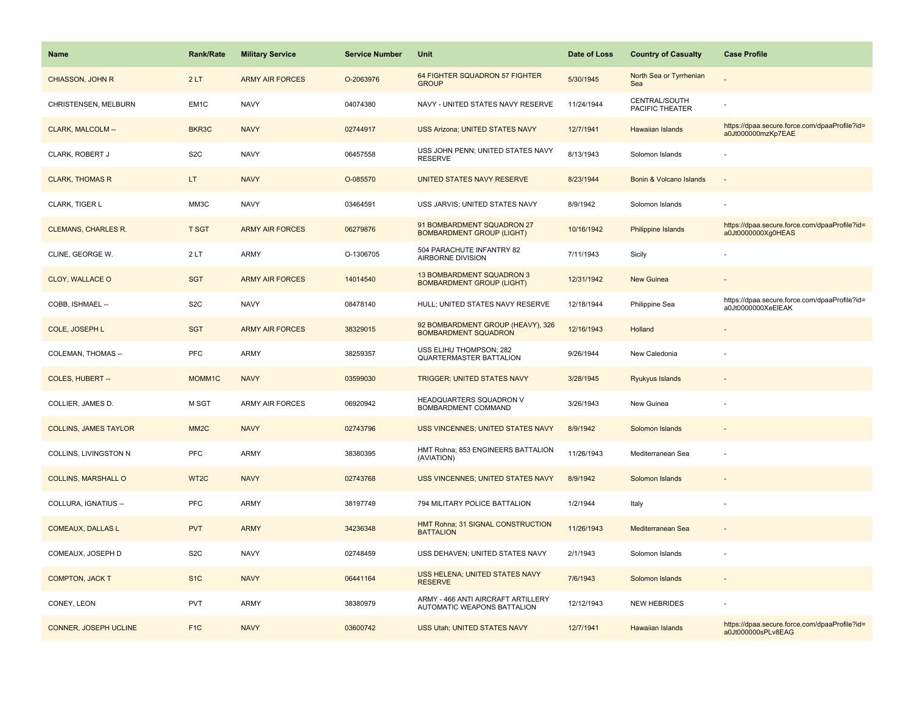| Name | Rank/Rate | Military Service | Service Number | Unit | Date of Loss | Country of Casualty | Case Profile |
| --- | --- | --- | --- | --- | --- | --- | --- |
| CHIASSON, JOHN R | 2 LT | ARMY AIR FORCES | O-2063976 | 64 FIGHTER SQUADRON 57 FIGHTER GROUP | 5/30/1945 | North Sea or Tyrrhenian Sea | - |
| CHRISTENSEN, MELBURN | EM1C | NAVY | 04074380 | NAVY - UNITED STATES NAVY RESERVE | 11/24/1944 | CENTRAL/SOUTH PACIFIC THEATER | - |
| CLARK, MALCOLM -- | BKR3C | NAVY | 02744917 | USS Arizona; UNITED STATES NAVY | 12/7/1941 | Hawaiian Islands | https://dpaa.secure.force.com/dpaaProfile?id=a0Jt000000mzKp7EAE |
| CLARK, ROBERT J | S2C | NAVY | 06457558 | USS JOHN PENN; UNITED STATES NAVY RESERVE | 8/13/1943 | Solomon Islands | - |
| CLARK, THOMAS R | LT | NAVY | O-085570 | UNITED STATES NAVY RESERVE | 8/23/1944 | Bonin & Volcano Islands | - |
| CLARK, TIGER L | MM3C | NAVY | 03464591 | USS JARVIS; UNITED STATES NAVY | 8/9/1942 | Solomon Islands | - |
| CLEMANS, CHARLES R. | T SGT | ARMY AIR FORCES | 06279876 | 91 BOMBARDMENT SQUADRON 27 BOMBARDMENT GROUP (LIGHT) | 10/16/1942 | Philippine Islands | https://dpaa.secure.force.com/dpaaProfile?id=a0Jt0000000Xg0HEAS |
| CLINE, GEORGE W. | 2 LT | ARMY | O-1306705 | 504 PARACHUTE INFANTRY 82 AIRBORNE DIVISION | 7/11/1943 | Sicily | - |
| CLOY, WALLACE O | SGT | ARMY AIR FORCES | 14014540 | 13 BOMBARDMENT SQUADRON 3 BOMBARDMENT GROUP (LIGHT) | 12/31/1942 | New Guinea | - |
| COBB, ISHMAEL -- | S2C | NAVY | 08478140 | HULL; UNITED STATES NAVY RESERVE | 12/18/1944 | Philippine Sea | https://dpaa.secure.force.com/dpaaProfile?id=a0Jt0000000XeElEAK |
| COLE, JOSEPH L | SGT | ARMY AIR FORCES | 38329015 | 92 BOMBARDMENT GROUP (HEAVY), 326 BOMBARDMENT SQUADRON | 12/16/1943 | Holland | - |
| COLEMAN, THOMAS -- | PFC | ARMY | 38259357 | USS ELIHU THOMPSON; 282 QUARTERMASTER BATTALION | 9/26/1944 | New Caledonia | - |
| COLES, HUBERT -- | MOMM1C | NAVY | 03599030 | TRIGGER; UNITED STATES NAVY | 3/28/1945 | Ryukyus Islands | - |
| COLLIER, JAMES D. | M SGT | ARMY AIR FORCES | 06920942 | HEADQUARTERS SQUADRON V BOMBARDMENT COMMAND | 3/26/1943 | New Guinea | - |
| COLLINS, JAMES TAYLOR | MM2C | NAVY | 02743796 | USS VINCENNES; UNITED STATES NAVY | 8/9/1942 | Solomon Islands | - |
| COLLINS, LIVINGSTON N | PFC | ARMY | 38380395 | HMT Rohna; 853 ENGINEERS BATTALION (AVIATION) | 11/26/1943 | Mediterranean Sea | - |
| COLLINS, MARSHALL O | WT2C | NAVY | 02743768 | USS VINCENNES; UNITED STATES NAVY | 8/9/1942 | Solomon Islands | - |
| COLLURA, IGNATIUS -- | PFC | ARMY | 38197749 | 794 MILITARY POLICE BATTALION | 1/2/1944 | Italy | - |
| COMEAUX, DALLAS L | PVT | ARMY | 34236348 | HMT Rohna; 31 SIGNAL CONSTRUCTION BATTALION | 11/26/1943 | Mediterranean Sea | - |
| COMEAUX, JOSEPH D | S2C | NAVY | 02748459 | USS DEHAVEN; UNITED STATES NAVY | 2/1/1943 | Solomon Islands | - |
| COMPTON, JACK T | S1C | NAVY | 06441164 | USS HELENA; UNITED STATES NAVY RESERVE | 7/6/1943 | Solomon Islands | - |
| CONEY, LEON | PVT | ARMY | 38380979 | ARMY - 466 ANTI AIRCRAFT ARTILLERY AUTOMATIC WEAPONS BATTALION | 12/12/1943 | NEW HEBRIDES | - |
| CONNER, JOSEPH UCLINE | F1C | NAVY | 03600742 | USS Utah; UNITED STATES NAVY | 12/7/1941 | Hawaiian Islands | https://dpaa.secure.force.com/dpaaProfile?id=a0Jt000000sPLv8EAG |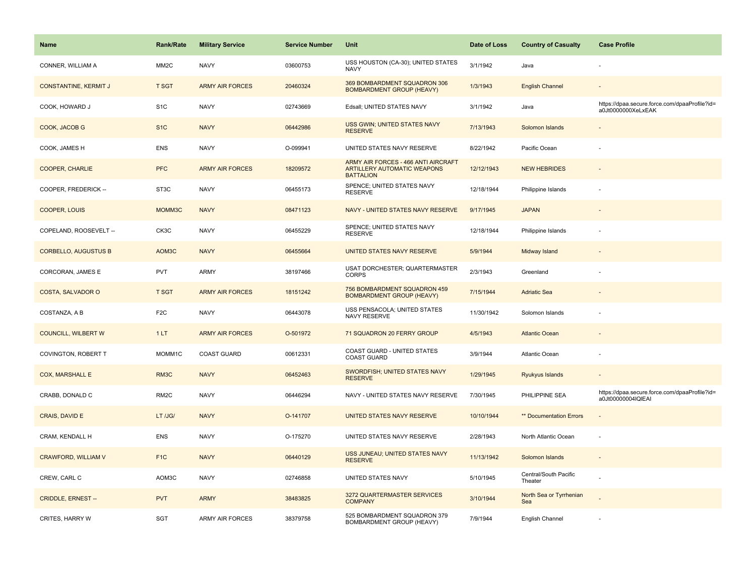| Name | Rank/Rate | Military Service | Service Number | Unit | Date of Loss | Country of Casualty | Case Profile |
|---|---|---|---|---|---|---|---|
| CONNER, WILLIAM A | MM2C | NAVY | 03600753 | USS HOUSTON (CA-30); UNITED STATES NAVY | 3/1/1942 | Java | - |
| CONSTANTINE, KERMIT J | T SGT | ARMY AIR FORCES | 20460324 | 369 BOMBARDMENT SQUADRON 306 BOMBARDMENT GROUP (HEAVY) | 1/3/1943 | English Channel | - |
| COOK, HOWARD J | S1C | NAVY | 02743669 | Edsall; UNITED STATES NAVY | 3/1/1942 | Java | https://dpaa.secure.force.com/dpaaProfile?id=a0Jt0000000XeLxEAK |
| COOK, JACOB G | S1C | NAVY | 06442986 | USS GWIN; UNITED STATES NAVY RESERVE | 7/13/1943 | Solomon Islands | - |
| COOK, JAMES H | ENS | NAVY | O-099941 | UNITED STATES NAVY RESERVE | 8/22/1942 | Pacific Ocean | - |
| COOPER, CHARLIE | PFC | ARMY AIR FORCES | 18209572 | ARMY AIR FORCES - 466 ANTI AIRCRAFT ARTILLERY AUTOMATIC WEAPONS BATTALION | 12/12/1943 | NEW HEBRIDES | - |
| COOPER, FREDERICK -- | ST3C | NAVY | 06455173 | SPENCE; UNITED STATES NAVY RESERVE | 12/18/1944 | Philippine Islands | - |
| COOPER, LOUIS | MOMM3C | NAVY | 08471123 | NAVY - UNITED STATES NAVY RESERVE | 9/17/1945 | JAPAN | - |
| COPELAND, ROOSEVELT -- | CK3C | NAVY | 06455229 | SPENCE; UNITED STATES NAVY RESERVE | 12/18/1944 | Philippine Islands | - |
| CORBELLO, AUGUSTUS B | AOM3C | NAVY | 06455664 | UNITED STATES NAVY RESERVE | 5/9/1944 | Midway Island | - |
| CORCORAN, JAMES E | PVT | ARMY | 38197466 | USAT DORCHESTER; QUARTERMASTER CORPS | 2/3/1943 | Greenland | - |
| COSTA, SALVADOR O | T SGT | ARMY AIR FORCES | 18151242 | 756 BOMBARDMENT SQUADRON 459 BOMBARDMENT GROUP (HEAVY) | 7/15/1944 | Adriatic Sea | - |
| COSTANZA, A B | F2C | NAVY | 06443078 | USS PENSACOLA; UNITED STATES NAVY RESERVE | 11/30/1942 | Solomon Islands | - |
| COUNCILL, WILBERT W | 1 LT | ARMY AIR FORCES | O-501972 | 71 SQUADRON 20 FERRY GROUP | 4/5/1943 | Atlantic Ocean | - |
| COVINGTON, ROBERT T | MOMM1C | COAST GUARD | 00612331 | COAST GUARD - UNITED STATES COAST GUARD | 3/9/1944 | Atlantic Ocean | - |
| COX, MARSHALL E | RM3C | NAVY | 06452463 | SWORDFISH; UNITED STATES NAVY RESERVE | 1/29/1945 | Ryukyus Islands | - |
| CRABB, DONALD C | RM2C | NAVY | 06446294 | NAVY - UNITED STATES NAVY RESERVE | 7/30/1945 | PHILIPPINE SEA | https://dpaa.secure.force.com/dpaaProfile?id=a0Jt00000004lQlEAI |
| CRAIS, DAVID E | LT /JG/ | NAVY | O-141707 | UNITED STATES NAVY RESERVE | 10/10/1944 | ** Documentation Errors | - |
| CRAM, KENDALL H | ENS | NAVY | O-175270 | UNITED STATES NAVY RESERVE | 2/28/1943 | North Atlantic Ocean | - |
| CRAWFORD, WILLIAM V | F1C | NAVY | 06440129 | USS JUNEAU; UNITED STATES NAVY RESERVE | 11/13/1942 | Solomon Islands | - |
| CREW, CARL C | AOM3C | NAVY | 02746858 | UNITED STATES NAVY | 5/10/1945 | Central/South Pacific Theater | - |
| CRIDDLE, ERNEST -- | PVT | ARMY | 38483825 | 3272 QUARTERMASTER SERVICES COMPANY | 3/10/1944 | North Sea or Tyrrhenian Sea | - |
| CRITES, HARRY W | SGT | ARMY AIR FORCES | 38379758 | 525 BOMBARDMENT SQUADRON 379 BOMBARDMENT GROUP (HEAVY) | 7/9/1944 | English Channel | - |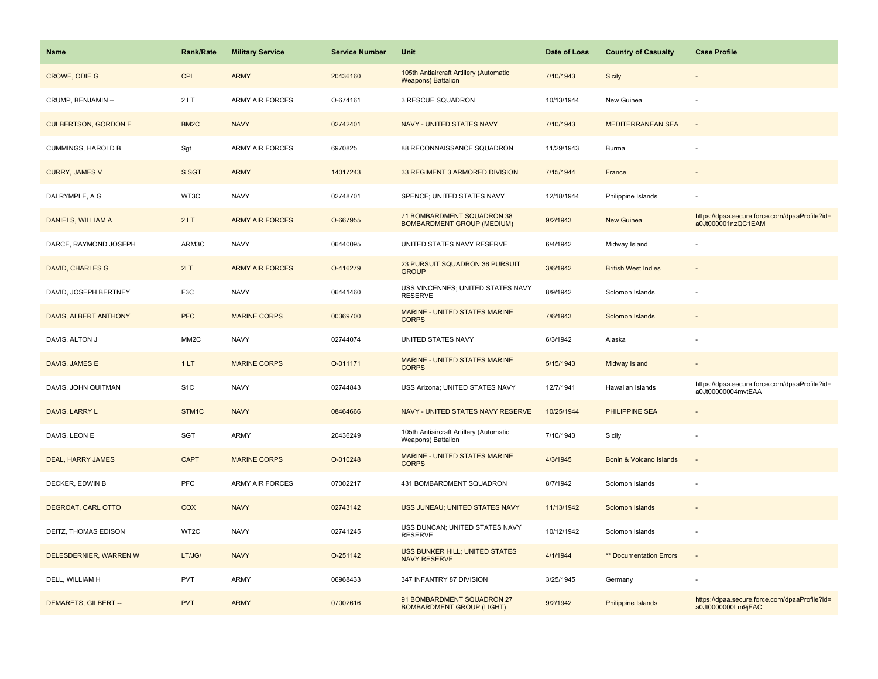| Name | Rank/Rate | Military Service | Service Number | Unit | Date of Loss | Country of Casualty | Case Profile |
|---|---|---|---|---|---|---|---|
| CROWE, ODIE G | CPL | ARMY | 20436160 | 105th Antiaircraft Artillery (Automatic Weapons) Battalion | 7/10/1943 | Sicily | - |
| CRUMP, BENJAMIN -- | 2 LT | ARMY AIR FORCES | O-674161 | 3 RESCUE SQUADRON | 10/13/1944 | New Guinea | - |
| CULBERTSON, GORDON E | BM2C | NAVY | 02742401 | NAVY - UNITED STATES NAVY | 7/10/1943 | MEDITERRANEAN SEA | - |
| CUMMINGS, HAROLD B | Sgt | ARMY AIR FORCES | 6970825 | 88 RECONNAISSANCE SQUADRON | 11/29/1943 | Burma | - |
| CURRY, JAMES V | S SGT | ARMY | 14017243 | 33 REGIMENT 3 ARMORED DIVISION | 7/15/1944 | France | - |
| DALRYMPLE, A G | WT3C | NAVY | 02748701 | SPENCE; UNITED STATES NAVY | 12/18/1944 | Philippine Islands | - |
| DANIELS, WILLIAM A | 2 LT | ARMY AIR FORCES | O-667955 | 71 BOMBARDMENT SQUADRON 38 BOMBARDMENT GROUP (MEDIUM) | 9/2/1943 | New Guinea | https://dpaa.secure.force.com/dpaaProfile?id=a0Jt000001nzQC1EAM |
| DARCE, RAYMOND JOSEPH | ARM3C | NAVY | 06440095 | UNITED STATES NAVY RESERVE | 6/4/1942 | Midway Island | - |
| DAVID, CHARLES G | 2LT | ARMY AIR FORCES | O-416279 | 23 PURSUIT SQUADRON 36 PURSUIT GROUP | 3/6/1942 | British West Indies | - |
| DAVID, JOSEPH BERTNEY | F3C | NAVY | 06441460 | USS VINCENNES; UNITED STATES NAVY RESERVE | 8/9/1942 | Solomon Islands | - |
| DAVIS, ALBERT ANTHONY | PFC | MARINE CORPS | 00369700 | MARINE - UNITED STATES MARINE CORPS | 7/6/1943 | Solomon Islands | - |
| DAVIS, ALTON J | MM2C | NAVY | 02744074 | UNITED STATES NAVY | 6/3/1942 | Alaska | - |
| DAVIS, JAMES E | 1 LT | MARINE CORPS | O-011171 | MARINE - UNITED STATES MARINE CORPS | 5/15/1943 | Midway Island | - |
| DAVIS, JOHN QUITMAN | S1C | NAVY | 02744843 | USS Arizona; UNITED STATES NAVY | 12/7/1941 | Hawaiian Islands | https://dpaa.secure.force.com/dpaaProfile?id=a0Jt00000004mvtEAA |
| DAVIS, LARRY L | STM1C | NAVY | 08464666 | NAVY - UNITED STATES NAVY RESERVE | 10/25/1944 | PHILIPPINE SEA | - |
| DAVIS, LEON E | SGT | ARMY | 20436249 | 105th Antiaircraft Artillery (Automatic Weapons) Battalion | 7/10/1943 | Sicily | - |
| DEAL, HARRY JAMES | CAPT | MARINE CORPS | O-010248 | MARINE - UNITED STATES MARINE CORPS | 4/3/1945 | Bonin & Volcano Islands | - |
| DECKER, EDWIN B | PFC | ARMY AIR FORCES | 07002217 | 431 BOMBARDMENT SQUADRON | 8/7/1942 | Solomon Islands | - |
| DEGROAT, CARL OTTO | COX | NAVY | 02743142 | USS JUNEAU; UNITED STATES NAVY | 11/13/1942 | Solomon Islands | - |
| DEITZ, THOMAS EDISON | WT2C | NAVY | 02741245 | USS DUNCAN; UNITED STATES NAVY RESERVE | 10/12/1942 | Solomon Islands | - |
| DELESDERNIER, WARREN W | LT/JG/ | NAVY | O-251142 | USS BUNKER HILL; UNITED STATES NAVY RESERVE | 4/1/1944 | ** Documentation Errors | - |
| DELL, WILLIAM H | PVT | ARMY | 06968433 | 347 INFANTRY 87 DIVISION | 3/25/1945 | Germany | - |
| DEMARETS, GILBERT -- | PVT | ARMY | 07002616 | 91 BOMBARDMENT SQUADRON 27 BOMBARDMENT GROUP (LIGHT) | 9/2/1942 | Philippine Islands | https://dpaa.secure.force.com/dpaaProfile?id=a0Jt0000000Lm9jEAC |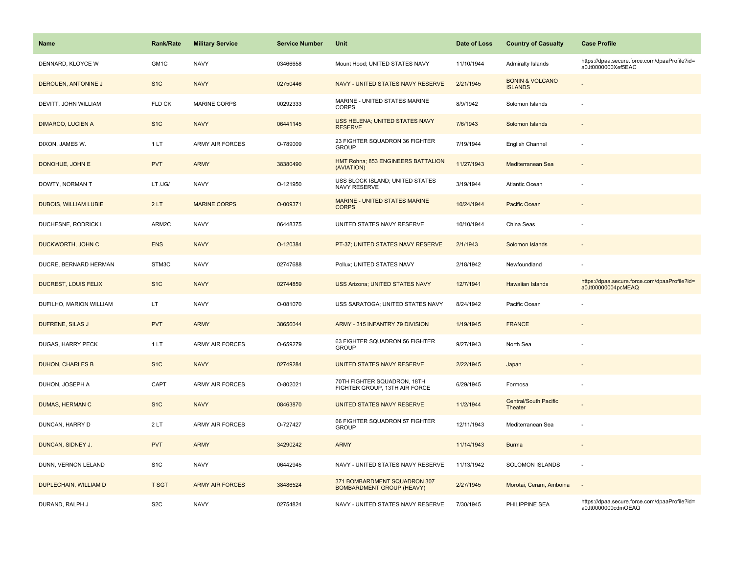| Name | Rank/Rate | Military Service | Service Number | Unit | Date of Loss | Country of Casualty | Case Profile |
|---|---|---|---|---|---|---|---|
| DENNARD, KLOYCE W | GM1C | NAVY | 03466658 | Mount Hood; UNITED STATES NAVY | 11/10/1944 | Admiralty Islands | https://dpaa.secure.force.com/dpaaProfile?id=a0Jt0000000Xef5EAC |
| DEROUEN, ANTONINE J | S1C | NAVY | 02750446 | NAVY - UNITED STATES NAVY RESERVE | 2/21/1945 | BONIN & VOLCANO ISLANDS | - |
| DEVITT, JOHN WILLIAM | FLD CK | MARINE CORPS | 00292333 | MARINE - UNITED STATES MARINE CORPS | 8/9/1942 | Solomon Islands | - |
| DIMARCO, LUCIEN A | S1C | NAVY | 06441145 | USS HELENA; UNITED STATES NAVY RESERVE | 7/6/1943 | Solomon Islands | - |
| DIXON, JAMES W. | 1 LT | ARMY AIR FORCES | O-789009 | 23 FIGHTER SQUADRON 36 FIGHTER GROUP | 7/19/1944 | English Channel | - |
| DONOHUE, JOHN E | PVT | ARMY | 38380490 | HMT Rohna; 853 ENGINEERS BATTALION (AVIATION) | 11/27/1943 | Mediterranean Sea | - |
| DOWTY, NORMAN T | LT /JG/ | NAVY | O-121950 | USS BLOCK ISLAND; UNITED STATES NAVY RESERVE | 3/19/1944 | Atlantic Ocean | - |
| DUBOIS, WILLIAM LUBIE | 2 LT | MARINE CORPS | O-009371 | MARINE - UNITED STATES MARINE CORPS | 10/24/1944 | Pacific Ocean | - |
| DUCHESNE, RODRICK L | ARM2C | NAVY | 06448375 | UNITED STATES NAVY RESERVE | 10/10/1944 | China Seas | - |
| DUCKWORTH, JOHN C | ENS | NAVY | O-120384 | PT-37; UNITED STATES NAVY RESERVE | 2/1/1943 | Solomon Islands | - |
| DUCRE, BERNARD HERMAN | STM3C | NAVY | 02747688 | Pollux; UNITED STATES NAVY | 2/18/1942 | Newfoundland | - |
| DUCREST, LOUIS FELIX | S1C | NAVY | 02744859 | USS Arizona; UNITED STATES NAVY | 12/7/1941 | Hawaiian Islands | https://dpaa.secure.force.com/dpaaProfile?id=a0Jt00000004pcMEAQ |
| DUFILHO, MARION WILLIAM | LT | NAVY | O-081070 | USS SARATOGA; UNITED STATES NAVY | 8/24/1942 | Pacific Ocean | - |
| DUFRENE, SILAS J | PVT | ARMY | 38656044 | ARMY - 315 INFANTRY 79 DIVISION | 1/19/1945 | FRANCE | - |
| DUGAS, HARRY PECK | 1 LT | ARMY AIR FORCES | O-659279 | 63 FIGHTER SQUADRON 56 FIGHTER GROUP | 9/27/1943 | North Sea | - |
| DUHON, CHARLES B | S1C | NAVY | 02749284 | UNITED STATES NAVY RESERVE | 2/22/1945 | Japan | - |
| DUHON, JOSEPH A | CAPT | ARMY AIR FORCES | O-802021 | 70TH FIGHTER SQUADRON, 18TH FIGHTER GROUP, 13TH AIR FORCE | 6/29/1945 | Formosa | - |
| DUMAS, HERMAN C | S1C | NAVY | 08463870 | UNITED STATES NAVY RESERVE | 11/2/1944 | Central/South Pacific Theater | - |
| DUNCAN, HARRY D | 2 LT | ARMY AIR FORCES | O-727427 | 66 FIGHTER SQUADRON 57 FIGHTER GROUP | 12/11/1943 | Mediterranean Sea | - |
| DUNCAN, SIDNEY J. | PVT | ARMY | 34290242 | ARMY | 11/14/1943 | Burma | - |
| DUNN, VERNON LELAND | S1C | NAVY | 06442945 | NAVY - UNITED STATES NAVY RESERVE | 11/13/1942 | SOLOMON ISLANDS | - |
| DUPLECHAIN, WILLIAM D | T SGT | ARMY AIR FORCES | 38486524 | 371 BOMBARDMENT SQUADRON 307 BOMBARDMENT GROUP (HEAVY) | 2/27/1945 | Morotai, Ceram, Amboina | - |
| DURAND, RALPH J | S2C | NAVY | 02754824 | NAVY - UNITED STATES NAVY RESERVE | 7/30/1945 | PHILIPPINE SEA | https://dpaa.secure.force.com/dpaaProfile?id=a0Jt0000000cdmOEAQ |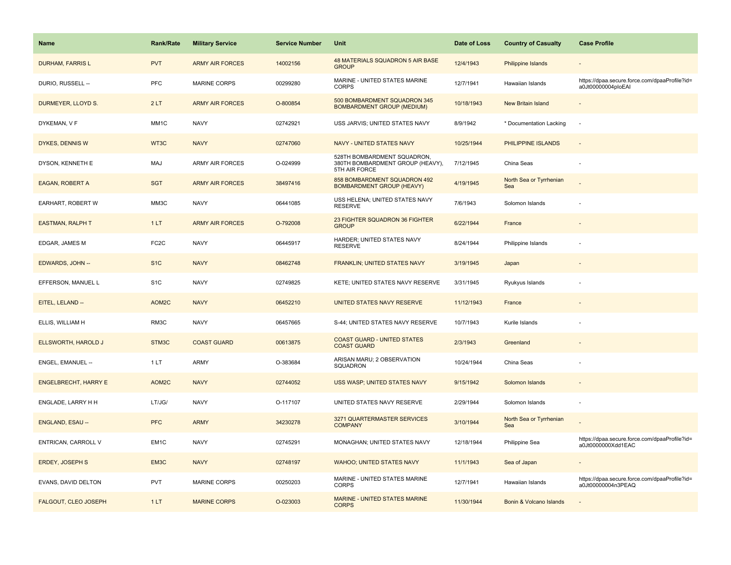| Name | Rank/Rate | Military Service | Service Number | Unit | Date of Loss | Country of Casualty | Case Profile |
| --- | --- | --- | --- | --- | --- | --- | --- |
| DURHAM, FARRIS L | PVT | ARMY AIR FORCES | 14002156 | 48 MATERIALS SQUADRON 5 AIR BASE GROUP | 12/4/1943 | Philippine Islands | - |
| DURIO, RUSSELL -- | PFC | MARINE CORPS | 00299280 | MARINE - UNITED STATES MARINE CORPS | 12/7/1941 | Hawaiian Islands | https://dpaa.secure.force.com/dpaaProfile?id=a0Jt00000004pIoEAI |
| DURMEYER, LLOYD S. | 2 LT | ARMY AIR FORCES | O-800854 | 500 BOMBARDMENT SQUADRON 345 BOMBARDMENT GROUP (MEDIUM) | 10/18/1943 | New Britain Island | - |
| DYKEMAN, V F | MM1C | NAVY | 02742921 | USS JARVIS; UNITED STATES NAVY | 8/9/1942 | * Documentation Lacking | - |
| DYKES, DENNIS W | WT3C | NAVY | 02747060 | NAVY - UNITED STATES NAVY | 10/25/1944 | PHILIPPINE ISLANDS | - |
| DYSON, KENNETH E | MAJ | ARMY AIR FORCES | O-024999 | 528TH BOMBARDMENT SQUADRON, 380TH BOMBARDMENT GROUP (HEAVY), 5TH AIR FORCE | 7/12/1945 | China Seas | - |
| EAGAN, ROBERT A | SGT | ARMY AIR FORCES | 38497416 | 858 BOMBARDMENT SQUADRON 492 BOMBARDMENT GROUP (HEAVY) | 4/19/1945 | North Sea or Tyrrhenian Sea | - |
| EARHART, ROBERT W | MM3C | NAVY | 06441085 | USS HELENA; UNITED STATES NAVY RESERVE | 7/6/1943 | Solomon Islands | - |
| EASTMAN, RALPH T | 1 LT | ARMY AIR FORCES | O-792008 | 23 FIGHTER SQUADRON 36 FIGHTER GROUP | 6/22/1944 | France | - |
| EDGAR, JAMES M | FC2C | NAVY | 06445917 | HARDER; UNITED STATES NAVY RESERVE | 8/24/1944 | Philippine Islands | - |
| EDWARDS, JOHN -- | S1C | NAVY | 08462748 | FRANKLIN; UNITED STATES NAVY | 3/19/1945 | Japan | - |
| EFFERSON, MANUEL L | S1C | NAVY | 02749825 | KETE; UNITED STATES NAVY RESERVE | 3/31/1945 | Ryukyus Islands | - |
| EITEL, LELAND -- | AOM2C | NAVY | 06452210 | UNITED STATES NAVY RESERVE | 11/12/1943 | France | - |
| ELLIS, WILLIAM H | RM3C | NAVY | 06457665 | S-44; UNITED STATES NAVY RESERVE | 10/7/1943 | Kurile Islands | - |
| ELLSWORTH, HAROLD J | STM3C | COAST GUARD | 00613875 | COAST GUARD - UNITED STATES COAST GUARD | 2/3/1943 | Greenland | - |
| ENGEL, EMANUEL -- | 1 LT | ARMY | O-383684 | ARISAN MARU; 2 OBSERVATION SQUADRON | 10/24/1944 | China Seas | - |
| ENGELBRECHT, HARRY E | AOM2C | NAVY | 02744052 | USS WASP; UNITED STATES NAVY | 9/15/1942 | Solomon Islands | - |
| ENGLADE, LARRY H H | LT/JG/ | NAVY | O-117107 | UNITED STATES NAVY RESERVE | 2/29/1944 | Solomon Islands | - |
| ENGLAND, ESAU -- | PFC | ARMY | 34230278 | 3271 QUARTERMASTER SERVICES COMPANY | 3/10/1944 | North Sea or Tyrrhenian Sea | - |
| ENTRICAN, CARROLL V | EM1C | NAVY | 02745291 | MONAGHAN; UNITED STATES NAVY | 12/18/1944 | Philippine Sea | https://dpaa.secure.force.com/dpaaProfile?id=a0Jt0000000Xdd1EAC |
| ERDEY, JOSEPH S | EM3C | NAVY | 02748197 | WAHOO; UNITED STATES NAVY | 11/1/1943 | Sea of Japan | - |
| EVANS, DAVID DELTON | PVT | MARINE CORPS | 00250203 | MARINE - UNITED STATES MARINE CORPS | 12/7/1941 | Hawaiian Islands | https://dpaa.secure.force.com/dpaaProfile?id=a0Jt00000004n3PEAQ |
| FALGOUT, CLEO JOSEPH | 1 LT | MARINE CORPS | O-023003 | MARINE - UNITED STATES MARINE CORPS | 11/30/1944 | Bonin & Volcano Islands | - |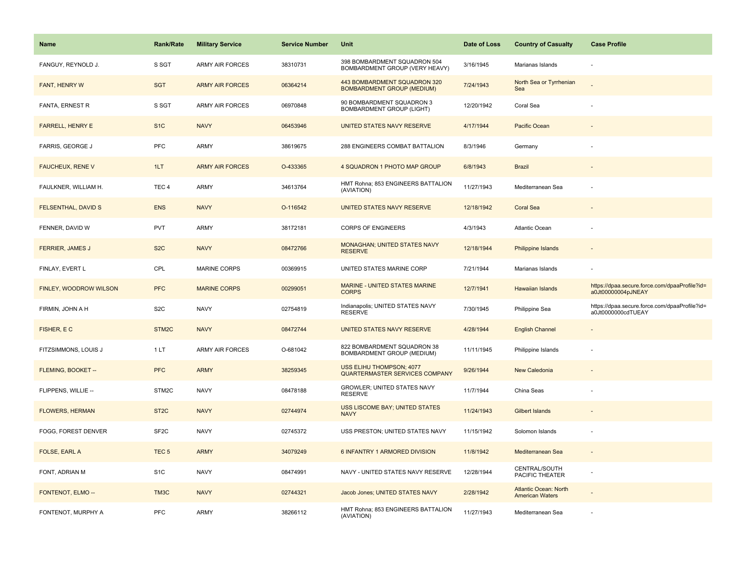| Name | Rank/Rate | Military Service | Service Number | Unit | Date of Loss | Country of Casualty | Case Profile |
|---|---|---|---|---|---|---|---|
| FANGUY, REYNOLD J. | S SGT | ARMY AIR FORCES | 38310731 | 398 BOMBARDMENT SQUADRON 504 BOMBARDMENT GROUP (VERY HEAVY) | 3/16/1945 | Marianas Islands | - |
| FANT, HENRY W | SGT | ARMY AIR FORCES | 06364214 | 443 BOMBARDMENT SQUADRON 320 BOMBARDMENT GROUP (MEDIUM) | 7/24/1943 | North Sea or Tyrrhenian Sea | - |
| FANTA, ERNEST R | S SGT | ARMY AIR FORCES | 06970848 | 90 BOMBARDMENT SQUADRON 3 BOMBARDMENT GROUP (LIGHT) | 12/20/1942 | Coral Sea | - |
| FARRELL, HENRY E | S1C | NAVY | 06453946 | UNITED STATES NAVY RESERVE | 4/17/1944 | Pacific Ocean | - |
| FARRIS, GEORGE J | PFC | ARMY | 38619675 | 288 ENGINEERS COMBAT BATTALION | 8/3/1946 | Germany | - |
| FAUCHEUX, RENE V | 1LT | ARMY AIR FORCES | O-433365 | 4 SQUADRON 1 PHOTO MAP GROUP | 6/8/1943 | Brazil | - |
| FAULKNER, WILLIAM H. | TEC 4 | ARMY | 34613764 | HMT Rohna; 853 ENGINEERS BATTALION (AVIATION) | 11/27/1943 | Mediterranean Sea | - |
| FELSENTHAL, DAVID S | ENS | NAVY | O-116542 | UNITED STATES NAVY RESERVE | 12/18/1942 | Coral Sea | - |
| FENNER, DAVID W | PVT | ARMY | 38172181 | CORPS OF ENGINEERS | 4/3/1943 | Atlantic Ocean | - |
| FERRIER, JAMES J | S2C | NAVY | 08472766 | MONAGHAN; UNITED STATES NAVY RESERVE | 12/18/1944 | Philippine Islands | - |
| FINLAY, EVERT L | CPL | MARINE CORPS | 00369915 | UNITED STATES MARINE CORP | 7/21/1944 | Marianas Islands | - |
| FINLEY, WOODROW WILSON | PFC | MARINE CORPS | 00299051 | MARINE - UNITED STATES MARINE CORPS | 12/7/1941 | Hawaiian Islands | https://dpaa.secure.force.com/dpaaProfile?id=a0Jt00000004pJNEAY |
| FIRMIN, JOHN A H | S2C | NAVY | 02754819 | Indianapolis; UNITED STATES NAVY RESERVE | 7/30/1945 | Philippine Sea | https://dpaa.secure.force.com/dpaaProfile?id=a0Jt0000000cdTUEAY |
| FISHER, E C | STM2C | NAVY | 08472744 | UNITED STATES NAVY RESERVE | 4/28/1944 | English Channel | - |
| FITZSIMMONS, LOUIS J | 1 LT | ARMY AIR FORCES | O-681042 | 822 BOMBARDMENT SQUADRON 38 BOMBARDMENT GROUP (MEDIUM) | 11/11/1945 | Philippine Islands | - |
| FLEMING, BOOKET -- | PFC | ARMY | 38259345 | USS ELIHU THOMPSON; 4077 QUARTERMASTER SERVICES COMPANY | 9/26/1944 | New Caledonia | - |
| FLIPPENS, WILLIE -- | STM2C | NAVY | 08478188 | GROWLER; UNITED STATES NAVY RESERVE | 11/7/1944 | China Seas | - |
| FLOWERS, HERMAN | ST2C | NAVY | 02744974 | USS LISCOME BAY; UNITED STATES NAVY | 11/24/1943 | Gilbert Islands | - |
| FOGG, FOREST DENVER | SF2C | NAVY | 02745372 | USS PRESTON; UNITED STATES NAVY | 11/15/1942 | Solomon Islands | - |
| FOLSE, EARL A | TEC 5 | ARMY | 34079249 | 6 INFANTRY 1 ARMORED DIVISION | 11/8/1942 | Mediterranean Sea | - |
| FONT, ADRIAN M | S1C | NAVY | 08474991 | NAVY - UNITED STATES NAVY RESERVE | 12/28/1944 | CENTRAL/SOUTH PACIFIC THEATER | - |
| FONTENOT, ELMO -- | TM3C | NAVY | 02744321 | Jacob Jones; UNITED STATES NAVY | 2/28/1942 | Atlantic Ocean: North American Waters | - |
| FONTENOT, MURPHY A | PFC | ARMY | 38266112 | HMT Rohna; 853 ENGINEERS BATTALION (AVIATION) | 11/27/1943 | Mediterranean Sea | - |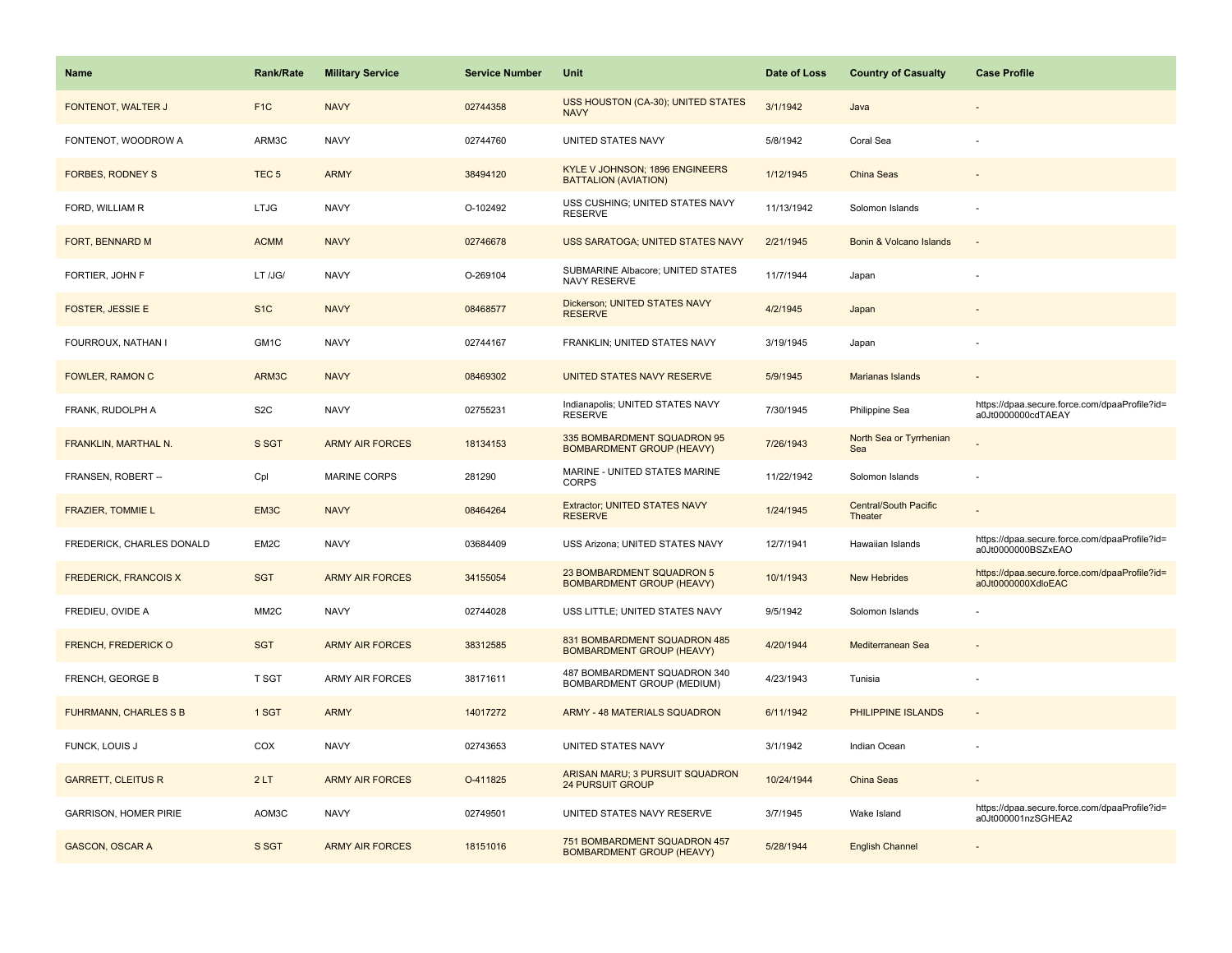| Name | Rank/Rate | Military Service | Service Number | Unit | Date of Loss | Country of Casualty | Case Profile |
|---|---|---|---|---|---|---|---|
| FONTENOT, WALTER J | F1C | NAVY | 02744358 | USS HOUSTON (CA-30); UNITED STATES NAVY | 3/1/1942 | Java | - |
| FONTENOT, WOODROW A | ARM3C | NAVY | 02744760 | UNITED STATES NAVY | 5/8/1942 | Coral Sea | - |
| FORBES, RODNEY S | TEC 5 | ARMY | 38494120 | KYLE V JOHNSON; 1896 ENGINEERS BATTALION (AVIATION) | 1/12/1945 | China Seas | - |
| FORD, WILLIAM R | LTJG | NAVY | O-102492 | USS CUSHING; UNITED STATES NAVY RESERVE | 11/13/1942 | Solomon Islands | - |
| FORT, BENNARD M | ACMM | NAVY | 02746678 | USS SARATOGA; UNITED STATES NAVY | 2/21/1945 | Bonin & Volcano Islands | - |
| FORTIER, JOHN F | LT /JG/ | NAVY | O-269104 | SUBMARINE Albacore; UNITED STATES NAVY RESERVE | 11/7/1944 | Japan | - |
| FOSTER, JESSIE E | S1C | NAVY | 08468577 | Dickerson; UNITED STATES NAVY RESERVE | 4/2/1945 | Japan | - |
| FOURROUX, NATHAN I | GM1C | NAVY | 02744167 | FRANKLIN; UNITED STATES NAVY | 3/19/1945 | Japan | - |
| FOWLER, RAMON C | ARM3C | NAVY | 08469302 | UNITED STATES NAVY RESERVE | 5/9/1945 | Marianas Islands | - |
| FRANK, RUDOLPH A | S2C | NAVY | 02755231 | Indianapolis; UNITED STATES NAVY RESERVE | 7/30/1945 | Philippine Sea | https://dpaa.secure.force.com/dpaaProfile?id=a0Jt0000000cdTAEAY |
| FRANKLIN, MARTHAL N. | S SGT | ARMY AIR FORCES | 18134153 | 335 BOMBARDMENT SQUADRON 95 BOMBARDMENT GROUP (HEAVY) | 7/26/1943 | North Sea or Tyrrhenian Sea | - |
| FRANSEN, ROBERT -- | Cpl | MARINE CORPS | 281290 | MARINE - UNITED STATES MARINE CORPS | 11/22/1942 | Solomon Islands | - |
| FRAZIER, TOMMIE L | EM3C | NAVY | 08464264 | Extractor; UNITED STATES NAVY RESERVE | 1/24/1945 | Central/South Pacific Theater | - |
| FREDERICK, CHARLES DONALD | EM2C | NAVY | 03684409 | USS Arizona; UNITED STATES NAVY | 12/7/1941 | Hawaiian Islands | https://dpaa.secure.force.com/dpaaProfile?id=a0Jt0000000BSZxEAO |
| FREDERICK, FRANCOIS X | SGT | ARMY AIR FORCES | 34155054 | 23 BOMBARDMENT SQUADRON 5 BOMBARDMENT GROUP (HEAVY) | 10/1/1943 | New Hebrides | https://dpaa.secure.force.com/dpaaProfile?id=a0Jt0000000XdloEAC |
| FREDIEU, OVIDE A | MM2C | NAVY | 02744028 | USS LITTLE; UNITED STATES NAVY | 9/5/1942 | Solomon Islands | - |
| FRENCH, FREDERICK O | SGT | ARMY AIR FORCES | 38312585 | 831 BOMBARDMENT SQUADRON 485 BOMBARDMENT GROUP (HEAVY) | 4/20/1944 | Mediterranean Sea | - |
| FRENCH, GEORGE B | T SGT | ARMY AIR FORCES | 38171611 | 487 BOMBARDMENT SQUADRON 340 BOMBARDMENT GROUP (MEDIUM) | 4/23/1943 | Tunisia | - |
| FUHRMANN, CHARLES S B | 1 SGT | ARMY | 14017272 | ARMY - 48 MATERIALS SQUADRON | 6/11/1942 | PHILIPPINE ISLANDS | - |
| FUNCK, LOUIS J | COX | NAVY | 02743653 | UNITED STATES NAVY | 3/1/1942 | Indian Ocean | - |
| GARRETT, CLEITUS R | 2 LT | ARMY AIR FORCES | O-411825 | ARISAN MARU; 3 PURSUIT SQUADRON 24 PURSUIT GROUP | 10/24/1944 | China Seas | - |
| GARRISON, HOMER PIRIE | AOM3C | NAVY | 02749501 | UNITED STATES NAVY RESERVE | 3/7/1945 | Wake Island | https://dpaa.secure.force.com/dpaaProfile?id=a0Jt000001nzSGHEA2 |
| GASCON, OSCAR A | S SGT | ARMY AIR FORCES | 18151016 | 751 BOMBARDMENT SQUADRON 457 BOMBARDMENT GROUP (HEAVY) | 5/28/1944 | English Channel | - |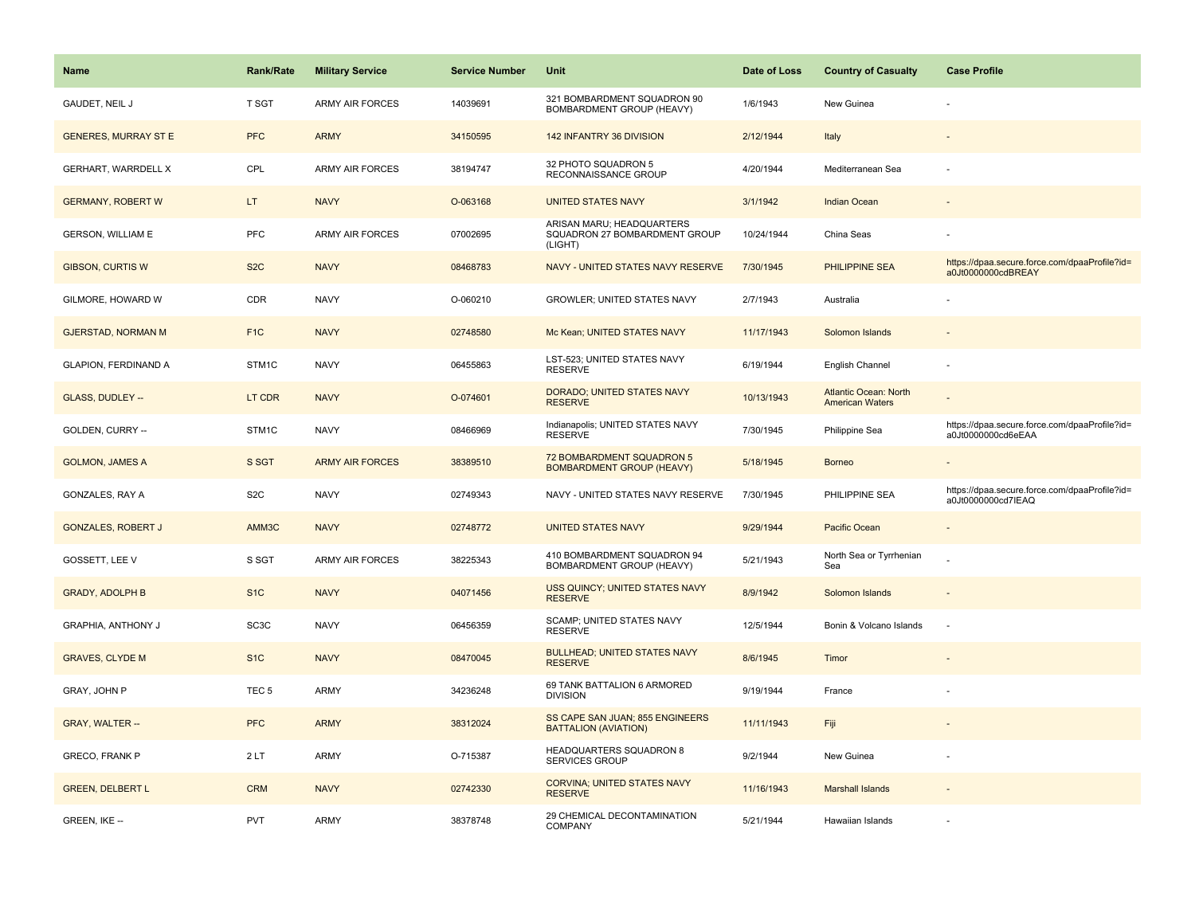| Name | Rank/Rate | Military Service | Service Number | Unit | Date of Loss | Country of Casualty | Case Profile |
|---|---|---|---|---|---|---|---|
| GAUDET, NEIL J | T SGT | ARMY AIR FORCES | 14039691 | 321 BOMBARDMENT SQUADRON 90 BOMBARDMENT GROUP (HEAVY) | 1/6/1943 | New Guinea | - |
| GENERES, MURRAY ST E | PFC | ARMY | 34150595 | 142 INFANTRY 36 DIVISION | 2/12/1944 | Italy | - |
| GERHART, WARRDELL X | CPL | ARMY AIR FORCES | 38194747 | 32 PHOTO SQUADRON 5 RECONNAISSANCE GROUP | 4/20/1944 | Mediterranean Sea | - |
| GERMANY, ROBERT W | LT | NAVY | O-063168 | UNITED STATES NAVY | 3/1/1942 | Indian Ocean | - |
| GERSON, WILLIAM E | PFC | ARMY AIR FORCES | 07002695 | ARISAN MARU; HEADQUARTERS SQUADRON 27 BOMBARDMENT GROUP (LIGHT) | 10/24/1944 | China Seas | - |
| GIBSON, CURTIS W | S2C | NAVY | 08468783 | NAVY - UNITED STATES NAVY RESERVE | 7/30/1945 | PHILIPPINE SEA | https://dpaa.secure.force.com/dpaaProfile?id=a0Jt0000000cdBREAY |
| GILMORE, HOWARD W | CDR | NAVY | O-060210 | GROWLER; UNITED STATES NAVY | 2/7/1943 | Australia | - |
| GJERSTAD, NORMAN M | F1C | NAVY | 02748580 | Mc Kean; UNITED STATES NAVY | 11/17/1943 | Solomon Islands | - |
| GLAPION, FERDINAND A | STM1C | NAVY | 06455863 | LST-523; UNITED STATES NAVY RESERVE | 6/19/1944 | English Channel | - |
| GLASS, DUDLEY -- | LT CDR | NAVY | O-074601 | DORADO; UNITED STATES NAVY RESERVE | 10/13/1943 | Atlantic Ocean: North American Waters | - |
| GOLDEN, CURRY -- | STM1C | NAVY | 08466969 | Indianapolis; UNITED STATES NAVY RESERVE | 7/30/1945 | Philippine Sea | https://dpaa.secure.force.com/dpaaProfile?id=a0Jt0000000cd6eEAA |
| GOLMON, JAMES A | S SGT | ARMY AIR FORCES | 38389510 | 72 BOMBARDMENT SQUADRON 5 BOMBARDMENT GROUP (HEAVY) | 5/18/1945 | Borneo | - |
| GONZALES, RAY A | S2C | NAVY | 02749343 | NAVY - UNITED STATES NAVY RESERVE | 7/30/1945 | PHILIPPINE SEA | https://dpaa.secure.force.com/dpaaProfile?id=a0Jt0000000cd7IEAQ |
| GONZALES, ROBERT J | AMM3C | NAVY | 02748772 | UNITED STATES NAVY | 9/29/1944 | Pacific Ocean | - |
| GOSSETT, LEE V | S SGT | ARMY AIR FORCES | 38225343 | 410 BOMBARDMENT SQUADRON 94 BOMBARDMENT GROUP (HEAVY) | 5/21/1943 | North Sea or Tyrrhenian Sea | - |
| GRADY, ADOLPH B | S1C | NAVY | 04071456 | USS QUINCY; UNITED STATES NAVY RESERVE | 8/9/1942 | Solomon Islands | - |
| GRAPHIA, ANTHONY J | SC3C | NAVY | 06456359 | SCAMP; UNITED STATES NAVY RESERVE | 12/5/1944 | Bonin & Volcano Islands | - |
| GRAVES, CLYDE M | S1C | NAVY | 08470045 | BULLHEAD; UNITED STATES NAVY RESERVE | 8/6/1945 | Timor | - |
| GRAY, JOHN P | TEC 5 | ARMY | 34236248 | 69 TANK BATTALION 6 ARMORED DIVISION | 9/19/1944 | France | - |
| GRAY, WALTER -- | PFC | ARMY | 38312024 | SS CAPE SAN JUAN; 855 ENGINEERS BATTALION (AVIATION) | 11/11/1943 | Fiji | - |
| GRECO, FRANK P | 2 LT | ARMY | O-715387 | HEADQUARTERS SQUADRON 8 SERVICES GROUP | 9/2/1944 | New Guinea | - |
| GREEN, DELBERT L | CRM | NAVY | 02742330 | CORVINA; UNITED STATES NAVY RESERVE | 11/16/1943 | Marshall Islands | - |
| GREEN, IKE -- | PVT | ARMY | 38378748 | 29 CHEMICAL DECONTAMINATION COMPANY | 5/21/1944 | Hawaiian Islands | - |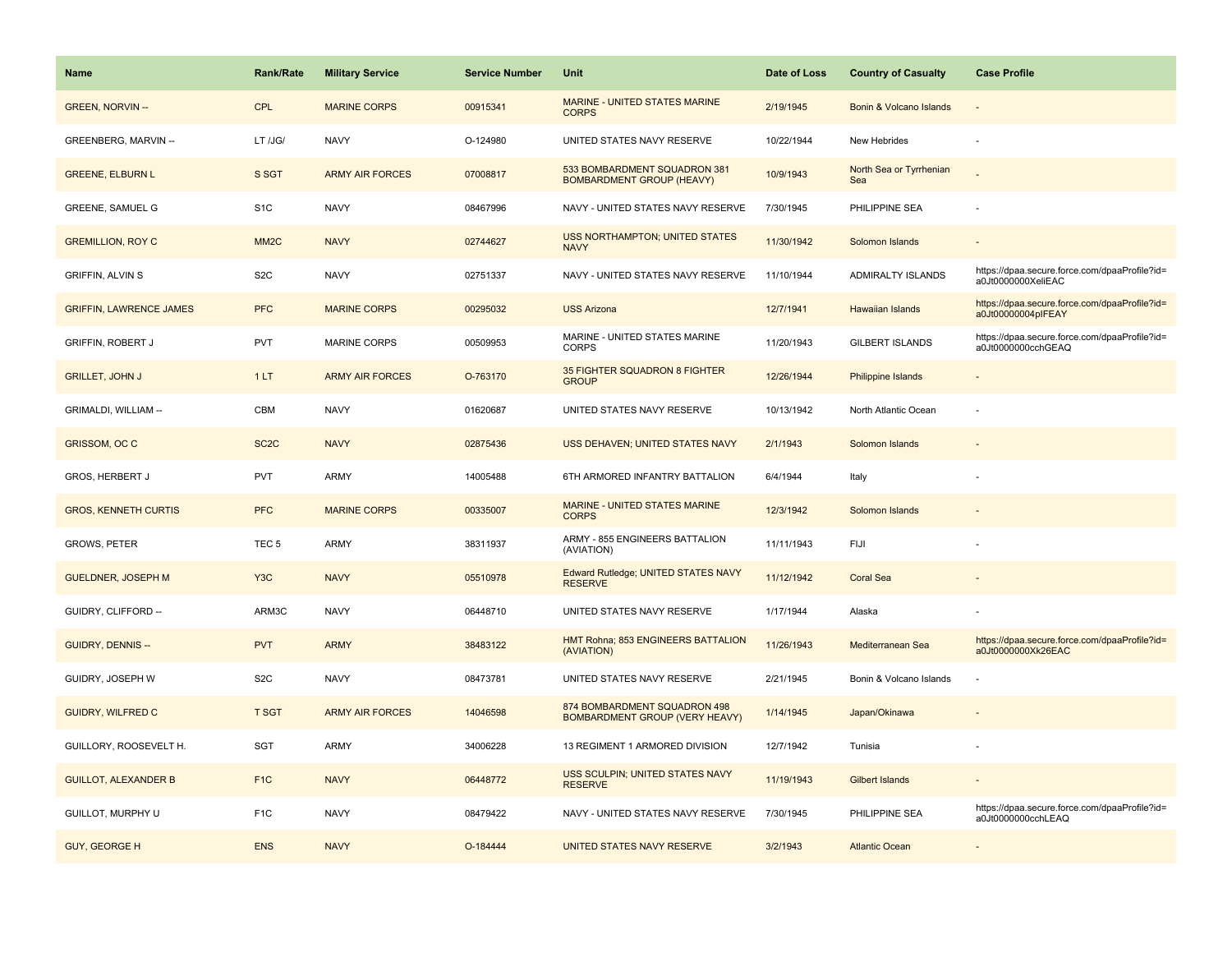| Name | Rank/Rate | Military Service | Service Number | Unit | Date of Loss | Country of Casualty | Case Profile |
|---|---|---|---|---|---|---|---|
| GREEN, NORVIN -- | CPL | MARINE CORPS | 00915341 | MARINE - UNITED STATES MARINE CORPS | 2/19/1945 | Bonin & Volcano Islands | - |
| GREENBERG, MARVIN -- | LT /JG/ | NAVY | O-124980 | UNITED STATES NAVY RESERVE | 10/22/1944 | New Hebrides | - |
| GREENE, ELBURN L | S SGT | ARMY AIR FORCES | 07008817 | 533 BOMBARDMENT SQUADRON 381 BOMBARDMENT GROUP (HEAVY) | 10/9/1943 | North Sea or Tyrrhenian Sea | - |
| GREENE, SAMUEL G | S1C | NAVY | 08467996 | NAVY - UNITED STATES NAVY RESERVE | 7/30/1945 | PHILIPPINE SEA | - |
| GREMILLION, ROY C | MM2C | NAVY | 02744627 | USS NORTHAMPTON; UNITED STATES NAVY | 11/30/1942 | Solomon Islands | - |
| GRIFFIN, ALVIN S | S2C | NAVY | 02751337 | NAVY - UNITED STATES NAVY RESERVE | 11/10/1944 | ADMIRALTY ISLANDS | https://dpaa.secure.force.com/dpaaProfile?id=a0Jt0000000XeliEAC |
| GRIFFIN, LAWRENCE JAMES | PFC | MARINE CORPS | 00295032 | USS Arizona | 12/7/1941 | Hawaiian Islands | https://dpaa.secure.force.com/dpaaProfile?id=a0Jt00000004pIFEAY |
| GRIFFIN, ROBERT J | PVT | MARINE CORPS | 00509953 | MARINE - UNITED STATES MARINE CORPS | 11/20/1943 | GILBERT ISLANDS | https://dpaa.secure.force.com/dpaaProfile?id=a0Jt0000000cchGEAQ |
| GRILLET, JOHN J | 1 LT | ARMY AIR FORCES | O-763170 | 35 FIGHTER SQUADRON 8 FIGHTER GROUP | 12/26/1944 | Philippine Islands | - |
| GRIMALDI, WILLIAM -- | CBM | NAVY | 01620687 | UNITED STATES NAVY RESERVE | 10/13/1942 | North Atlantic Ocean | - |
| GRISSOM, OC C | SC2C | NAVY | 02875436 | USS DEHAVEN; UNITED STATES NAVY | 2/1/1943 | Solomon Islands | - |
| GROS, HERBERT J | PVT | ARMY | 14005488 | 6TH ARMORED INFANTRY BATTALION | 6/4/1944 | Italy | - |
| GROS, KENNETH CURTIS | PFC | MARINE CORPS | 00335007 | MARINE - UNITED STATES MARINE CORPS | 12/3/1942 | Solomon Islands | - |
| GROWS, PETER | TEC 5 | ARMY | 38311937 | ARMY - 855 ENGINEERS BATTALION (AVIATION) | 11/11/1943 | FIJI | - |
| GUELDNER, JOSEPH M | Y3C | NAVY | 05510978 | Edward Rutledge; UNITED STATES NAVY RESERVE | 11/12/1942 | Coral Sea | - |
| GUIDRY, CLIFFORD -- | ARM3C | NAVY | 06448710 | UNITED STATES NAVY RESERVE | 1/17/1944 | Alaska | - |
| GUIDRY, DENNIS -- | PVT | ARMY | 38483122 | HMT Rohna; 853 ENGINEERS BATTALION (AVIATION) | 11/26/1943 | Mediterranean Sea | https://dpaa.secure.force.com/dpaaProfile?id=a0Jt0000000Xk26EAC |
| GUIDRY, JOSEPH W | S2C | NAVY | 08473781 | UNITED STATES NAVY RESERVE | 2/21/1945 | Bonin & Volcano Islands | - |
| GUIDRY, WILFRED C | T SGT | ARMY AIR FORCES | 14046598 | 874 BOMBARDMENT SQUADRON 498 BOMBARDMENT GROUP (VERY HEAVY) | 1/14/1945 | Japan/Okinawa | - |
| GUILLORY, ROOSEVELT H. | SGT | ARMY | 34006228 | 13 REGIMENT 1 ARMORED DIVISION | 12/7/1942 | Tunisia | - |
| GUILLOT, ALEXANDER B | F1C | NAVY | 06448772 | USS SCULPIN; UNITED STATES NAVY RESERVE | 11/19/1943 | Gilbert Islands | - |
| GUILLOT, MURPHY U | F1C | NAVY | 08479422 | NAVY - UNITED STATES NAVY RESERVE | 7/30/1945 | PHILIPPINE SEA | https://dpaa.secure.force.com/dpaaProfile?id=a0Jt0000000cchLEAQ |
| GUY, GEORGE H | ENS | NAVY | O-184444 | UNITED STATES NAVY RESERVE | 3/2/1943 | Atlantic Ocean | - |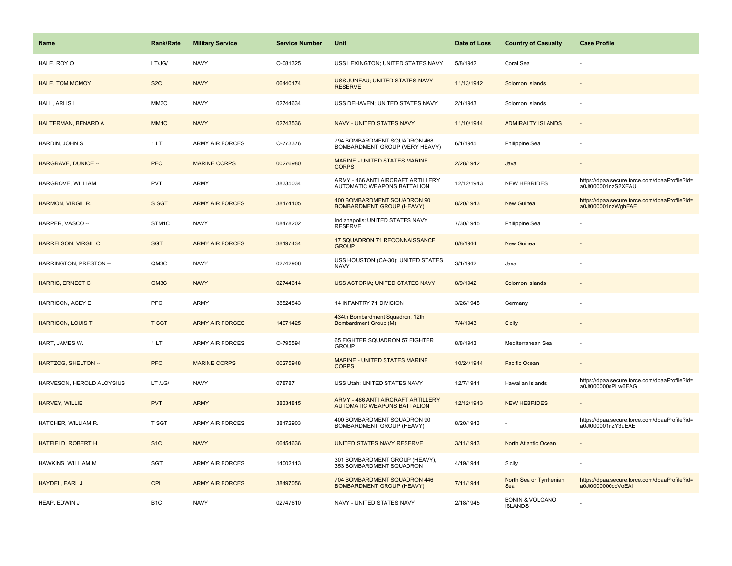| Name | Rank/Rate | Military Service | Service Number | Unit | Date of Loss | Country of Casualty | Case Profile |
|---|---|---|---|---|---|---|---|
| HALE, ROY O | LT/JG/ | NAVY | O-081325 | USS LEXINGTON; UNITED STATES NAVY | 5/8/1942 | Coral Sea | - |
| HALE, TOM MCMOY | S2C | NAVY | 06440174 | USS JUNEAU; UNITED STATES NAVY RESERVE | 11/13/1942 | Solomon Islands | - |
| HALL, ARLIS I | MM3C | NAVY | 02744634 | USS DEHAVEN; UNITED STATES NAVY | 2/1/1943 | Solomon Islands | - |
| HALTERMAN, BENARD A | MM1C | NAVY | 02743536 | NAVY - UNITED STATES NAVY | 11/10/1944 | ADMIRALTY ISLANDS | - |
| HARDIN, JOHN S | 1 LT | ARMY AIR FORCES | O-773376 | 794 BOMBARDMENT SQUADRON 468 BOMBARDMENT GROUP (VERY HEAVY) | 6/1/1945 | Philippine Sea | - |
| HARGRAVE, DUNICE -- | PFC | MARINE CORPS | 00276980 | MARINE - UNITED STATES MARINE CORPS | 2/28/1942 | Java | - |
| HARGROVE, WILLIAM | PVT | ARMY | 38335034 | ARMY - 466 ANTI AIRCRAFT ARTILLERY AUTOMATIC WEAPONS BATTALION | 12/12/1943 | NEW HEBRIDES | https://dpaa.secure.force.com/dpaaProfile?id=a0Jt000001nzS2XEAU |
| HARMON, VIRGIL R. | S SGT | ARMY AIR FORCES | 38174105 | 400 BOMBARDMENT SQUADRON 90 BOMBARDMENT GROUP (HEAVY) | 8/20/1943 | New Guinea | https://dpaa.secure.force.com/dpaaProfile?id=a0Jt000001nzWghEAE |
| HARPER, VASCO -- | STM1C | NAVY | 08478202 | Indianapolis; UNITED STATES NAVY RESERVE | 7/30/1945 | Philippine Sea | - |
| HARRELSON, VIRGIL C | SGT | ARMY AIR FORCES | 38197434 | 17 SQUADRON 71 RECONNAISSANCE GROUP | 6/8/1944 | New Guinea | - |
| HARRINGTON, PRESTON -- | QM3C | NAVY | 02742906 | USS HOUSTON (CA-30); UNITED STATES NAVY | 3/1/1942 | Java | - |
| HARRIS, ERNEST C | GM3C | NAVY | 02744614 | USS ASTORIA; UNITED STATES NAVY | 8/9/1942 | Solomon Islands | - |
| HARRISON, ACEY E | PFC | ARMY | 38524843 | 14 INFANTRY 71 DIVISION | 3/26/1945 | Germany | - |
| HARRISON, LOUIS T | T SGT | ARMY AIR FORCES | 14071425 | 434th Bombardment Squadron, 12th Bombardment Group (M) | 7/4/1943 | Sicily | - |
| HART, JAMES W. | 1 LT | ARMY AIR FORCES | O-795594 | 65 FIGHTER SQUADRON 57 FIGHTER GROUP | 8/8/1943 | Mediterranean Sea | - |
| HARTZOG, SHELTON -- | PFC | MARINE CORPS | 00275948 | MARINE - UNITED STATES MARINE CORPS | 10/24/1944 | Pacific Ocean | - |
| HARVESON, HEROLD ALOYSIUS | LT /JG/ | NAVY | 078787 | USS Utah; UNITED STATES NAVY | 12/7/1941 | Hawaiian Islands | https://dpaa.secure.force.com/dpaaProfile?id=a0Jt000000sPLw6EAG |
| HARVEY, WILLIE | PVT | ARMY | 38334815 | ARMY - 466 ANTI AIRCRAFT ARTILLERY AUTOMATIC WEAPONS BATTALION | 12/12/1943 | NEW HEBRIDES | - |
| HATCHER, WILLIAM R. | T SGT | ARMY AIR FORCES | 38172903 | 400 BOMBARDMENT SQUADRON 90 BOMBARDMENT GROUP (HEAVY) | 8/20/1943 | - | https://dpaa.secure.force.com/dpaaProfile?id=a0Jt000001nzY3uEAE |
| HATFIELD, ROBERT H | S1C | NAVY | 06454636 | UNITED STATES NAVY RESERVE | 3/11/1943 | North Atlantic Ocean | - |
| HAWKINS, WILLIAM M | SGT | ARMY AIR FORCES | 14002113 | 301 BOMBARDMENT GROUP (HEAVY), 353 BOMBARDMENT SQUADRON | 4/19/1944 | Sicily | - |
| HAYDEL, EARL J | CPL | ARMY AIR FORCES | 38497056 | 704 BOMBARDMENT SQUADRON 446 BOMBARDMENT GROUP (HEAVY) | 7/11/1944 | North Sea or Tyrrhenian Sea | https://dpaa.secure.force.com/dpaaProfile?id=a0Jt0000000ccVoEAI |
| HEAP, EDWIN J | B1C | NAVY | 02747610 | NAVY - UNITED STATES NAVY | 2/18/1945 | BONIN & VOLCANO ISLANDS | - |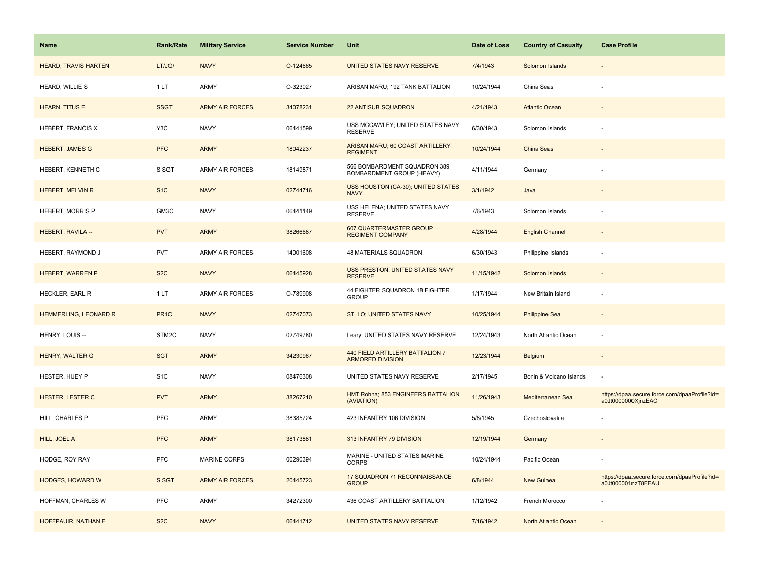| Name | Rank/Rate | Military Service | Service Number | Unit | Date of Loss | Country of Casualty | Case Profile |
|---|---|---|---|---|---|---|---|
| HEARD, TRAVIS HARTEN | LT/JG/ | NAVY | O-124665 | UNITED STATES NAVY RESERVE | 7/4/1943 | Solomon Islands | - |
| HEARD, WILLIE S | 1 LT | ARMY | O-323027 | ARISAN MARU; 192 TANK BATTALION | 10/24/1944 | China Seas | - |
| HEARN, TITUS E | SSGT | ARMY AIR FORCES | 34078231 | 22 ANTISUB SQUADRON | 4/21/1943 | Atlantic Ocean | - |
| HEBERT, FRANCIS X | Y3C | NAVY | 06441599 | USS MCCAWLEY; UNITED STATES NAVY RESERVE | 6/30/1943 | Solomon Islands | - |
| HEBERT, JAMES G | PFC | ARMY | 18042237 | ARISAN MARU; 60 COAST ARTILLERY REGIMENT | 10/24/1944 | China Seas | - |
| HEBERT, KENNETH C | S SGT | ARMY AIR FORCES | 18149871 | 566 BOMBARDMENT SQUADRON 389 BOMBARDMENT GROUP (HEAVY) | 4/11/1944 | Germany | - |
| HEBERT, MELVIN R | S1C | NAVY | 02744716 | USS HOUSTON (CA-30); UNITED STATES NAVY | 3/1/1942 | Java | - |
| HEBERT, MORRIS P | GM3C | NAVY | 06441149 | USS HELENA; UNITED STATES NAVY RESERVE | 7/6/1943 | Solomon Islands | - |
| HEBERT, RAVILA -- | PVT | ARMY | 38266687 | 607 QUARTERMASTER GROUP REGIMENT COMPANY | 4/28/1944 | English Channel | - |
| HEBERT, RAYMOND J | PVT | ARMY AIR FORCES | 14001608 | 48 MATERIALS SQUADRON | 6/30/1943 | Philippine Islands | - |
| HEBERT, WARREN P | S2C | NAVY | 06445928 | USS PRESTON; UNITED STATES NAVY RESERVE | 11/15/1942 | Solomon Islands | - |
| HECKLER, EARL R | 1 LT | ARMY AIR FORCES | O-789908 | 44 FIGHTER SQUADRON 18 FIGHTER GROUP | 1/17/1944 | New Britain Island | - |
| HEMMERLING, LEONARD R | PR1C | NAVY | 02747073 | ST. LO; UNITED STATES NAVY | 10/25/1944 | Philippine Sea | - |
| HENRY, LOUIS -- | STM2C | NAVY | 02749780 | Leary; UNITED STATES NAVY RESERVE | 12/24/1943 | North Atlantic Ocean | - |
| HENRY, WALTER G | SGT | ARMY | 34230967 | 440 FIELD ARTILLERY BATTALION 7 ARMORED DIVISION | 12/23/1944 | Belgium | - |
| HESTER, HUEY P | S1C | NAVY | 08476308 | UNITED STATES NAVY RESERVE | 2/17/1945 | Bonin & Volcano Islands | - |
| HESTER, LESTER C | PVT | ARMY | 38267210 | HMT Rohna; 853 ENGINEERS BATTALION (AVIATION) | 11/26/1943 | Mediterranean Sea | https://dpaa.secure.force.com/dpaaProfile?id=a0Jt0000000XjnzEAC |
| HILL, CHARLES P | PFC | ARMY | 38385724 | 423 INFANTRY 106 DIVISION | 5/8/1945 | Czechoslovakia | - |
| HILL, JOEL A | PFC | ARMY | 38173881 | 313 INFANTRY 79 DIVISION | 12/19/1944 | Germany | - |
| HODGE, ROY RAY | PFC | MARINE CORPS | 00290394 | MARINE - UNITED STATES MARINE CORPS | 10/24/1944 | Pacific Ocean | - |
| HODGES, HOWARD W | S SGT | ARMY AIR FORCES | 20445723 | 17 SQUADRON 71 RECONNAISSANCE GROUP | 6/8/1944 | New Guinea | https://dpaa.secure.force.com/dpaaProfile?id=a0Jt000001nzT8FEAU |
| HOFFMAN, CHARLES W | PFC | ARMY | 34272300 | 436 COAST ARTILLERY BATTALION | 1/12/1942 | French Morocco | - |
| HOFFPAUIR, NATHAN E | S2C | NAVY | 06441712 | UNITED STATES NAVY RESERVE | 7/16/1942 | North Atlantic Ocean | - |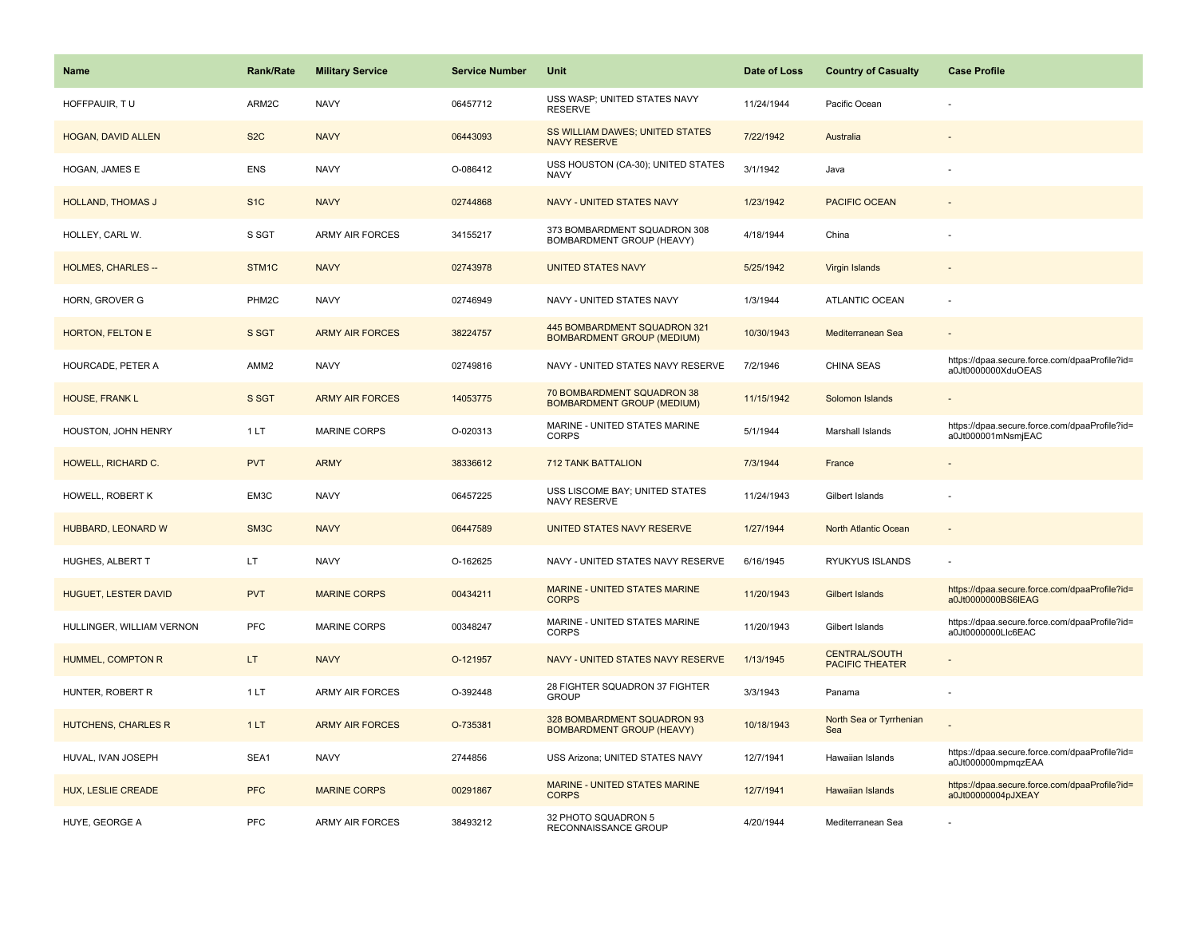| Name | Rank/Rate | Military Service | Service Number | Unit | Date of Loss | Country of Casualty | Case Profile |
|---|---|---|---|---|---|---|---|
| HOFFPAUIR, T U | ARM2C | NAVY | 06457712 | USS WASP; UNITED STATES NAVY RESERVE | 11/24/1944 | Pacific Ocean | - |
| HOGAN, DAVID ALLEN | S2C | NAVY | 06443093 | SS WILLIAM DAWES; UNITED STATES NAVY RESERVE | 7/22/1942 | Australia | - |
| HOGAN, JAMES E | ENS | NAVY | O-086412 | USS HOUSTON (CA-30); UNITED STATES NAVY | 3/1/1942 | Java | - |
| HOLLAND, THOMAS J | S1C | NAVY | 02744868 | NAVY - UNITED STATES NAVY | 1/23/1942 | PACIFIC OCEAN | - |
| HOLLEY, CARL W. | S SGT | ARMY AIR FORCES | 34155217 | 373 BOMBARDMENT SQUADRON 308 BOMBARDMENT GROUP (HEAVY) | 4/18/1944 | China | - |
| HOLMES, CHARLES -- | STM1C | NAVY | 02743978 | UNITED STATES NAVY | 5/25/1942 | Virgin Islands | - |
| HORN, GROVER G | PHM2C | NAVY | 02746949 | NAVY - UNITED STATES NAVY | 1/3/1944 | ATLANTIC OCEAN | - |
| HORTON, FELTON E | S SGT | ARMY AIR FORCES | 38224757 | 445 BOMBARDMENT SQUADRON 321 BOMBARDMENT GROUP (MEDIUM) | 10/30/1943 | Mediterranean Sea | - |
| HOURCADE, PETER A | AMM2 | NAVY | 02749816 | NAVY - UNITED STATES NAVY RESERVE | 7/2/1946 | CHINA SEAS | https://dpaa.secure.force.com/dpaaProfile?id=a0Jt0000000XduOEAS |
| HOUSE, FRANK L | S SGT | ARMY AIR FORCES | 14053775 | 70 BOMBARDMENT SQUADRON 38 BOMBARDMENT GROUP (MEDIUM) | 11/15/1942 | Solomon Islands | - |
| HOUSTON, JOHN HENRY | 1 LT | MARINE CORPS | O-020313 | MARINE - UNITED STATES MARINE CORPS | 5/1/1944 | Marshall Islands | https://dpaa.secure.force.com/dpaaProfile?id=a0Jt000001mNsmjEAC |
| HOWELL, RICHARD C. | PVT | ARMY | 38336612 | 712 TANK BATTALION | 7/3/1944 | France | - |
| HOWELL, ROBERT K | EM3C | NAVY | 06457225 | USS LISCOME BAY; UNITED STATES NAVY RESERVE | 11/24/1943 | Gilbert Islands | - |
| HUBBARD, LEONARD W | SM3C | NAVY | 06447589 | UNITED STATES NAVY RESERVE | 1/27/1944 | North Atlantic Ocean | - |
| HUGHES, ALBERT T | LT | NAVY | O-162625 | NAVY - UNITED STATES NAVY RESERVE | 6/16/1945 | RYUKYUS ISLANDS | - |
| HUGUET, LESTER DAVID | PVT | MARINE CORPS | 00434211 | MARINE - UNITED STATES MARINE CORPS | 11/20/1943 | Gilbert Islands | https://dpaa.secure.force.com/dpaaProfile?id=a0Jt0000000BS6lEAG |
| HULLINGER, WILLIAM VERNON | PFC | MARINE CORPS | 00348247 | MARINE - UNITED STATES MARINE CORPS | 11/20/1943 | Gilbert Islands | https://dpaa.secure.force.com/dpaaProfile?id=a0Jt0000000LIc6EAC |
| HUMMEL, COMPTON R | LT | NAVY | O-121957 | NAVY - UNITED STATES NAVY RESERVE | 1/13/1945 | CENTRAL/SOUTH PACIFIC THEATER | - |
| HUNTER, ROBERT R | 1 LT | ARMY AIR FORCES | O-392448 | 28 FIGHTER SQUADRON 37 FIGHTER GROUP | 3/3/1943 | Panama | - |
| HUTCHENS, CHARLES R | 1 LT | ARMY AIR FORCES | O-735381 | 328 BOMBARDMENT SQUADRON 93 BOMBARDMENT GROUP (HEAVY) | 10/18/1943 | North Sea or Tyrrhenian Sea | - |
| HUVAL, IVAN JOSEPH | SEA1 | NAVY | 2744856 | USS Arizona; UNITED STATES NAVY | 12/7/1941 | Hawaiian Islands | https://dpaa.secure.force.com/dpaaProfile?id=a0Jt000000mpmqzEAA |
| HUX, LESLIE CREADE | PFC | MARINE CORPS | 00291867 | MARINE - UNITED STATES MARINE CORPS | 12/7/1941 | Hawaiian Islands | https://dpaa.secure.force.com/dpaaProfile?id=a0Jt00000004pJXEAY |
| HUYE, GEORGE A | PFC | ARMY AIR FORCES | 38493212 | 32 PHOTO SQUADRON 5 RECONNAISSANCE GROUP | 4/20/1944 | Mediterranean Sea | - |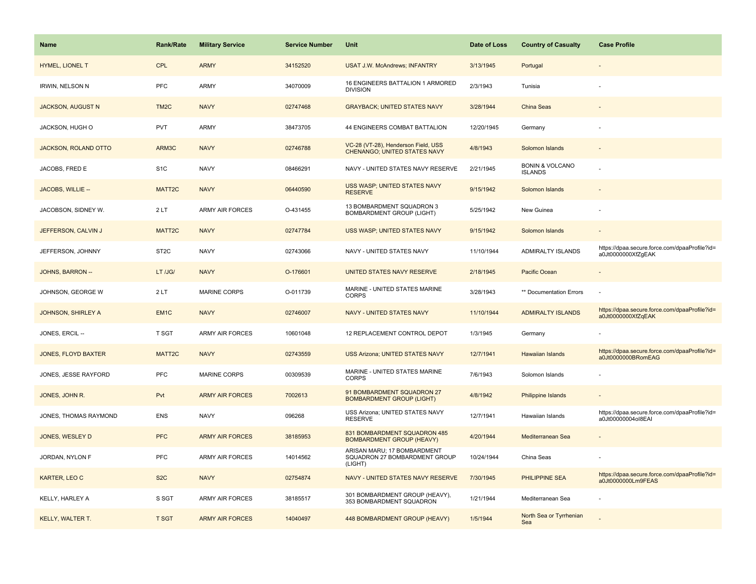| Name | Rank/Rate | Military Service | Service Number | Unit | Date of Loss | Country of Casualty | Case Profile |
|---|---|---|---|---|---|---|---|
| HYMEL, LIONEL T | CPL | ARMY | 34152520 | USAT J.W. McAndrews; INFANTRY | 3/13/1945 | Portugal | - |
| IRWIN, NELSON N | PFC | ARMY | 34070009 | 16 ENGINEERS BATTALION 1 ARMORED DIVISION | 2/3/1943 | Tunisia | - |
| JACKSON, AUGUST N | TM2C | NAVY | 02747468 | GRAYBACK; UNITED STATES NAVY | 3/28/1944 | China Seas | - |
| JACKSON, HUGH O | PVT | ARMY | 38473705 | 44 ENGINEERS COMBAT BATTALION | 12/20/1945 | Germany | - |
| JACKSON, ROLAND OTTO | ARM3C | NAVY | 02746788 | VC-28 (VT-28), Henderson Field, USS CHENANGO; UNITED STATES NAVY | 4/8/1943 | Solomon Islands | - |
| JACOBS, FRED E | S1C | NAVY | 08466291 | NAVY - UNITED STATES NAVY RESERVE | 2/21/1945 | BONIN & VOLCANO ISLANDS | - |
| JACOBS, WILLIE -- | MATT2C | NAVY | 06440590 | USS WASP; UNITED STATES NAVY RESERVE | 9/15/1942 | Solomon Islands | - |
| JACOBSON, SIDNEY W. | 2 LT | ARMY AIR FORCES | O-431455 | 13 BOMBARDMENT SQUADRON 3 BOMBARDMENT GROUP (LIGHT) | 5/25/1942 | New Guinea | - |
| JEFFERSON, CALVIN J | MATT2C | NAVY | 02747784 | USS WASP; UNITED STATES NAVY | 9/15/1942 | Solomon Islands | - |
| JEFFERSON, JOHNNY | ST2C | NAVY | 02743066 | NAVY - UNITED STATES NAVY | 11/10/1944 | ADMIRALTY ISLANDS | https://dpaa.secure.force.com/dpaaProfile?id=a0Jt0000000XfZgEAK |
| JOHNS, BARRON -- | LT /JG/ | NAVY | O-176601 | UNITED STATES NAVY RESERVE | 2/18/1945 | Pacific Ocean | - |
| JOHNSON, GEORGE W | 2 LT | MARINE CORPS | O-011739 | MARINE - UNITED STATES MARINE CORPS | 3/28/1943 | ** Documentation Errors | - |
| JOHNSON, SHIRLEY A | EM1C | NAVY | 02746007 | NAVY - UNITED STATES NAVY | 11/10/1944 | ADMIRALTY ISLANDS | https://dpaa.secure.force.com/dpaaProfile?id=a0Jt0000000XfZqEAK |
| JONES, ERCIL -- | T SGT | ARMY AIR FORCES | 10601048 | 12 REPLACEMENT CONTROL DEPOT | 1/3/1945 | Germany | - |
| JONES, FLOYD BAXTER | MATT2C | NAVY | 02743559 | USS Arizona; UNITED STATES NAVY | 12/7/1941 | Hawaiian Islands | https://dpaa.secure.force.com/dpaaProfile?id=a0Jt0000000BRomEAG |
| JONES, JESSE RAYFORD | PFC | MARINE CORPS | 00309539 | MARINE - UNITED STATES MARINE CORPS | 7/6/1943 | Solomon Islands | - |
| JONES, JOHN R. | Pvt | ARMY AIR FORCES | 7002613 | 91 BOMBARDMENT SQUADRON 27 BOMBARDMENT GROUP (LIGHT) | 4/8/1942 | Philippine Islands | - |
| JONES, THOMAS RAYMOND | ENS | NAVY | 096268 | USS Arizona; UNITED STATES NAVY RESERVE | 12/7/1941 | Hawaiian Islands | https://dpaa.secure.force.com/dpaaProfile?id=a0Jt00000004oI8EAI |
| JONES, WESLEY D | PFC | ARMY AIR FORCES | 38185953 | 831 BOMBARDMENT SQUADRON 485 BOMBARDMENT GROUP (HEAVY) | 4/20/1944 | Mediterranean Sea | - |
| JORDAN, NYLON F | PFC | ARMY AIR FORCES | 14014562 | ARISAN MARU; 17 BOMBARDMENT SQUADRON 27 BOMBARDMENT GROUP (LIGHT) | 10/24/1944 | China Seas | - |
| KARTER, LEO C | S2C | NAVY | 02754874 | NAVY - UNITED STATES NAVY RESERVE | 7/30/1945 | PHILIPPINE SEA | https://dpaa.secure.force.com/dpaaProfile?id=a0Jt0000000Lm9FEAS |
| KELLY, HARLEY A | S SGT | ARMY AIR FORCES | 38185517 | 301 BOMBARDMENT GROUP (HEAVY), 353 BOMBARDMENT SQUADRON | 1/21/1944 | Mediterranean Sea | - |
| KELLY, WALTER T. | T SGT | ARMY AIR FORCES | 14040497 | 448 BOMBARDMENT GROUP (HEAVY) | 1/5/1944 | North Sea or Tyrrhenian Sea | - |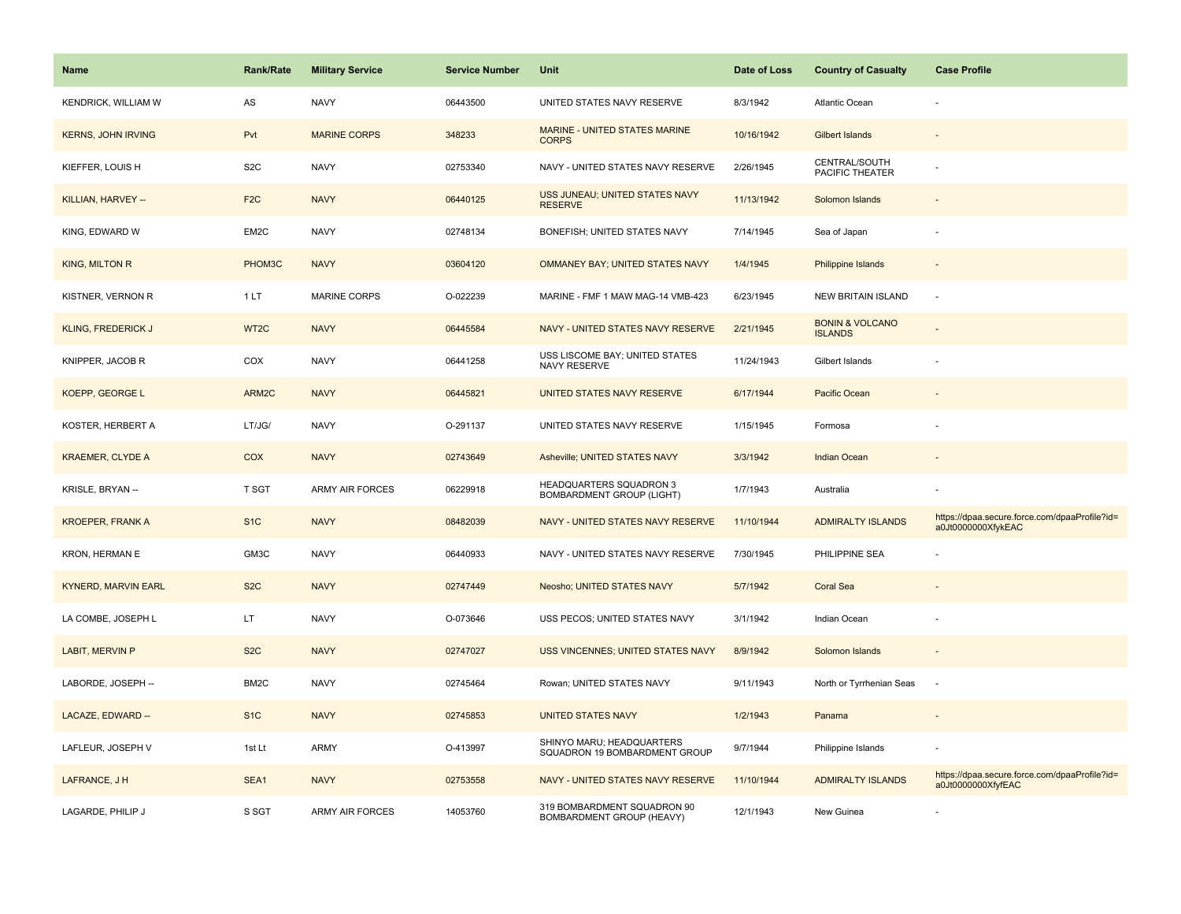| Name | Rank/Rate | Military Service | Service Number | Unit | Date of Loss | Country of Casualty | Case Profile |
|---|---|---|---|---|---|---|---|
| KENDRICK, WILLIAM W | AS | NAVY | 06443500 | UNITED STATES NAVY RESERVE | 8/3/1942 | Atlantic Ocean | - |
| KERNS, JOHN IRVING | Pvt | MARINE CORPS | 348233 | MARINE - UNITED STATES MARINE CORPS | 10/16/1942 | Gilbert Islands | - |
| KIEFFER, LOUIS H | S2C | NAVY | 02753340 | NAVY - UNITED STATES NAVY RESERVE | 2/26/1945 | CENTRAL/SOUTH PACIFIC THEATER | - |
| KILLIAN, HARVEY -- | F2C | NAVY | 06440125 | USS JUNEAU; UNITED STATES NAVY RESERVE | 11/13/1942 | Solomon Islands | - |
| KING, EDWARD W | EM2C | NAVY | 02748134 | BONEFISH; UNITED STATES NAVY | 7/14/1945 | Sea of Japan | - |
| KING, MILTON R | PHOM3C | NAVY | 03604120 | OMMANEY BAY; UNITED STATES NAVY | 1/4/1945 | Philippine Islands | - |
| KISTNER, VERNON R | 1 LT | MARINE CORPS | O-022239 | MARINE - FMF 1 MAW MAG-14 VMB-423 | 6/23/1945 | NEW BRITAIN ISLAND | - |
| KLING, FREDERICK J | WT2C | NAVY | 06445584 | NAVY - UNITED STATES NAVY RESERVE | 2/21/1945 | BONIN & VOLCANO ISLANDS | - |
| KNIPPER, JACOB R | COX | NAVY | 06441258 | USS LISCOME BAY; UNITED STATES NAVY RESERVE | 11/24/1943 | Gilbert Islands | - |
| KOEPP, GEORGE L | ARM2C | NAVY | 06445821 | UNITED STATES NAVY RESERVE | 6/17/1944 | Pacific Ocean | - |
| KOSTER, HERBERT A | LT/JG/ | NAVY | O-291137 | UNITED STATES NAVY RESERVE | 1/15/1945 | Formosa | - |
| KRAEMER, CLYDE A | COX | NAVY | 02743649 | Asheville; UNITED STATES NAVY | 3/3/1942 | Indian Ocean | - |
| KRISLE, BRYAN -- | T SGT | ARMY AIR FORCES | 06229918 | HEADQUARTERS SQUADRON 3 BOMBARDMENT GROUP (LIGHT) | 1/7/1943 | Australia | - |
| KROEPER, FRANK A | S1C | NAVY | 08482039 | NAVY - UNITED STATES NAVY RESERVE | 11/10/1944 | ADMIRALTY ISLANDS | https://dpaa.secure.force.com/dpaaProfile?id=a0Jt0000000XfykEAC |
| KRON, HERMAN E | GM3C | NAVY | 06440933 | NAVY - UNITED STATES NAVY RESERVE | 7/30/1945 | PHILIPPINE SEA | - |
| KYNERD, MARVIN EARL | S2C | NAVY | 02747449 | Neosho; UNITED STATES NAVY | 5/7/1942 | Coral Sea | - |
| LA COMBE, JOSEPH L | LT | NAVY | O-073646 | USS PECOS; UNITED STATES NAVY | 3/1/1942 | Indian Ocean | - |
| LABIT, MERVIN P | S2C | NAVY | 02747027 | USS VINCENNES; UNITED STATES NAVY | 8/9/1942 | Solomon Islands | - |
| LABORDE, JOSEPH -- | BM2C | NAVY | 02745464 | Rowan; UNITED STATES NAVY | 9/11/1943 | North or Tyrrhenian Seas | - |
| LACAZE, EDWARD -- | S1C | NAVY | 02745853 | UNITED STATES NAVY | 1/2/1943 | Panama | - |
| LAFLEUR, JOSEPH V | 1st Lt | ARMY | O-413997 | SHINYO MARU; HEADQUARTERS SQUADRON 19 BOMBARDMENT GROUP | 9/7/1944 | Philippine Islands | - |
| LAFRANCE, J H | SEA1 | NAVY | 02753558 | NAVY - UNITED STATES NAVY RESERVE | 11/10/1944 | ADMIRALTY ISLANDS | https://dpaa.secure.force.com/dpaaProfile?id=a0Jt0000000XfyfEAC |
| LAGARDE, PHILIP J | S SGT | ARMY AIR FORCES | 14053760 | 319 BOMBARDMENT SQUADRON 90 BOMBARDMENT GROUP (HEAVY) | 12/1/1943 | New Guinea | - |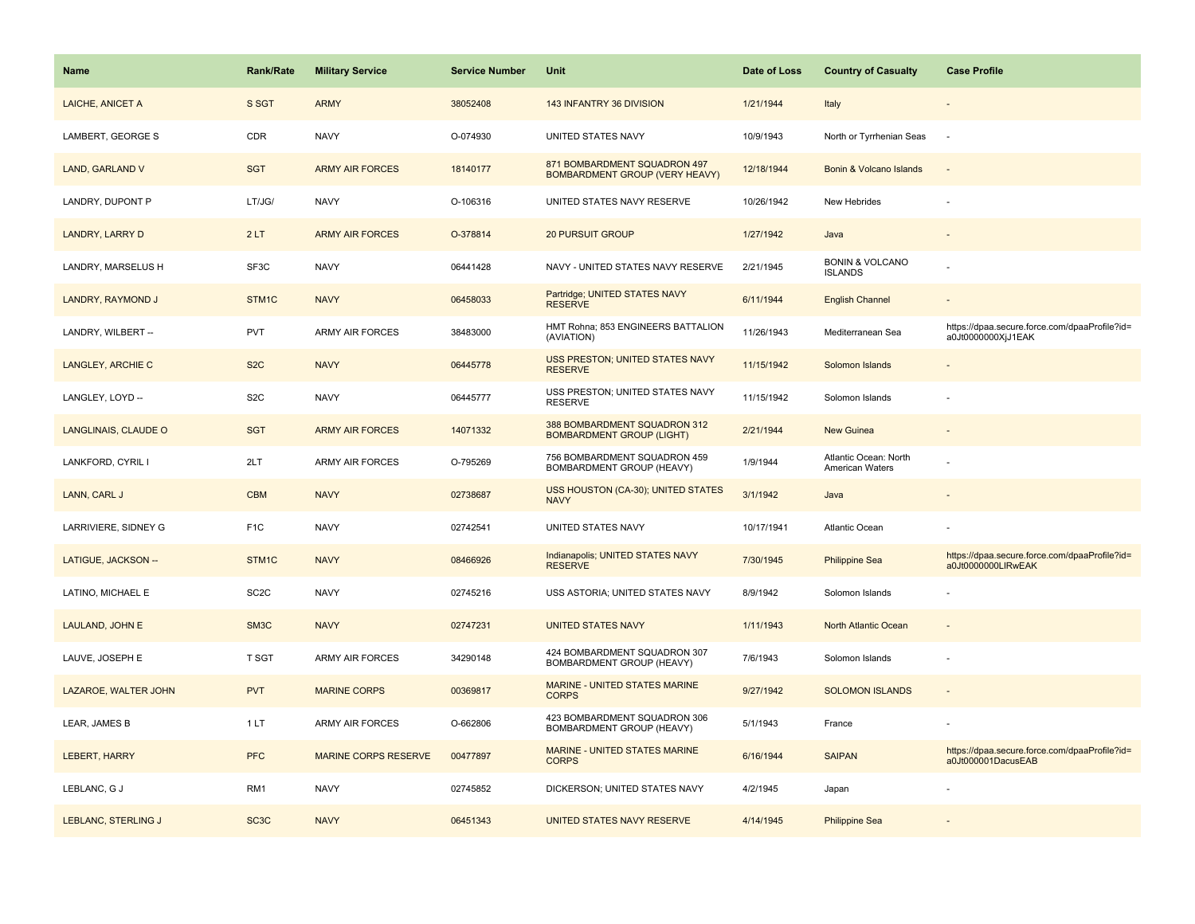| Name | Rank/Rate | Military Service | Service Number | Unit | Date of Loss | Country of Casualty | Case Profile |
|---|---|---|---|---|---|---|---|
| LAICHE, ANICET A | S SGT | ARMY | 38052408 | 143 INFANTRY 36 DIVISION | 1/21/1944 | Italy | - |
| LAMBERT, GEORGE S | CDR | NAVY | O-074930 | UNITED STATES NAVY | 10/9/1943 | North or Tyrrhenian Seas | - |
| LAND, GARLAND V | SGT | ARMY AIR FORCES | 18140177 | 871 BOMBARDMENT SQUADRON 497 BOMBARDMENT GROUP (VERY HEAVY) | 12/18/1944 | Bonin & Volcano Islands | - |
| LANDRY, DUPONT P | LT/JG/ | NAVY | O-106316 | UNITED STATES NAVY RESERVE | 10/26/1942 | New Hebrides | - |
| LANDRY, LARRY D | 2 LT | ARMY AIR FORCES | O-378814 | 20 PURSUIT GROUP | 1/27/1942 | Java | - |
| LANDRY, MARSELUS H | SF3C | NAVY | 06441428 | NAVY - UNITED STATES NAVY RESERVE | 2/21/1945 | BONIN & VOLCANO ISLANDS | - |
| LANDRY, RAYMOND J | STM1C | NAVY | 06458033 | Partridge; UNITED STATES NAVY RESERVE | 6/11/1944 | English Channel | - |
| LANDRY, WILBERT -- | PVT | ARMY AIR FORCES | 38483000 | HMT Rohna; 853 ENGINEERS BATTALION (AVIATION) | 11/26/1943 | Mediterranean Sea | https://dpaa.secure.force.com/dpaaProfile?id=a0Jt0000000XjJ1EAK |
| LANGLEY, ARCHIE C | S2C | NAVY | 06445778 | USS PRESTON; UNITED STATES NAVY RESERVE | 11/15/1942 | Solomon Islands | - |
| LANGLEY, LOYD -- | S2C | NAVY | 06445777 | USS PRESTON; UNITED STATES NAVY RESERVE | 11/15/1942 | Solomon Islands | - |
| LANGLINAIS, CLAUDE O | SGT | ARMY AIR FORCES | 14071332 | 388 BOMBARDMENT SQUADRON 312 BOMBARDMENT GROUP (LIGHT) | 2/21/1944 | New Guinea | - |
| LANKFORD, CYRIL I | 2LT | ARMY AIR FORCES | O-795269 | 756 BOMBARDMENT SQUADRON 459 BOMBARDMENT GROUP (HEAVY) | 1/9/1944 | Atlantic Ocean: North American Waters | - |
| LANN, CARL J | CBM | NAVY | 02738687 | USS HOUSTON (CA-30); UNITED STATES NAVY | 3/1/1942 | Java | - |
| LARRIVIERE, SIDNEY G | F1C | NAVY | 02742541 | UNITED STATES NAVY | 10/17/1941 | Atlantic Ocean | - |
| LATIGUE, JACKSON -- | STM1C | NAVY | 08466926 | Indianapolis; UNITED STATES NAVY RESERVE | 7/30/1945 | Philippine Sea | https://dpaa.secure.force.com/dpaaProfile?id=a0Jt0000000LlRwEAK |
| LATINO, MICHAEL E | SC2C | NAVY | 02745216 | USS ASTORIA; UNITED STATES NAVY | 8/9/1942 | Solomon Islands | - |
| LAULAND, JOHN E | SM3C | NAVY | 02747231 | UNITED STATES NAVY | 1/11/1943 | North Atlantic Ocean | - |
| LAUVE, JOSEPH E | T SGT | ARMY AIR FORCES | 34290148 | 424 BOMBARDMENT SQUADRON 307 BOMBARDMENT GROUP (HEAVY) | 7/6/1943 | Solomon Islands | - |
| LAZAROE, WALTER JOHN | PVT | MARINE CORPS | 00369817 | MARINE - UNITED STATES MARINE CORPS | 9/27/1942 | SOLOMON ISLANDS | - |
| LEAR, JAMES B | 1 LT | ARMY AIR FORCES | O-662806 | 423 BOMBARDMENT SQUADRON 306 BOMBARDMENT GROUP (HEAVY) | 5/1/1943 | France | - |
| LEBERT, HARRY | PFC | MARINE CORPS RESERVE | 00477897 | MARINE - UNITED STATES MARINE CORPS | 6/16/1944 | SAIPAN | https://dpaa.secure.force.com/dpaaProfile?id=a0Jt000001DacusEAB |
| LEBLANC, G J | RM1 | NAVY | 02745852 | DICKERSON; UNITED STATES NAVY | 4/2/1945 | Japan | - |
| LEBLANC, STERLING J | SC3C | NAVY | 06451343 | UNITED STATES NAVY RESERVE | 4/14/1945 | Philippine Sea | - |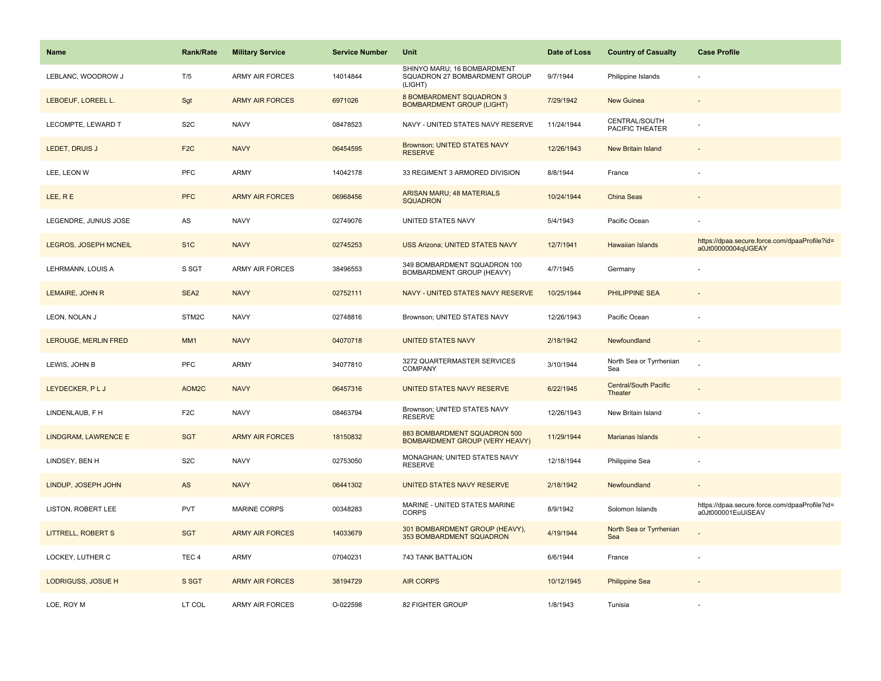| Name | Rank/Rate | Military Service | Service Number | Unit | Date of Loss | Country of Casualty | Case Profile |
|---|---|---|---|---|---|---|---|
| LEBLANC, WOODROW J | T/5 | ARMY AIR FORCES | 14014844 | SHINYO MARU; 16 BOMBARDMENT SQUADRON 27 BOMBARDMENT GROUP (LIGHT) | 9/7/1944 | Philippine Islands | - |
| LEBOEUF, LOREEL L. | Sgt | ARMY AIR FORCES | 6971026 | 8 BOMBARDMENT SQUADRON 3 BOMBARDMENT GROUP (LIGHT) | 7/29/1942 | New Guinea | - |
| LECOMPTE, LEWARD T | S2C | NAVY | 08478523 | NAVY - UNITED STATES NAVY RESERVE | 11/24/1944 | CENTRAL/SOUTH PACIFIC THEATER | - |
| LEDET, DRUIS J | F2C | NAVY | 06454595 | Brownson; UNITED STATES NAVY RESERVE | 12/26/1943 | New Britain Island | - |
| LEE, LEON W | PFC | ARMY | 14042178 | 33 REGIMENT 3 ARMORED DIVISION | 8/8/1944 | France | - |
| LEE, R E | PFC | ARMY AIR FORCES | 06968456 | ARISAN MARU; 48 MATERIALS SQUADRON | 10/24/1944 | China Seas | - |
| LEGENDRE, JUNIUS JOSE | AS | NAVY | 02749076 | UNITED STATES NAVY | 5/4/1943 | Pacific Ocean | - |
| LEGROS, JOSEPH MCNEIL | S1C | NAVY | 02745253 | USS Arizona; UNITED STATES NAVY | 12/7/1941 | Hawaiian Islands | https://dpaa.secure.force.com/dpaaProfile?id=a0Jt00000004qUGEAY |
| LEHRMANN, LOUIS A | S SGT | ARMY AIR FORCES | 38496553 | 349 BOMBARDMENT SQUADRON 100 BOMBARDMENT GROUP (HEAVY) | 4/7/1945 | Germany | - |
| LEMAIRE, JOHN R | SEA2 | NAVY | 02752111 | NAVY - UNITED STATES NAVY RESERVE | 10/25/1944 | PHILIPPINE SEA | - |
| LEON, NOLAN J | STM2C | NAVY | 02748816 | Brownson; UNITED STATES NAVY | 12/26/1943 | Pacific Ocean | - |
| LEROUGE, MERLIN FRED | MM1 | NAVY | 04070718 | UNITED STATES NAVY | 2/18/1942 | Newfoundland | - |
| LEWIS, JOHN B | PFC | ARMY | 34077810 | 3272 QUARTERMASTER SERVICES COMPANY | 3/10/1944 | North Sea or Tyrrhenian Sea | - |
| LEYDECKER, P L J | AOM2C | NAVY | 06457316 | UNITED STATES NAVY RESERVE | 6/22/1945 | Central/South Pacific Theater | - |
| LINDENLAUB, F H | F2C | NAVY | 08463794 | Brownson; UNITED STATES NAVY RESERVE | 12/26/1943 | New Britain Island | - |
| LINDGRAM, LAWRENCE E | SGT | ARMY AIR FORCES | 18150832 | 883 BOMBARDMENT SQUADRON 500 BOMBARDMENT GROUP (VERY HEAVY) | 11/29/1944 | Marianas Islands | - |
| LINDSEY, BEN H | S2C | NAVY | 02753050 | MONAGHAN; UNITED STATES NAVY RESERVE | 12/18/1944 | Philippine Sea | - |
| LINDUP, JOSEPH JOHN | AS | NAVY | 06441302 | UNITED STATES NAVY RESERVE | 2/18/1942 | Newfoundland | - |
| LISTON, ROBERT LEE | PVT | MARINE CORPS | 00348283 | MARINE - UNITED STATES MARINE CORPS | 8/9/1942 | Solomon Islands | https://dpaa.secure.force.com/dpaaProfile?id=a0Jt000001EuUiSEAV |
| LITTRELL, ROBERT S | SGT | ARMY AIR FORCES | 14033679 | 301 BOMBARDMENT GROUP (HEAVY), 353 BOMBARDMENT SQUADRON | 4/19/1944 | North Sea or Tyrrhenian Sea | - |
| LOCKEY, LUTHER C | TEC 4 | ARMY | 07040231 | 743 TANK BATTALION | 6/6/1944 | France | - |
| LODRIGUSS, JOSUE H | S SGT | ARMY AIR FORCES | 38194729 | AIR CORPS | 10/12/1945 | Philippine Sea | - |
| LOE, ROY M | LT COL | ARMY AIR FORCES | O-022598 | 82 FIGHTER GROUP | 1/8/1943 | Tunisia | - |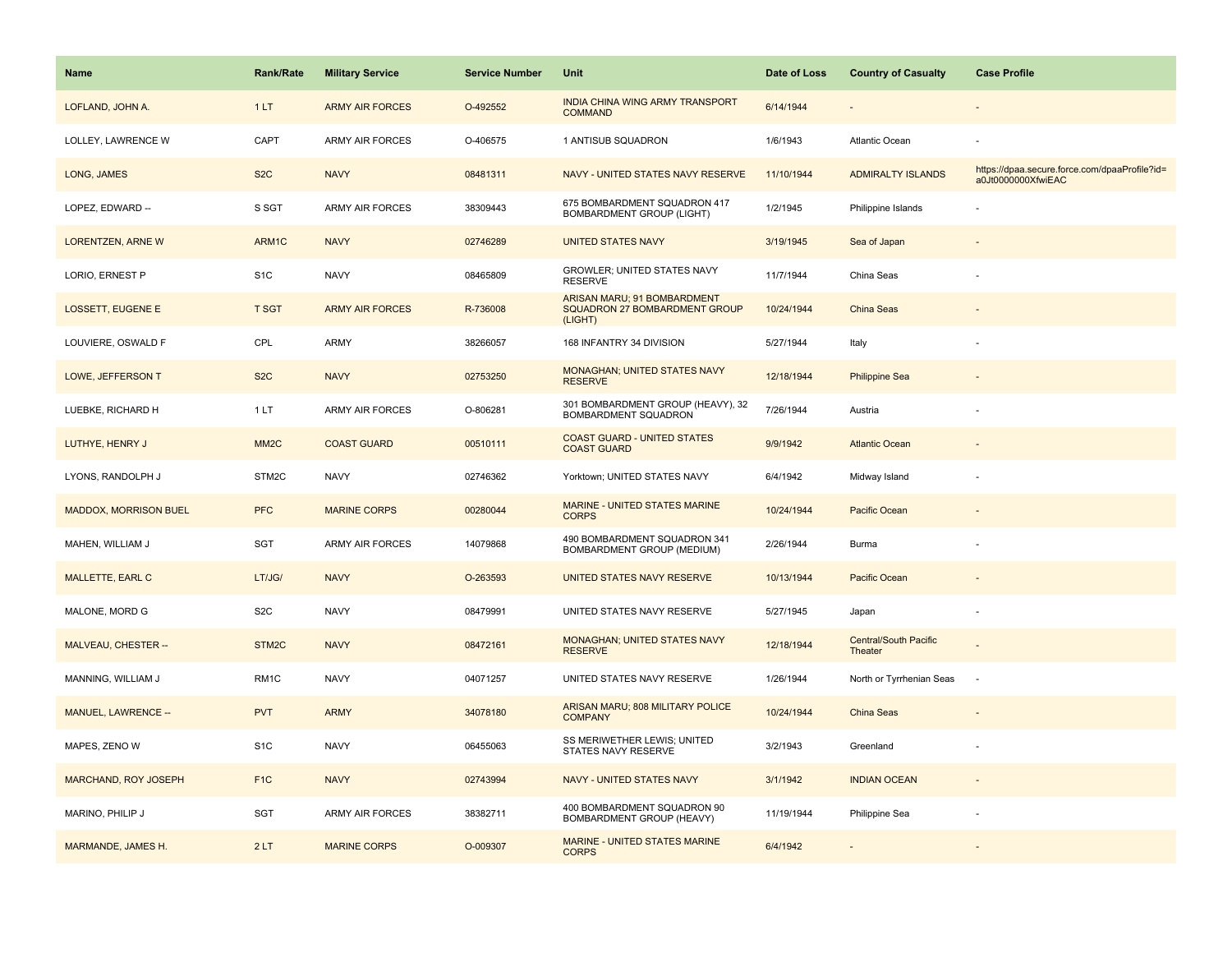| Name | Rank/Rate | Military Service | Service Number | Unit | Date of Loss | Country of Casualty | Case Profile |
|---|---|---|---|---|---|---|---|
| LOFLAND, JOHN A. | 1 LT | ARMY AIR FORCES | O-492552 | INDIA CHINA WING ARMY TRANSPORT COMMAND | 6/14/1944 | - | - |
| LOLLEY, LAWRENCE W | CAPT | ARMY AIR FORCES | O-406575 | 1 ANTISUB SQUADRON | 1/6/1943 | Atlantic Ocean | - |
| LONG, JAMES | S2C | NAVY | 08481311 | NAVY - UNITED STATES NAVY RESERVE | 11/10/1944 | ADMIRALTY ISLANDS | https://dpaa.secure.force.com/dpaaProfile?id=a0Jt0000000XfwiEAC |
| LOPEZ, EDWARD -- | S SGT | ARMY AIR FORCES | 38309443 | 675 BOMBARDMENT SQUADRON 417 BOMBARDMENT GROUP (LIGHT) | 1/2/1945 | Philippine Islands | - |
| LORENTZEN, ARNE W | ARM1C | NAVY | 02746289 | UNITED STATES NAVY | 3/19/1945 | Sea of Japan | - |
| LORIO, ERNEST P | S1C | NAVY | 08465809 | GROWLER; UNITED STATES NAVY RESERVE | 11/7/1944 | China Seas | - |
| LOSSETT, EUGENE E | T SGT | ARMY AIR FORCES | R-736008 | ARISAN MARU; 91 BOMBARDMENT SQUADRON 27 BOMBARDMENT GROUP (LIGHT) | 10/24/1944 | China Seas | - |
| LOUVIERE, OSWALD F | CPL | ARMY | 38266057 | 168 INFANTRY 34 DIVISION | 5/27/1944 | Italy | - |
| LOWE, JEFFERSON T | S2C | NAVY | 02753250 | MONAGHAN; UNITED STATES NAVY RESERVE | 12/18/1944 | Philippine Sea | - |
| LUEBKE, RICHARD H | 1 LT | ARMY AIR FORCES | O-806281 | 301 BOMBARDMENT GROUP (HEAVY), 32 BOMBARDMENT SQUADRON | 7/26/1944 | Austria | - |
| LUTHYE, HENRY J | MM2C | COAST GUARD | 00510111 | COAST GUARD - UNITED STATES COAST GUARD | 9/9/1942 | Atlantic Ocean | - |
| LYONS, RANDOLPH J | STM2C | NAVY | 02746362 | Yorktown; UNITED STATES NAVY | 6/4/1942 | Midway Island | - |
| MADDOX, MORRISON BUEL | PFC | MARINE CORPS | 00280044 | MARINE - UNITED STATES MARINE CORPS | 10/24/1944 | Pacific Ocean | - |
| MAHEN, WILLIAM J | SGT | ARMY AIR FORCES | 14079868 | 490 BOMBARDMENT SQUADRON 341 BOMBARDMENT GROUP (MEDIUM) | 2/26/1944 | Burma | - |
| MALLETTE, EARL C | LT/JG/ | NAVY | O-263593 | UNITED STATES NAVY RESERVE | 10/13/1944 | Pacific Ocean | - |
| MALONE, MORD G | S2C | NAVY | 08479991 | UNITED STATES NAVY RESERVE | 5/27/1945 | Japan | - |
| MALVEAU, CHESTER -- | STM2C | NAVY | 08472161 | MONAGHAN; UNITED STATES NAVY RESERVE | 12/18/1944 | Central/South Pacific Theater | - |
| MANNING, WILLIAM J | RM1C | NAVY | 04071257 | UNITED STATES NAVY RESERVE | 1/26/1944 | North or Tyrrhenian Seas | - |
| MANUEL, LAWRENCE -- | PVT | ARMY | 34078180 | ARISAN MARU; 808 MILITARY POLICE COMPANY | 10/24/1944 | China Seas | - |
| MAPES, ZENO W | S1C | NAVY | 06455063 | SS MERIWETHER LEWIS; UNITED STATES NAVY RESERVE | 3/2/1943 | Greenland | - |
| MARCHAND, ROY JOSEPH | F1C | NAVY | 02743994 | NAVY - UNITED STATES NAVY | 3/1/1942 | INDIAN OCEAN | - |
| MARINO, PHILIP J | SGT | ARMY AIR FORCES | 38382711 | 400 BOMBARDMENT SQUADRON 90 BOMBARDMENT GROUP (HEAVY) | 11/19/1944 | Philippine Sea | - |
| MARMANDE, JAMES H. | 2 LT | MARINE CORPS | O-009307 | MARINE - UNITED STATES MARINE CORPS | 6/4/1942 | - | - |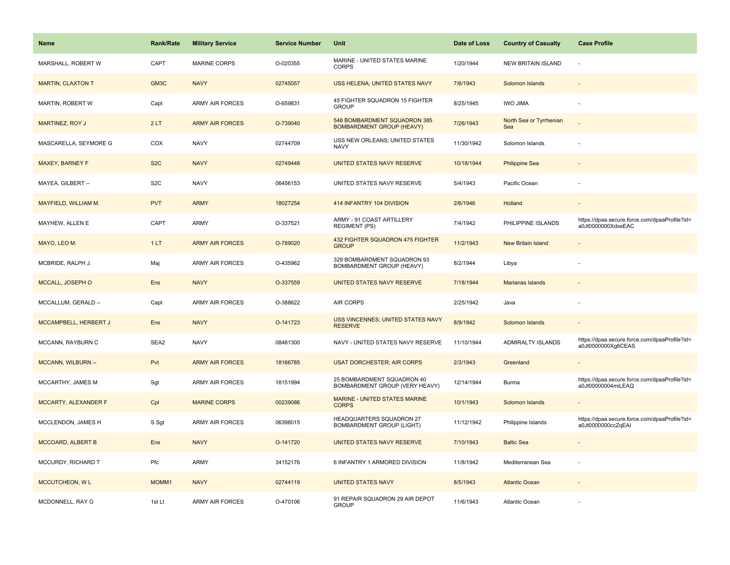| Name | Rank/Rate | Military Service | Service Number | Unit | Date of Loss | Country of Casualty | Case Profile |
|---|---|---|---|---|---|---|---|
| MARSHALL, ROBERT W | CAPT | MARINE CORPS | O-020355 | MARINE - UNITED STATES MARINE CORPS | 1/20/1944 | NEW BRITAIN ISLAND | - |
| MARTIN, CLAXTON T | GM3C | NAVY | 02745057 | USS HELENA; UNITED STATES NAVY | 7/6/1943 | Solomon Islands | - |
| MARTIN, ROBERT W | Capt | ARMY AIR FORCES | O-659831 | 45 FIGHTER SQUADRON 15 FIGHTER GROUP | 8/25/1945 | IWO JIMA | - |
| MARTINEZ, ROY J | 2 LT | ARMY AIR FORCES | O-739040 | 548 BOMBARDMENT SQUADRON 385 BOMBARDMENT GROUP (HEAVY) | 7/26/1943 | North Sea or Tyrrhenian Sea | - |
| MASCARELLA, SEYMORE G | COX | NAVY | 02744709 | USS NEW ORLEANS; UNITED STATES NAVY | 11/30/1942 | Solomon Islands | - |
| MAXEY, BARNEY F | S2C | NAVY | 02749448 | UNITED STATES NAVY RESERVE | 10/18/1944 | Philippine Sea | - |
| MAYEA, GILBERT -- | S2C | NAVY | 06456153 | UNITED STATES NAVY RESERVE | 5/4/1943 | Pacific Ocean | - |
| MAYFIELD, WILLIAM M. | PVT | ARMY | 18027254 | 414 INFANTRY 104 DIVISION | 2/6/1946 | Holland | - |
| MAYHEW, ALLEN E | CAPT | ARMY | O-337521 | ARMY - 91 COAST ARTILLERY REGIMENT (PS) | 7/4/1942 | PHILIPPINE ISLANDS | https://dpaa.secure.force.com/dpaaProfile?id=a0Jt0000000XdseEAC |
| MAYO, LEO M. | 1 LT | ARMY AIR FORCES | O-789020 | 432 FIGHTER SQUADRON 475 FIGHTER GROUP | 11/2/1943 | New Britain Island | - |
| MCBRIDE, RALPH J. | Maj | ARMY AIR FORCES | O-435962 | 329 BOMBARDMENT SQUADRON 93 BOMBARDMENT GROUP (HEAVY) | 8/2/1944 | Libya | - |
| MCCALL, JOSEPH O | Ens | NAVY | O-337559 | UNITED STATES NAVY RESERVE | 7/18/1944 | Marianas Islands | - |
| MCCALLUM, GERALD -- | Capt | ARMY AIR FORCES | O-388622 | AIR CORPS | 2/25/1942 | Java | - |
| MCCAMPBELL, HERBERT J | Ens | NAVY | O-141723 | USS VINCENNES; UNITED STATES NAVY RESERVE | 8/9/1942 | Solomon Islands | - |
| MCCANN, RAYBURN C | SEA2 | NAVY | 08481300 | NAVY - UNITED STATES NAVY RESERVE | 11/10/1944 | ADMIRALTY ISLANDS | https://dpaa.secure.force.com/dpaaProfile?id=a0Jt0000000Xg6CEAS |
| MCCANN, WILBURN -- | Pvt | ARMY AIR FORCES | 18166785 | USAT DORCHESTER; AIR CORPS | 2/3/1943 | Greenland | - |
| MCCARTHY, JAMES M | Sgt | ARMY AIR FORCES | 18151994 | 25 BOMBARDMENT SQUADRON 40 BOMBARDMENT GROUP (VERY HEAVY) | 12/14/1944 | Burma | https://dpaa.secure.force.com/dpaaProfile?id=a0Jt00000004miLEAQ |
| MCCARTY, ALEXANDER F | Cpl | MARINE CORPS | 00239086 | MARINE - UNITED STATES MARINE CORPS | 10/1/1943 | Solomon Islands | - |
| MCCLENDON, JAMES H | S Sgt | ARMY AIR FORCES | 06398015 | HEADQUARTERS SQUADRON 27 BOMBARDMENT GROUP (LIGHT) | 11/12/1942 | Philippine Islands | https://dpaa.secure.force.com/dpaaProfile?id=a0Jt0000000ccZqEAI |
| MCCOARD, ALBERT B | Ens | NAVY | O-141720 | UNITED STATES NAVY RESERVE | 7/10/1943 | Baltic Sea | - |
| MCCURDY, RICHARD T | Pfc | ARMY | 34152176 | 6 INFANTRY 1 ARMORED DIVISION | 11/8/1942 | Mediterranean Sea | - |
| MCCUTCHEON, W L | MOMM1 | NAVY | 02744119 | UNITED STATES NAVY | 8/5/1943 | Atlantic Ocean | - |
| MCDONNELL, RAY G | 1st Lt | ARMY AIR FORCES | O-470106 | 91 REPAIR SQUADRON 29 AIR DEPOT GROUP | 11/6/1943 | Atlantic Ocean | - |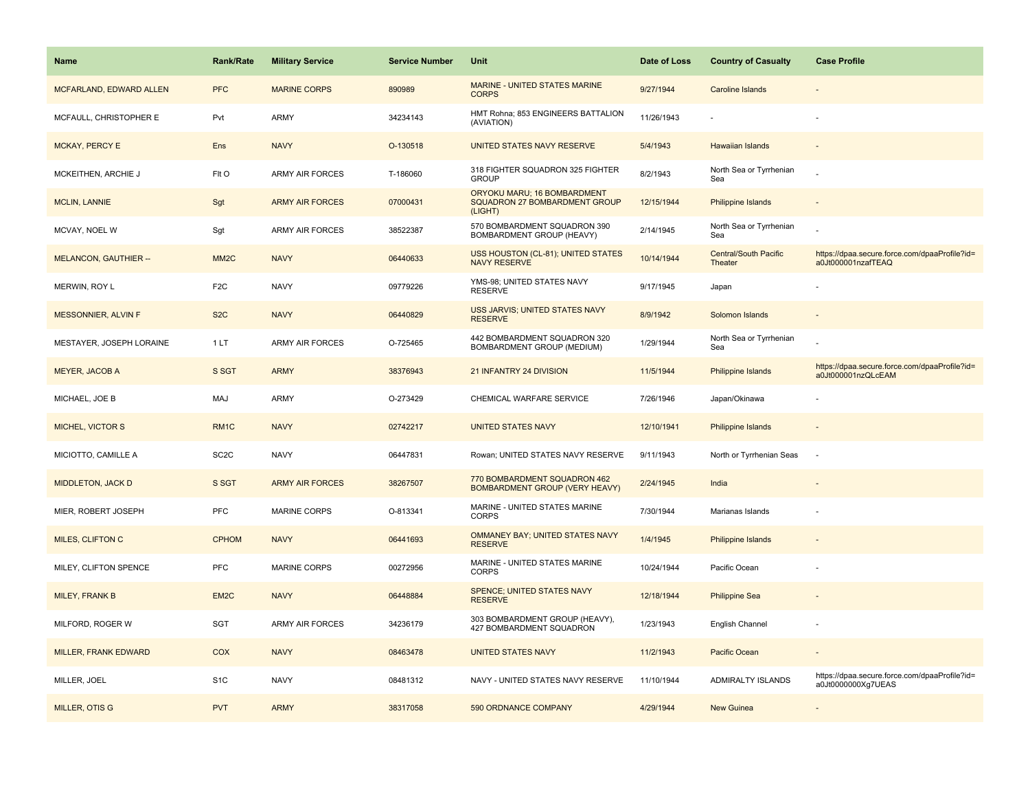| Name | Rank/Rate | Military Service | Service Number | Unit | Date of Loss | Country of Casualty | Case Profile |
|---|---|---|---|---|---|---|---|
| MCFARLAND, EDWARD ALLEN | PFC | MARINE CORPS | 890989 | MARINE - UNITED STATES MARINE CORPS | 9/27/1944 | Caroline Islands | - |
| MCFAULL, CHRISTOPHER E | Pvt | ARMY | 34234143 | HMT Rohna; 853 ENGINEERS BATTALION (AVIATION) | 11/26/1943 | - | - |
| MCKAY, PERCY E | Ens | NAVY | O-130518 | UNITED STATES NAVY RESERVE | 5/4/1943 | Hawaiian Islands | - |
| MCKEITHEN, ARCHIE J | Flt O | ARMY AIR FORCES | T-186060 | 318 FIGHTER SQUADRON 325 FIGHTER GROUP | 8/2/1943 | North Sea or Tyrrhenian Sea | - |
| MCLIN, LANNIE | Sgt | ARMY AIR FORCES | 07000431 | ORYOKU MARU; 16 BOMBARDMENT SQUADRON 27 BOMBARDMENT GROUP (LIGHT) | 12/15/1944 | Philippine Islands | - |
| MCVAY, NOEL W | Sgt | ARMY AIR FORCES | 38522387 | 570 BOMBARDMENT SQUADRON 390 BOMBARDMENT GROUP (HEAVY) | 2/14/1945 | North Sea or Tyrrhenian Sea | - |
| MELANCON, GAUTHIER -- | MM2C | NAVY | 06440633 | USS HOUSTON (CL-81); UNITED STATES NAVY RESERVE | 10/14/1944 | Central/South Pacific Theater | https://dpaa.secure.force.com/dpaaProfile?id=a0Jt000001nzafTEAQ |
| MERWIN, ROY L | F2C | NAVY | 09779226 | YMS-98; UNITED STATES NAVY RESERVE | 9/17/1945 | Japan | - |
| MESSONNIER, ALVIN F | S2C | NAVY | 06440829 | USS JARVIS; UNITED STATES NAVY RESERVE | 8/9/1942 | Solomon Islands | - |
| MESTAYER, JOSEPH LORAINE | 1 LT | ARMY AIR FORCES | O-725465 | 442 BOMBARDMENT SQUADRON 320 BOMBARDMENT GROUP (MEDIUM) | 1/29/1944 | North Sea or Tyrrhenian Sea | - |
| MEYER, JACOB A | S SGT | ARMY | 38376943 | 21 INFANTRY 24 DIVISION | 11/5/1944 | Philippine Islands | https://dpaa.secure.force.com/dpaaProfile?id=a0Jt000001nzQLcEAM |
| MICHAEL, JOE B | MAJ | ARMY | O-273429 | CHEMICAL WARFARE SERVICE | 7/26/1946 | Japan/Okinawa | - |
| MICHEL, VICTOR S | RM1C | NAVY | 02742217 | UNITED STATES NAVY | 12/10/1941 | Philippine Islands | - |
| MICIOTTO, CAMILLE A | SC2C | NAVY | 06447831 | Rowan; UNITED STATES NAVY RESERVE | 9/11/1943 | North or Tyrrhenian Seas | - |
| MIDDLETON, JACK D | S SGT | ARMY AIR FORCES | 38267507 | 770 BOMBARDMENT SQUADRON 462 BOMBARDMENT GROUP (VERY HEAVY) | 2/24/1945 | India | - |
| MIER, ROBERT JOSEPH | PFC | MARINE CORPS | O-813341 | MARINE - UNITED STATES MARINE CORPS | 7/30/1944 | Marianas Islands | - |
| MILES, CLIFTON C | CPHOM | NAVY | 06441693 | OMMANEY BAY; UNITED STATES NAVY RESERVE | 1/4/1945 | Philippine Islands | - |
| MILEY, CLIFTON SPENCE | PFC | MARINE CORPS | 00272956 | MARINE - UNITED STATES MARINE CORPS | 10/24/1944 | Pacific Ocean | - |
| MILEY, FRANK B | EM2C | NAVY | 06448884 | SPENCE; UNITED STATES NAVY RESERVE | 12/18/1944 | Philippine Sea | - |
| MILFORD, ROGER W | SGT | ARMY AIR FORCES | 34236179 | 303 BOMBARDMENT GROUP (HEAVY), 427 BOMBARDMENT SQUADRON | 1/23/1943 | English Channel | - |
| MILLER, FRANK EDWARD | COX | NAVY | 08463478 | UNITED STATES NAVY | 11/2/1943 | Pacific Ocean | - |
| MILLER, JOEL | S1C | NAVY | 08481312 | NAVY - UNITED STATES NAVY RESERVE | 11/10/1944 | ADMIRALTY ISLANDS | https://dpaa.secure.force.com/dpaaProfile?id=a0Jt0000000Xg7UEAS |
| MILLER, OTIS G | PVT | ARMY | 38317058 | 590 ORDNANCE COMPANY | 4/29/1944 | New Guinea | - |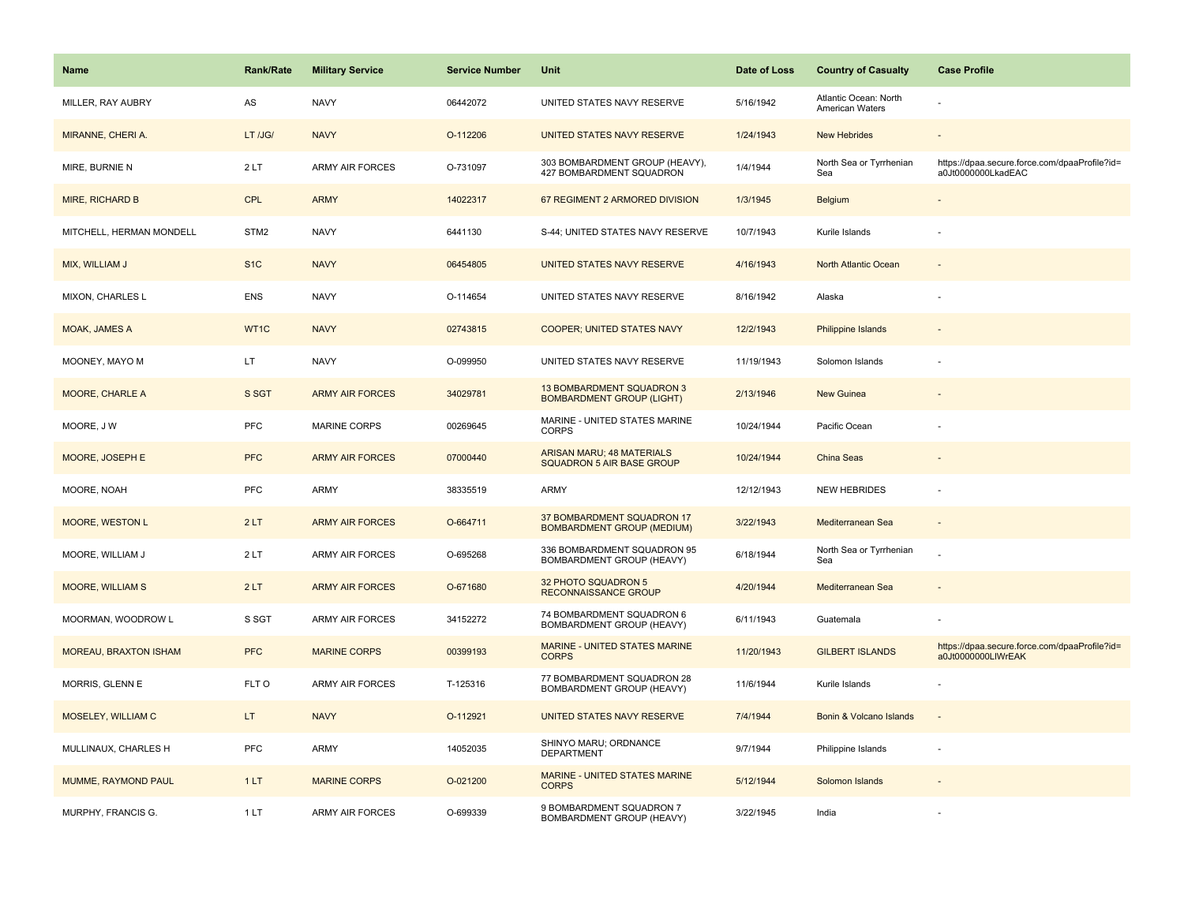| Name | Rank/Rate | Military Service | Service Number | Unit | Date of Loss | Country of Casualty | Case Profile |
|---|---|---|---|---|---|---|---|
| MILLER, RAY AUBRY | AS | NAVY | 06442072 | UNITED STATES NAVY RESERVE | 5/16/1942 | Atlantic Ocean: North American Waters | - |
| MIRANNE, CHERI A. | LT /JG/ | NAVY | O-112206 | UNITED STATES NAVY RESERVE | 1/24/1943 | New Hebrides | - |
| MIRE, BURNIE N | 2 LT | ARMY AIR FORCES | O-731097 | 303 BOMBARDMENT GROUP (HEAVY), 427 BOMBARDMENT SQUADRON | 1/4/1944 | North Sea or Tyrrhenian Sea | https://dpaa.secure.force.com/dpaaProfile?id=a0Jt0000000LkadEAC |
| MIRE, RICHARD B | CPL | ARMY | 14022317 | 67 REGIMENT 2 ARMORED DIVISION | 1/3/1945 | Belgium | - |
| MITCHELL, HERMAN MONDELL | STM2 | NAVY | 6441130 | S-44; UNITED STATES NAVY RESERVE | 10/7/1943 | Kurile Islands | - |
| MIX, WILLIAM J | S1C | NAVY | 06454805 | UNITED STATES NAVY RESERVE | 4/16/1943 | North Atlantic Ocean | - |
| MIXON, CHARLES L | ENS | NAVY | O-114654 | UNITED STATES NAVY RESERVE | 8/16/1942 | Alaska | - |
| MOAK, JAMES A | WT1C | NAVY | 02743815 | COOPER; UNITED STATES NAVY | 12/2/1943 | Philippine Islands | - |
| MOONEY, MAYO M | LT | NAVY | O-099950 | UNITED STATES NAVY RESERVE | 11/19/1943 | Solomon Islands | - |
| MOORE, CHARLE A | S SGT | ARMY AIR FORCES | 34029781 | 13 BOMBARDMENT SQUADRON 3 BOMBARDMENT GROUP (LIGHT) | 2/13/1946 | New Guinea | - |
| MOORE, J W | PFC | MARINE CORPS | 00269645 | MARINE - UNITED STATES MARINE CORPS | 10/24/1944 | Pacific Ocean | - |
| MOORE, JOSEPH E | PFC | ARMY AIR FORCES | 07000440 | ARISAN MARU; 48 MATERIALS SQUADRON 5 AIR BASE GROUP | 10/24/1944 | China Seas | - |
| MOORE, NOAH | PFC | ARMY | 38335519 | ARMY | 12/12/1943 | NEW HEBRIDES | - |
| MOORE, WESTON L | 2 LT | ARMY AIR FORCES | O-664711 | 37 BOMBARDMENT SQUADRON 17 BOMBARDMENT GROUP (MEDIUM) | 3/22/1943 | Mediterranean Sea | - |
| MOORE, WILLIAM J | 2 LT | ARMY AIR FORCES | O-695268 | 336 BOMBARDMENT SQUADRON 95 BOMBARDMENT GROUP (HEAVY) | 6/18/1944 | North Sea or Tyrrhenian Sea | - |
| MOORE, WILLIAM S | 2 LT | ARMY AIR FORCES | O-671680 | 32 PHOTO SQUADRON 5 RECONNAISSANCE GROUP | 4/20/1944 | Mediterranean Sea | - |
| MOORMAN, WOODROW L | S SGT | ARMY AIR FORCES | 34152272 | 74 BOMBARDMENT SQUADRON 6 BOMBARDMENT GROUP (HEAVY) | 6/11/1943 | Guatemala | - |
| MOREAU, BRAXTON ISHAM | PFC | MARINE CORPS | 00399193 | MARINE - UNITED STATES MARINE CORPS | 11/20/1943 | GILBERT ISLANDS | https://dpaa.secure.force.com/dpaaProfile?id=a0Jt0000000LlWrEAK |
| MORRIS, GLENN E | FLT O | ARMY AIR FORCES | T-125316 | 77 BOMBARDMENT SQUADRON 28 BOMBARDMENT GROUP (HEAVY) | 11/6/1944 | Kurile Islands | - |
| MOSELEY, WILLIAM C | LT | NAVY | O-112921 | UNITED STATES NAVY RESERVE | 7/4/1944 | Bonin & Volcano Islands | - |
| MULLINAUX, CHARLES H | PFC | ARMY | 14052035 | SHINYO MARU; ORDNANCE DEPARTMENT | 9/7/1944 | Philippine Islands | - |
| MUMME, RAYMOND PAUL | 1 LT | MARINE CORPS | O-021200 | MARINE - UNITED STATES MARINE CORPS | 5/12/1944 | Solomon Islands | - |
| MURPHY, FRANCIS G. | 1 LT | ARMY AIR FORCES | O-699339 | 9 BOMBARDMENT SQUADRON 7 BOMBARDMENT GROUP (HEAVY) | 3/22/1945 | India | - |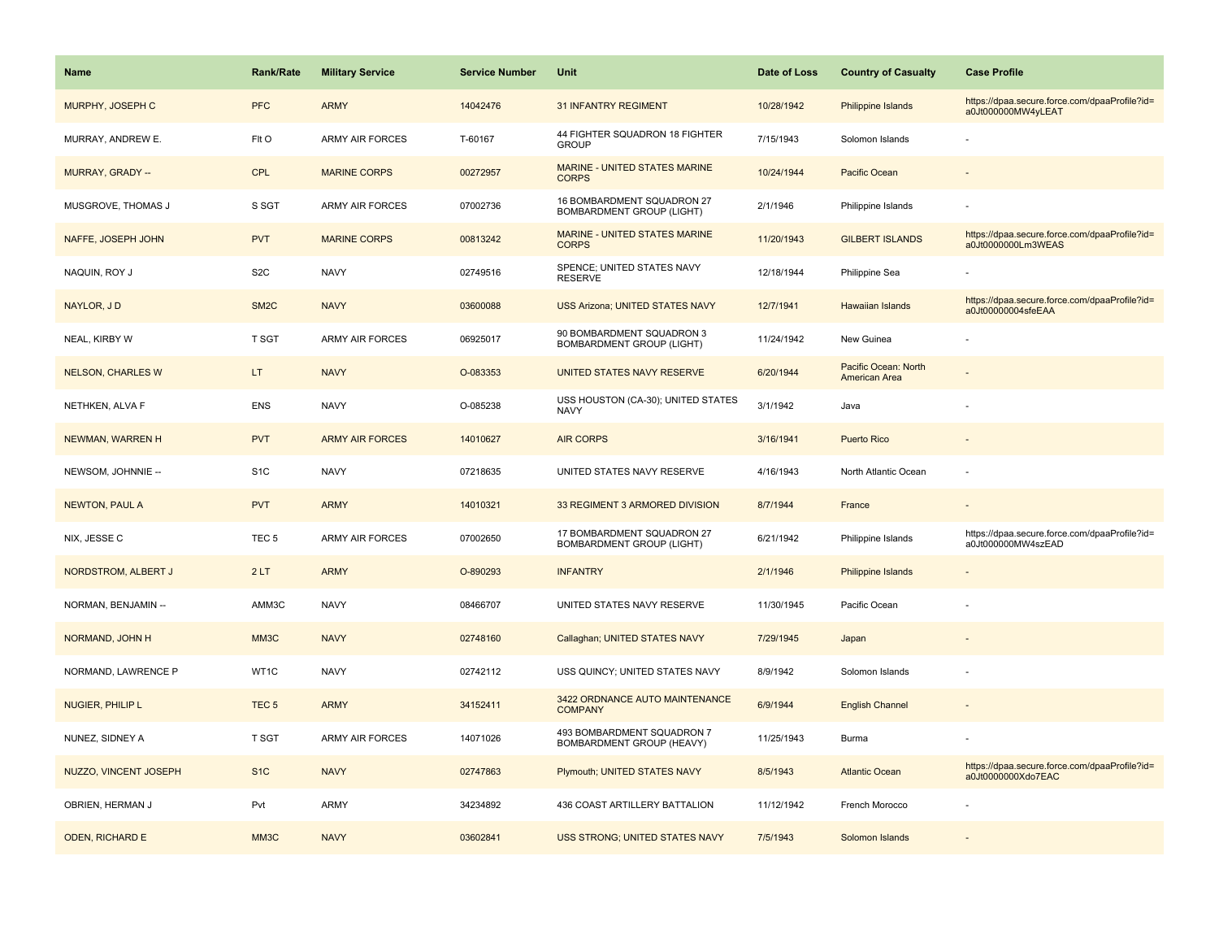| Name | Rank/Rate | Military Service | Service Number | Unit | Date of Loss | Country of Casualty | Case Profile |
|---|---|---|---|---|---|---|---|
| MURPHY, JOSEPH C | PFC | ARMY | 14042476 | 31 INFANTRY REGIMENT | 10/28/1942 | Philippine Islands | https://dpaa.secure.force.com/dpaaProfile?id=a0Jt000000MW4yLEAT |
| MURRAY, ANDREW E. | Flt O | ARMY AIR FORCES | T-60167 | 44 FIGHTER SQUADRON 18 FIGHTER GROUP | 7/15/1943 | Solomon Islands | - |
| MURRAY, GRADY -- | CPL | MARINE CORPS | 00272957 | MARINE - UNITED STATES MARINE CORPS | 10/24/1944 | Pacific Ocean | - |
| MUSGROVE, THOMAS J | S SGT | ARMY AIR FORCES | 07002736 | 16 BOMBARDMENT SQUADRON 27 BOMBARDMENT GROUP (LIGHT) | 2/1/1946 | Philippine Islands | - |
| NAFFE, JOSEPH JOHN | PVT | MARINE CORPS | 00813242 | MARINE - UNITED STATES MARINE CORPS | 11/20/1943 | GILBERT ISLANDS | https://dpaa.secure.force.com/dpaaProfile?id=a0Jt0000000Lm3WEAS |
| NAQUIN, ROY J | S2C | NAVY | 02749516 | SPENCE; UNITED STATES NAVY RESERVE | 12/18/1944 | Philippine Sea | - |
| NAYLOR, J D | SM2C | NAVY | 03600088 | USS Arizona; UNITED STATES NAVY | 12/7/1941 | Hawaiian Islands | https://dpaa.secure.force.com/dpaaProfile?id=a0Jt00000004sfeEAA |
| NEAL, KIRBY W | T SGT | ARMY AIR FORCES | 06925017 | 90 BOMBARDMENT SQUADRON 3 BOMBARDMENT GROUP (LIGHT) | 11/24/1942 | New Guinea | - |
| NELSON, CHARLES W | LT | NAVY | O-083353 | UNITED STATES NAVY RESERVE | 6/20/1944 | Pacific Ocean: North American Area | - |
| NETHKEN, ALVA F | ENS | NAVY | O-085238 | USS HOUSTON (CA-30); UNITED STATES NAVY | 3/1/1942 | Java | - |
| NEWMAN, WARREN H | PVT | ARMY AIR FORCES | 14010627 | AIR CORPS | 3/16/1941 | Puerto Rico | - |
| NEWSOM, JOHNNIE -- | S1C | NAVY | 07218635 | UNITED STATES NAVY RESERVE | 4/16/1943 | North Atlantic Ocean | - |
| NEWTON, PAUL A | PVT | ARMY | 14010321 | 33 REGIMENT 3 ARMORED DIVISION | 8/7/1944 | France | - |
| NIX, JESSE C | TEC 5 | ARMY AIR FORCES | 07002650 | 17 BOMBARDMENT SQUADRON 27 BOMBARDMENT GROUP (LIGHT) | 6/21/1942 | Philippine Islands | https://dpaa.secure.force.com/dpaaProfile?id=a0Jt000000MW4szEAD |
| NORDSTROM, ALBERT J | 2 LT | ARMY | O-890293 | INFANTRY | 2/1/1946 | Philippine Islands | - |
| NORMAN, BENJAMIN -- | AMM3C | NAVY | 08466707 | UNITED STATES NAVY RESERVE | 11/30/1945 | Pacific Ocean | - |
| NORMAND, JOHN H | MM3C | NAVY | 02748160 | Callaghan; UNITED STATES NAVY | 7/29/1945 | Japan | - |
| NORMAND, LAWRENCE P | WT1C | NAVY | 02742112 | USS QUINCY; UNITED STATES NAVY | 8/9/1942 | Solomon Islands | - |
| NUGIER, PHILIP L | TEC 5 | ARMY | 34152411 | 3422 ORDNANCE AUTO MAINTENANCE COMPANY | 6/9/1944 | English Channel | - |
| NUNEZ, SIDNEY A | T SGT | ARMY AIR FORCES | 14071026 | 493 BOMBARDMENT SQUADRON 7 BOMBARDMENT GROUP (HEAVY) | 11/25/1943 | Burma | - |
| NUZZO, VINCENT JOSEPH | S1C | NAVY | 02747863 | Plymouth; UNITED STATES NAVY | 8/5/1943 | Atlantic Ocean | https://dpaa.secure.force.com/dpaaProfile?id=a0Jt0000000Xdo7EAC |
| OBRIEN, HERMAN J | Pvt | ARMY | 34234892 | 436 COAST ARTILLERY BATTALION | 11/12/1942 | French Morocco | - |
| ODEN, RICHARD E | MM3C | NAVY | 03602841 | USS STRONG; UNITED STATES NAVY | 7/5/1943 | Solomon Islands | - |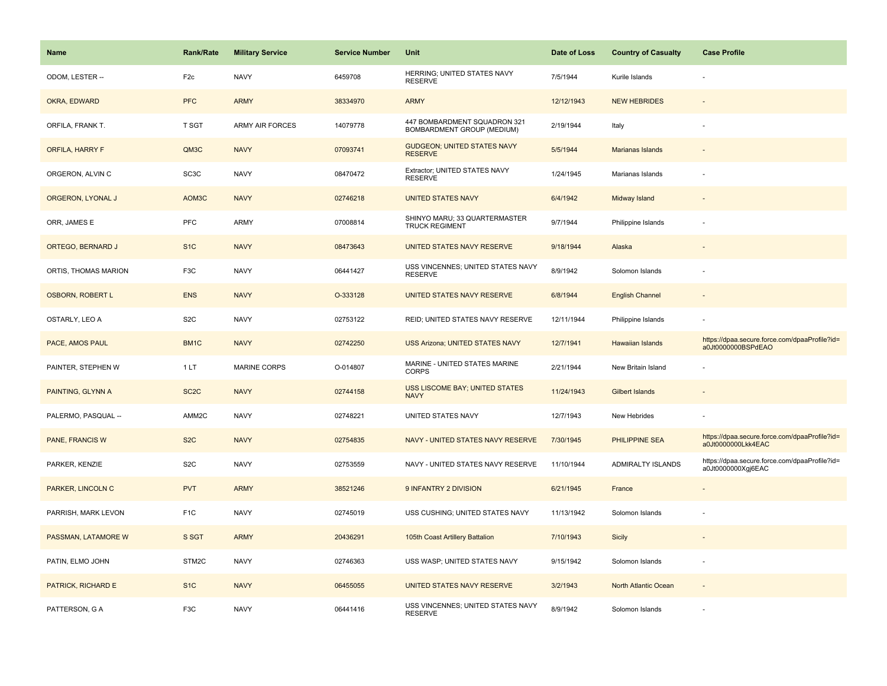| Name | Rank/Rate | Military Service | Service Number | Unit | Date of Loss | Country of Casualty | Case Profile |
|---|---|---|---|---|---|---|---|
| ODOM, LESTER -- | F2c | NAVY | 6459708 | HERRING; UNITED STATES NAVY RESERVE | 7/5/1944 | Kurile Islands | - |
| OKRA, EDWARD | PFC | ARMY | 38334970 | ARMY | 12/12/1943 | NEW HEBRIDES | - |
| ORFILA, FRANK T. | T SGT | ARMY AIR FORCES | 14079778 | 447 BOMBARDMENT SQUADRON 321 BOMBARDMENT GROUP (MEDIUM) | 2/19/1944 | Italy | - |
| ORFILA, HARRY F | QM3C | NAVY | 07093741 | GUDGEON; UNITED STATES NAVY RESERVE | 5/5/1944 | Marianas Islands | - |
| ORGERON, ALVIN C | SC3C | NAVY | 08470472 | Extractor; UNITED STATES NAVY RESERVE | 1/24/1945 | Marianas Islands | - |
| ORGERON, LYONAL J | AOM3C | NAVY | 02746218 | UNITED STATES NAVY | 6/4/1942 | Midway Island | - |
| ORR, JAMES E | PFC | ARMY | 07008814 | SHINYO MARU; 33 QUARTERMASTER TRUCK REGIMENT | 9/7/1944 | Philippine Islands | - |
| ORTEGO, BERNARD J | S1C | NAVY | 08473643 | UNITED STATES NAVY RESERVE | 9/18/1944 | Alaska | - |
| ORTIS, THOMAS MARION | F3C | NAVY | 06441427 | USS VINCENNES; UNITED STATES NAVY RESERVE | 8/9/1942 | Solomon Islands | - |
| OSBORN, ROBERT L | ENS | NAVY | O-333128 | UNITED STATES NAVY RESERVE | 6/8/1944 | English Channel | - |
| OSTARLY, LEO A | S2C | NAVY | 02753122 | REID; UNITED STATES NAVY RESERVE | 12/11/1944 | Philippine Islands | - |
| PACE, AMOS PAUL | BM1C | NAVY | 02742250 | USS Arizona; UNITED STATES NAVY | 12/7/1941 | Hawaiian Islands | https://dpaa.secure.force.com/dpaaProfile?id=a0Jt0000000BSPdEAO |
| PAINTER, STEPHEN W | 1 LT | MARINE CORPS | O-014807 | MARINE - UNITED STATES MARINE CORPS | 2/21/1944 | New Britain Island | - |
| PAINTING, GLYNN A | SC2C | NAVY | 02744158 | USS LISCOME BAY; UNITED STATES NAVY | 11/24/1943 | Gilbert Islands | - |
| PALERMO, PASQUAL -- | AMM2C | NAVY | 02748221 | UNITED STATES NAVY | 12/7/1943 | New Hebrides | - |
| PANE, FRANCIS W | S2C | NAVY | 02754835 | NAVY - UNITED STATES NAVY RESERVE | 7/30/1945 | PHILIPPINE SEA | https://dpaa.secure.force.com/dpaaProfile?id=a0Jt0000000Lkk4EAC |
| PARKER, KENZIE | S2C | NAVY | 02753559 | NAVY - UNITED STATES NAVY RESERVE | 11/10/1944 | ADMIRALTY ISLANDS | https://dpaa.secure.force.com/dpaaProfile?id=a0Jt0000000Xgj6EAC |
| PARKER, LINCOLN C | PVT | ARMY | 38521246 | 9 INFANTRY 2 DIVISION | 6/21/1945 | France | - |
| PARRISH, MARK LEVON | F1C | NAVY | 02745019 | USS CUSHING; UNITED STATES NAVY | 11/13/1942 | Solomon Islands | - |
| PASSMAN, LATAMORE W | S SGT | ARMY | 20436291 | 105th Coast Artillery Battalion | 7/10/1943 | Sicily | - |
| PATIN, ELMO JOHN | STM2C | NAVY | 02746363 | USS WASP; UNITED STATES NAVY | 9/15/1942 | Solomon Islands | - |
| PATRICK, RICHARD E | S1C | NAVY | 06455055 | UNITED STATES NAVY RESERVE | 3/2/1943 | North Atlantic Ocean | - |
| PATTERSON, G A | F3C | NAVY | 06441416 | USS VINCENNES; UNITED STATES NAVY RESERVE | 8/9/1942 | Solomon Islands | - |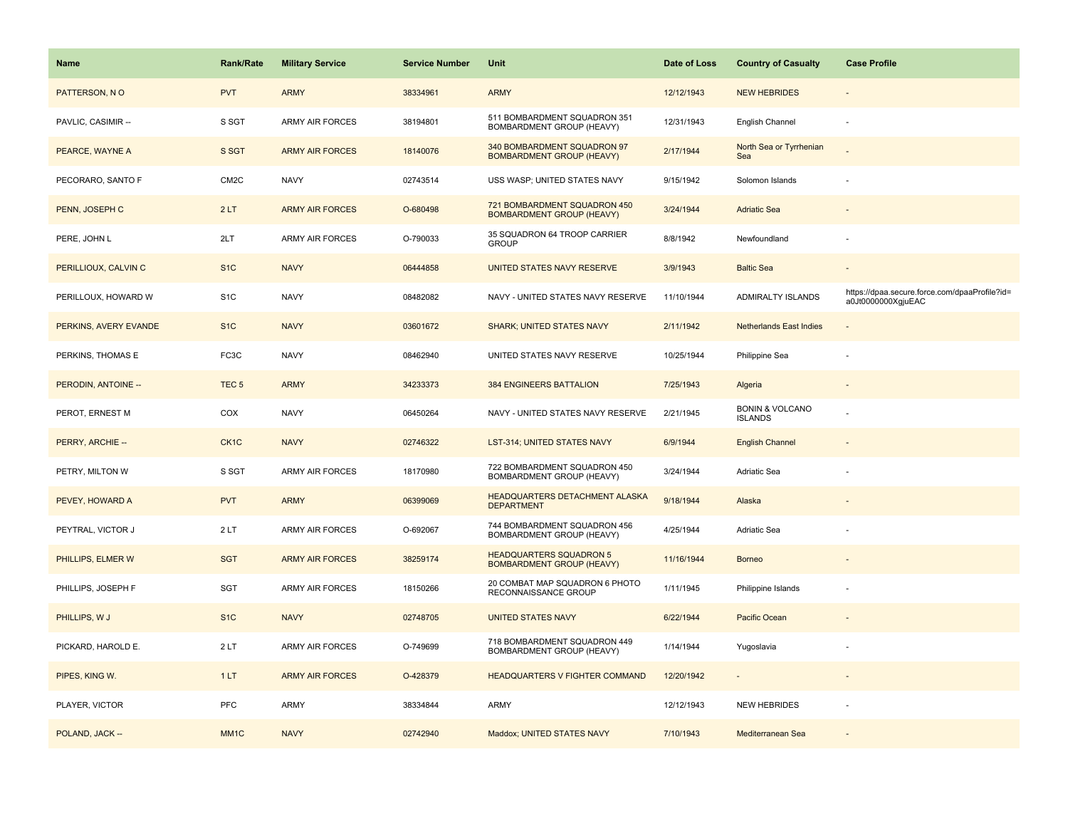| Name | Rank/Rate | Military Service | Service Number | Unit | Date of Loss | Country of Casualty | Case Profile |
|---|---|---|---|---|---|---|---|
| PATTERSON, N O | PVT | ARMY | 38334961 | ARMY | 12/12/1943 | NEW HEBRIDES | - |
| PAVLIC, CASIMIR -- | S SGT | ARMY AIR FORCES | 38194801 | 511 BOMBARDMENT SQUADRON 351 BOMBARDMENT GROUP (HEAVY) | 12/31/1943 | English Channel | - |
| PEARCE, WAYNE A | S SGT | ARMY AIR FORCES | 18140076 | 340 BOMBARDMENT SQUADRON 97 BOMBARDMENT GROUP (HEAVY) | 2/17/1944 | North Sea or Tyrrhenian Sea | - |
| PECORARO, SANTO F | CM2C | NAVY | 02743514 | USS WASP; UNITED STATES NAVY | 9/15/1942 | Solomon Islands | - |
| PENN, JOSEPH C | 2 LT | ARMY AIR FORCES | O-680498 | 721 BOMBARDMENT SQUADRON 450 BOMBARDMENT GROUP (HEAVY) | 3/24/1944 | Adriatic Sea | - |
| PERE, JOHN L | 2LT | ARMY AIR FORCES | O-790033 | 35 SQUADRON 64 TROOP CARRIER GROUP | 8/8/1942 | Newfoundland | - |
| PERILLIOUX, CALVIN C | S1C | NAVY | 06444858 | UNITED STATES NAVY RESERVE | 3/9/1943 | Baltic Sea | - |
| PERILLOUX, HOWARD W | S1C | NAVY | 08482082 | NAVY - UNITED STATES NAVY RESERVE | 11/10/1944 | ADMIRALTY ISLANDS | https://dpaa.secure.force.com/dpaaProfile?id=a0Jt0000000XgjuEAC |
| PERKINS, AVERY EVANDE | S1C | NAVY | 03601672 | SHARK; UNITED STATES NAVY | 2/11/1942 | Netherlands East Indies | - |
| PERKINS, THOMAS E | FC3C | NAVY | 08462940 | UNITED STATES NAVY RESERVE | 10/25/1944 | Philippine Sea | - |
| PERODIN, ANTOINE -- | TEC 5 | ARMY | 34233373 | 384 ENGINEERS BATTALION | 7/25/1943 | Algeria | - |
| PEROT, ERNEST M | COX | NAVY | 06450264 | NAVY - UNITED STATES NAVY RESERVE | 2/21/1945 | BONIN & VOLCANO ISLANDS | - |
| PERRY, ARCHIE -- | CK1C | NAVY | 02746322 | LST-314; UNITED STATES NAVY | 6/9/1944 | English Channel | - |
| PETRY, MILTON W | S SGT | ARMY AIR FORCES | 18170980 | 722 BOMBARDMENT SQUADRON 450 BOMBARDMENT GROUP (HEAVY) | 3/24/1944 | Adriatic Sea | - |
| PEVEY, HOWARD A | PVT | ARMY | 06399069 | HEADQUARTERS DETACHMENT ALASKA DEPARTMENT | 9/18/1944 | Alaska | - |
| PEYTRAL, VICTOR J | 2 LT | ARMY AIR FORCES | O-692067 | 744 BOMBARDMENT SQUADRON 456 BOMBARDMENT GROUP (HEAVY) | 4/25/1944 | Adriatic Sea | - |
| PHILLIPS, ELMER W | SGT | ARMY AIR FORCES | 38259174 | HEADQUARTERS SQUADRON 5 BOMBARDMENT GROUP (HEAVY) | 11/16/1944 | Borneo | - |
| PHILLIPS, JOSEPH F | SGT | ARMY AIR FORCES | 18150266 | 20 COMBAT MAP SQUADRON 6 PHOTO RECONNAISSANCE GROUP | 1/11/1945 | Philippine Islands | - |
| PHILLIPS, W J | S1C | NAVY | 02748705 | UNITED STATES NAVY | 6/22/1944 | Pacific Ocean | - |
| PICKARD, HAROLD E. | 2 LT | ARMY AIR FORCES | O-749699 | 718 BOMBARDMENT SQUADRON 449 BOMBARDMENT GROUP (HEAVY) | 1/14/1944 | Yugoslavia | - |
| PIPES, KING W. | 1 LT | ARMY AIR FORCES | O-428379 | HEADQUARTERS V FIGHTER COMMAND | 12/20/1942 | - | - |
| PLAYER, VICTOR | PFC | ARMY | 38334844 | ARMY | 12/12/1943 | NEW HEBRIDES | - |
| POLAND, JACK -- | MM1C | NAVY | 02742940 | Maddox; UNITED STATES NAVY | 7/10/1943 | Mediterranean Sea | - |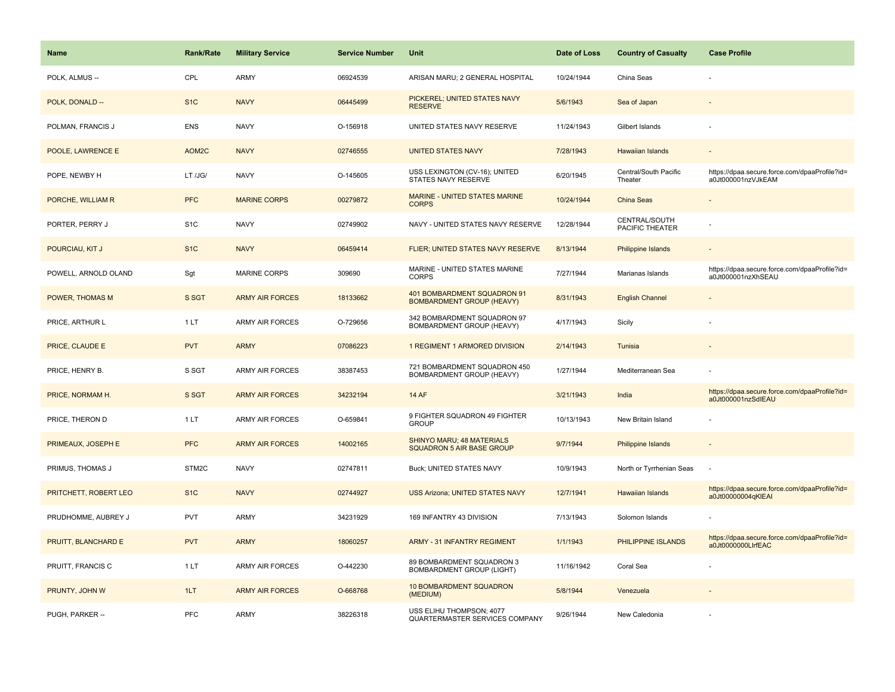| Name | Rank/Rate | Military Service | Service Number | Unit | Date of Loss | Country of Casualty | Case Profile |
|---|---|---|---|---|---|---|---|
| POLK, ALMUS -- | CPL | ARMY | 06924539 | ARISAN MARU; 2 GENERAL HOSPITAL | 10/24/1944 | China Seas | - |
| POLK, DONALD -- | S1C | NAVY | 06445499 | PICKEREL; UNITED STATES NAVY RESERVE | 5/6/1943 | Sea of Japan | - |
| POLMAN, FRANCIS J | ENS | NAVY | O-156918 | UNITED STATES NAVY RESERVE | 11/24/1943 | Gilbert Islands | - |
| POOLE, LAWRENCE E | AOM2C | NAVY | 02746555 | UNITED STATES NAVY | 7/28/1943 | Hawaiian Islands | - |
| POPE, NEWBY H | LT /JG/ | NAVY | O-145605 | USS LEXINGTON (CV-16); UNITED STATES NAVY RESERVE | 6/20/1945 | Central/South Pacific Theater | https://dpaa.secure.force.com/dpaaProfile?id=a0Jt000001nzVJkEAM |
| PORCHE, WILLIAM R | PFC | MARINE CORPS | 00279872 | MARINE - UNITED STATES MARINE CORPS | 10/24/1944 | China Seas | - |
| PORTER, PERRY J | S1C | NAVY | 02749902 | NAVY - UNITED STATES NAVY RESERVE | 12/28/1944 | CENTRAL/SOUTH PACIFIC THEATER | - |
| POURCIAU, KIT J | S1C | NAVY | 06459414 | FLIER; UNITED STATES NAVY RESERVE | 8/13/1944 | Philippine Islands | - |
| POWELL, ARNOLD OLAND | Sgt | MARINE CORPS | 309690 | MARINE - UNITED STATES MARINE CORPS | 7/27/1944 | Marianas Islands | https://dpaa.secure.force.com/dpaaProfile?id=a0Jt000001nzXhSEAU |
| POWER, THOMAS M | S SGT | ARMY AIR FORCES | 18133662 | 401 BOMBARDMENT SQUADRON 91 BOMBARDMENT GROUP (HEAVY) | 8/31/1943 | English Channel | - |
| PRICE, ARTHUR L | 1 LT | ARMY AIR FORCES | O-729656 | 342 BOMBARDMENT SQUADRON 97 BOMBARDMENT GROUP (HEAVY) | 4/17/1943 | Sicily | - |
| PRICE, CLAUDE E | PVT | ARMY | 07086223 | 1 REGIMENT 1 ARMORED DIVISION | 2/14/1943 | Tunisia | - |
| PRICE, HENRY B. | S SGT | ARMY AIR FORCES | 38387453 | 721 BOMBARDMENT SQUADRON 450 BOMBARDMENT GROUP (HEAVY) | 1/27/1944 | Mediterranean Sea | - |
| PRICE, NORMAM H. | S SGT | ARMY AIR FORCES | 34232194 | 14 AF | 3/21/1943 | India | https://dpaa.secure.force.com/dpaaProfile?id=a0Jt000001nzSdIEAU |
| PRICE, THERON D | 1 LT | ARMY AIR FORCES | O-659841 | 9 FIGHTER SQUADRON 49 FIGHTER GROUP | 10/13/1943 | New Britain Island | - |
| PRIMEAUX, JOSEPH E | PFC | ARMY AIR FORCES | 14002165 | SHINYO MARU; 48 MATERIALS SQUADRON 5 AIR BASE GROUP | 9/7/1944 | Philippine Islands | - |
| PRIMUS, THOMAS J | STM2C | NAVY | 02747811 | Buck; UNITED STATES NAVY | 10/9/1943 | North or Tyrrhenian Seas | - |
| PRITCHETT, ROBERT LEO | S1C | NAVY | 02744927 | USS Arizona; UNITED STATES NAVY | 12/7/1941 | Hawaiian Islands | https://dpaa.secure.force.com/dpaaProfile?id=a0Jt00000004qKlEAI |
| PRUDHOMME, AUBREY J | PVT | ARMY | 34231929 | 169 INFANTRY 43 DIVISION | 7/13/1943 | Solomon Islands | - |
| PRUITT, BLANCHARD E | PVT | ARMY | 18060257 | ARMY - 31 INFANTRY REGIMENT | 1/1/1943 | PHILIPPINE ISLANDS | https://dpaa.secure.force.com/dpaaProfile?id=a0Jt0000000LlrfEAC |
| PRUITT, FRANCIS C | 1 LT | ARMY AIR FORCES | O-442230 | 89 BOMBARDMENT SQUADRON 3 BOMBARDMENT GROUP (LIGHT) | 11/16/1942 | Coral Sea | - |
| PRUNTY, JOHN W | 1LT | ARMY AIR FORCES | O-668768 | 10 BOMBARDMENT SQUADRON (MEDIUM) | 5/8/1944 | Venezuela | - |
| PUGH, PARKER -- | PFC | ARMY | 38226318 | USS ELIHU THOMPSON; 4077 QUARTERMASTER SERVICES COMPANY | 9/26/1944 | New Caledonia | - |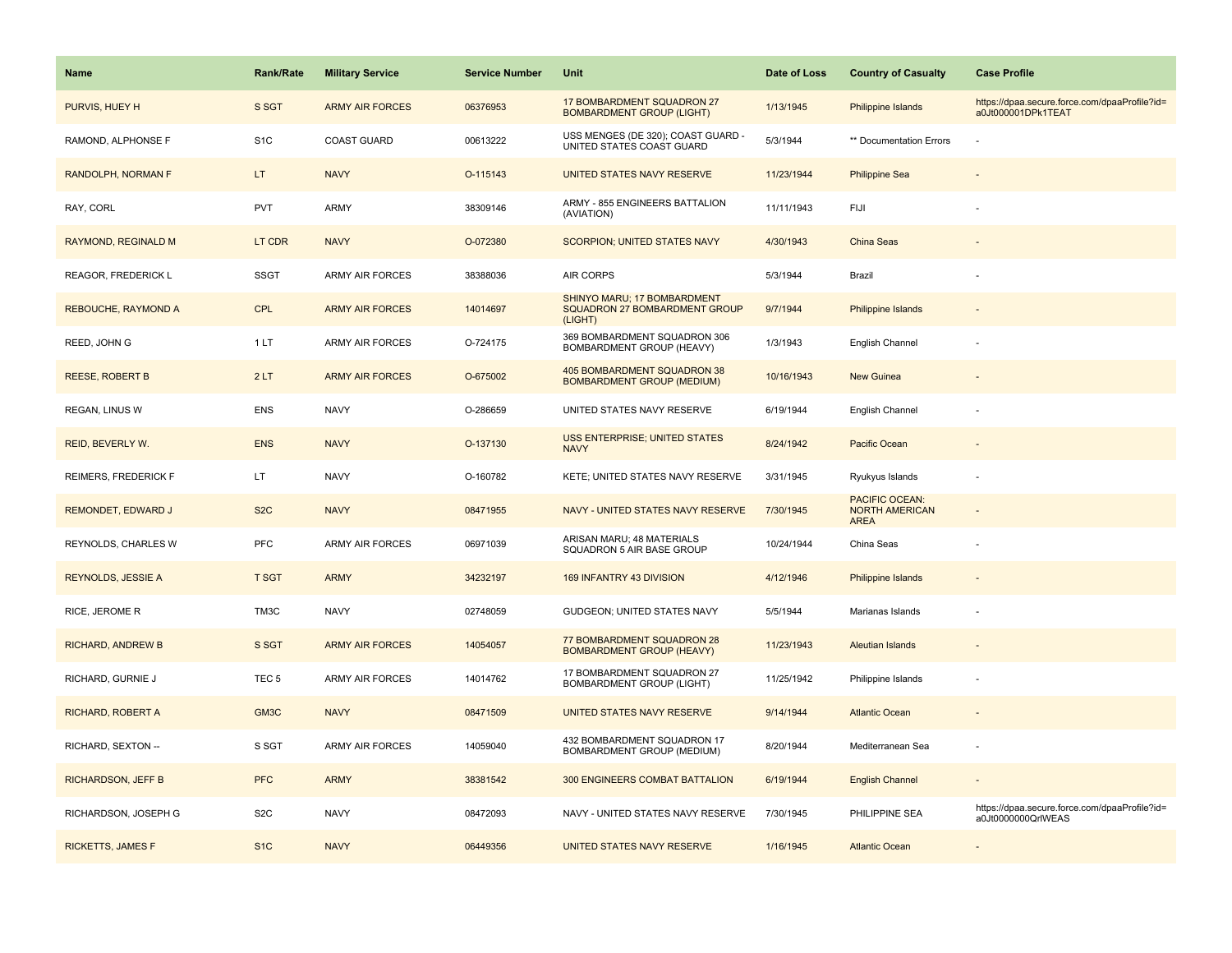| Name | Rank/Rate | Military Service | Service Number | Unit | Date of Loss | Country of Casualty | Case Profile |
|---|---|---|---|---|---|---|---|
| PURVIS, HUEY H | S SGT | ARMY AIR FORCES | 06376953 | 17 BOMBARDMENT SQUADRON 27 BOMBARDMENT GROUP (LIGHT) | 1/13/1945 | Philippine Islands | https://dpaa.secure.force.com/dpaaProfile?id=a0Jt000001DPk1TEAT |
| RAMOND, ALPHONSE F | S1C | COAST GUARD | 00613222 | USS MENGES (DE 320); COAST GUARD - UNITED STATES COAST GUARD | 5/3/1944 | ** Documentation Errors | - |
| RANDOLPH, NORMAN F | LT | NAVY | O-115143 | UNITED STATES NAVY RESERVE | 11/23/1944 | Philippine Sea | - |
| RAY, CORL | PVT | ARMY | 38309146 | ARMY - 855 ENGINEERS BATTALION (AVIATION) | 11/11/1943 | FIJI | - |
| RAYMOND, REGINALD M | LT CDR | NAVY | O-072380 | SCORPION; UNITED STATES NAVY | 4/30/1943 | China Seas | - |
| REAGOR, FREDERICK L | SSGT | ARMY AIR FORCES | 38388036 | AIR CORPS | 5/3/1944 | Brazil | - |
| REBOUCHE, RAYMOND A | CPL | ARMY AIR FORCES | 14014697 | SHINYO MARU; 17 BOMBARDMENT SQUADRON 27 BOMBARDMENT GROUP (LIGHT) | 9/7/1944 | Philippine Islands | - |
| REED, JOHN G | 1 LT | ARMY AIR FORCES | O-724175 | 369 BOMBARDMENT SQUADRON 306 BOMBARDMENT GROUP (HEAVY) | 1/3/1943 | English Channel | - |
| REESE, ROBERT B | 2 LT | ARMY AIR FORCES | O-675002 | 405 BOMBARDMENT SQUADRON 38 BOMBARDMENT GROUP (MEDIUM) | 10/16/1943 | New Guinea | - |
| REGAN, LINUS W | ENS | NAVY | O-286659 | UNITED STATES NAVY RESERVE | 6/19/1944 | English Channel | - |
| REID, BEVERLY W. | ENS | NAVY | O-137130 | USS ENTERPRISE; UNITED STATES NAVY | 8/24/1942 | Pacific Ocean | - |
| REIMERS, FREDERICK F | LT | NAVY | O-160782 | KETE; UNITED STATES NAVY RESERVE | 3/31/1945 | Ryukyus Islands | - |
| REMONDET, EDWARD J | S2C | NAVY | 08471955 | NAVY - UNITED STATES NAVY RESERVE | 7/30/1945 | PACIFIC OCEAN: NORTH AMERICAN AREA | - |
| REYNOLDS, CHARLES W | PFC | ARMY AIR FORCES | 06971039 | ARISAN MARU; 48 MATERIALS SQUADRON 5 AIR BASE GROUP | 10/24/1944 | China Seas | - |
| REYNOLDS, JESSIE A | T SGT | ARMY | 34232197 | 169 INFANTRY 43 DIVISION | 4/12/1946 | Philippine Islands | - |
| RICE, JEROME R | TM3C | NAVY | 02748059 | GUDGEON; UNITED STATES NAVY | 5/5/1944 | Marianas Islands | - |
| RICHARD, ANDREW B | S SGT | ARMY AIR FORCES | 14054057 | 77 BOMBARDMENT SQUADRON 28 BOMBARDMENT GROUP (HEAVY) | 11/23/1943 | Aleutian Islands | - |
| RICHARD, GURNIE J | TEC 5 | ARMY AIR FORCES | 14014762 | 17 BOMBARDMENT SQUADRON 27 BOMBARDMENT GROUP (LIGHT) | 11/25/1942 | Philippine Islands | - |
| RICHARD, ROBERT A | GM3C | NAVY | 08471509 | UNITED STATES NAVY RESERVE | 9/14/1944 | Atlantic Ocean | - |
| RICHARD, SEXTON -- | S SGT | ARMY AIR FORCES | 14059040 | 432 BOMBARDMENT SQUADRON 17 BOMBARDMENT GROUP (MEDIUM) | 8/20/1944 | Mediterranean Sea | - |
| RICHARDSON, JEFF B | PFC | ARMY | 38381542 | 300 ENGINEERS COMBAT BATTALION | 6/19/1944 | English Channel | - |
| RICHARDSON, JOSEPH G | S2C | NAVY | 08472093 | NAVY - UNITED STATES NAVY RESERVE | 7/30/1945 | PHILIPPINE SEA | https://dpaa.secure.force.com/dpaaProfile?id=a0Jt0000000QrlWEAS |
| RICKETTS, JAMES F | S1C | NAVY | 06449356 | UNITED STATES NAVY RESERVE | 1/16/1945 | Atlantic Ocean | - |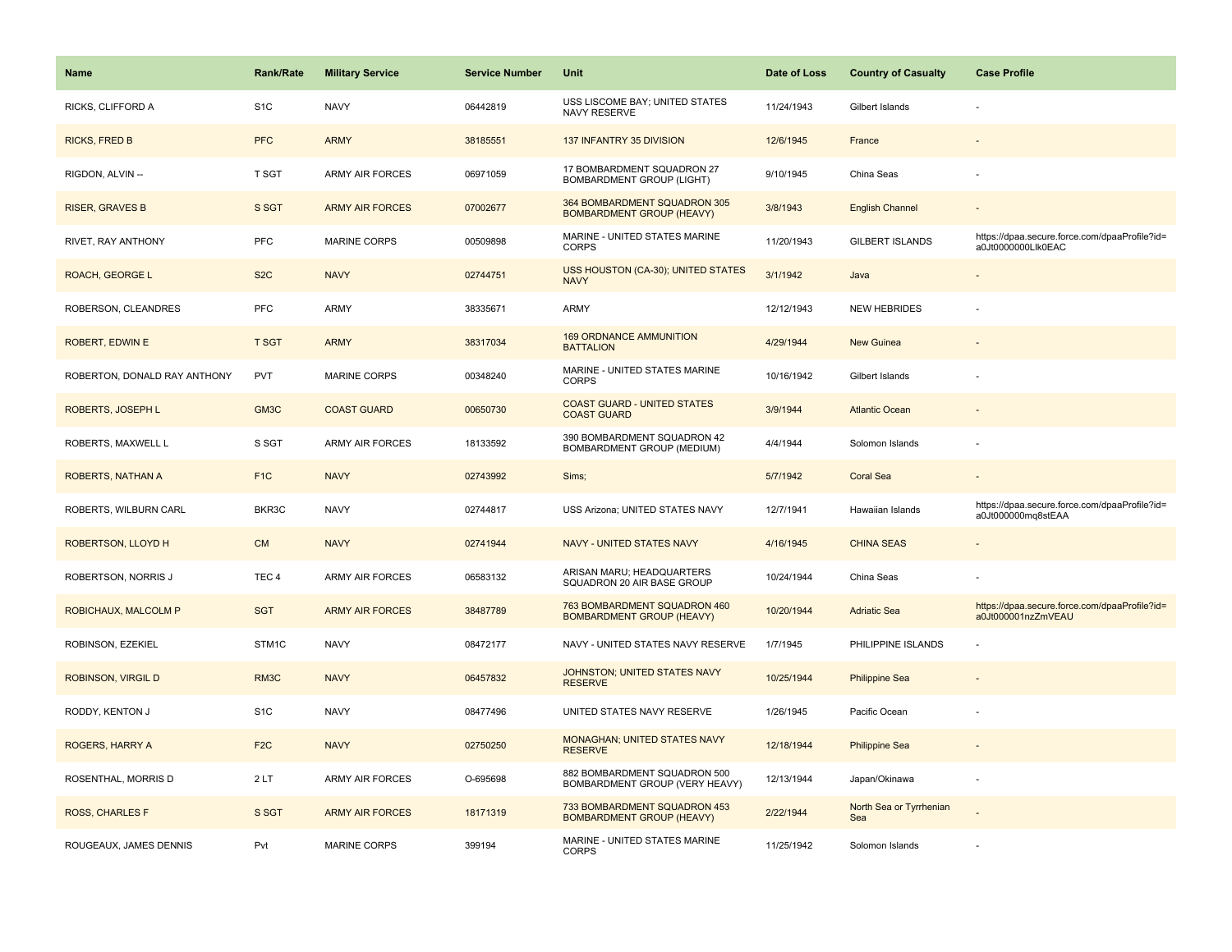| Name | Rank/Rate | Military Service | Service Number | Unit | Date of Loss | Country of Casualty | Case Profile |
|---|---|---|---|---|---|---|---|
| RICKS, CLIFFORD A | S1C | NAVY | 06442819 | USS LISCOME BAY; UNITED STATES NAVY RESERVE | 11/24/1943 | Gilbert Islands | - |
| RICKS, FRED B | PFC | ARMY | 38185551 | 137 INFANTRY 35 DIVISION | 12/6/1945 | France | - |
| RIGDON, ALVIN -- | T SGT | ARMY AIR FORCES | 06971059 | 17 BOMBARDMENT SQUADRON 27 BOMBARDMENT GROUP (LIGHT) | 9/10/1945 | China Seas | - |
| RISER, GRAVES B | S SGT | ARMY AIR FORCES | 07002677 | 364 BOMBARDMENT SQUADRON 305 BOMBARDMENT GROUP (HEAVY) | 3/8/1943 | English Channel | - |
| RIVET, RAY ANTHONY | PFC | MARINE CORPS | 00509898 | MARINE - UNITED STATES MARINE CORPS | 11/20/1943 | GILBERT ISLANDS | https://dpaa.secure.force.com/dpaaProfile?id=a0Jt0000000LlK0EAC |
| ROACH, GEORGE L | S2C | NAVY | 02744751 | USS HOUSTON (CA-30); UNITED STATES NAVY | 3/1/1942 | Java | - |
| ROBERSON, CLEANDRES | PFC | ARMY | 38335671 | ARMY | 12/12/1943 | NEW HEBRIDES | - |
| ROBERT, EDWIN E | T SGT | ARMY | 38317034 | 169 ORDNANCE AMMUNITION BATTALION | 4/29/1944 | New Guinea | - |
| ROBERTON, DONALD RAY ANTHONY | PVT | MARINE CORPS | 00348240 | MARINE - UNITED STATES MARINE CORPS | 10/16/1942 | Gilbert Islands | - |
| ROBERTS, JOSEPH L | GM3C | COAST GUARD | 00650730 | COAST GUARD - UNITED STATES COAST GUARD | 3/9/1944 | Atlantic Ocean | - |
| ROBERTS, MAXWELL L | S SGT | ARMY AIR FORCES | 18133592 | 390 BOMBARDMENT SQUADRON 42 BOMBARDMENT GROUP (MEDIUM) | 4/4/1944 | Solomon Islands | - |
| ROBERTS, NATHAN A | F1C | NAVY | 02743992 | Sims; | 5/7/1942 | Coral Sea | - |
| ROBERTS, WILBURN CARL | BKR3C | NAVY | 02744817 | USS Arizona; UNITED STATES NAVY | 12/7/1941 | Hawaiian Islands | https://dpaa.secure.force.com/dpaaProfile?id=a0Jt000000mq8stEAA |
| ROBERTSON, LLOYD H | CM | NAVY | 02741944 | NAVY - UNITED STATES NAVY | 4/16/1945 | CHINA SEAS | - |
| ROBERTSON, NORRIS J | TEC 4 | ARMY AIR FORCES | 06583132 | ARISAN MARU; HEADQUARTERS SQUADRON 20 AIR BASE GROUP | 10/24/1944 | China Seas | - |
| ROBICHAUX, MALCOLM P | SGT | ARMY AIR FORCES | 38487789 | 763 BOMBARDMENT SQUADRON 460 BOMBARDMENT GROUP (HEAVY) | 10/20/1944 | Adriatic Sea | https://dpaa.secure.force.com/dpaaProfile?id=a0Jt000001nzZmVEAU |
| ROBINSON, EZEKIEL | STM1C | NAVY | 08472177 | NAVY - UNITED STATES NAVY RESERVE | 1/7/1945 | PHILIPPINE ISLANDS | - |
| ROBINSON, VIRGIL D | RM3C | NAVY | 06457832 | JOHNSTON; UNITED STATES NAVY RESERVE | 10/25/1944 | Philippine Sea | - |
| RODDY, KENTON J | S1C | NAVY | 08477496 | UNITED STATES NAVY RESERVE | 1/26/1945 | Pacific Ocean | - |
| ROGERS, HARRY A | F2C | NAVY | 02750250 | MONAGHAN; UNITED STATES NAVY RESERVE | 12/18/1944 | Philippine Sea | - |
| ROSENTHAL, MORRIS D | 2 LT | ARMY AIR FORCES | O-695698 | 882 BOMBARDMENT SQUADRON 500 BOMBARDMENT GROUP (VERY HEAVY) | 12/13/1944 | Japan/Okinawa | - |
| ROSS, CHARLES F | S SGT | ARMY AIR FORCES | 18171319 | 733 BOMBARDMENT SQUADRON 453 BOMBARDMENT GROUP (HEAVY) | 2/22/1944 | North Sea or Tyrrhenian Sea | - |
| ROUGEAUX, JAMES DENNIS | Pvt | MARINE CORPS | 399194 | MARINE - UNITED STATES MARINE CORPS | 11/25/1942 | Solomon Islands | - |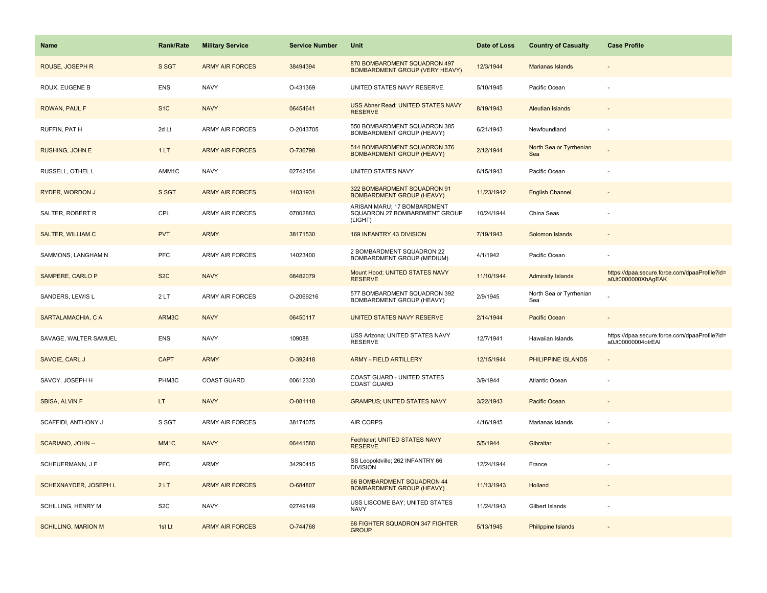| Name | Rank/Rate | Military Service | Service Number | Unit | Date of Loss | Country of Casualty | Case Profile |
|---|---|---|---|---|---|---|---|
| ROUSE, JOSEPH R | S SGT | ARMY AIR FORCES | 38494394 | 870 BOMBARDMENT SQUADRON 497 BOMBARDMENT GROUP (VERY HEAVY) | 12/3/1944 | Marianas Islands | - |
| ROUX, EUGENE B | ENS | NAVY | O-431369 | UNITED STATES NAVY RESERVE | 5/10/1945 | Pacific Ocean | - |
| ROWAN, PAUL F | S1C | NAVY | 06454641 | USS Abner Read; UNITED STATES NAVY RESERVE | 8/19/1943 | Aleutian Islands | - |
| RUFFIN, PAT H | 2d Lt | ARMY AIR FORCES | O-2043705 | 550 BOMBARDMENT SQUADRON 385 BOMBARDMENT GROUP (HEAVY) | 6/21/1943 | Newfoundland | - |
| RUSHING, JOHN E | 1 LT | ARMY AIR FORCES | O-736798 | 514 BOMBARDMENT SQUADRON 376 BOMBARDMENT GROUP (HEAVY) | 2/12/1944 | North Sea or Tyrrhenian Sea | - |
| RUSSELL, OTHEL L | AMM1C | NAVY | 02742154 | UNITED STATES NAVY | 6/15/1943 | Pacific Ocean | - |
| RYDER, WORDON J | S SGT | ARMY AIR FORCES | 14031931 | 322 BOMBARDMENT SQUADRON 91 BOMBARDMENT GROUP (HEAVY) | 11/23/1942 | English Channel | - |
| SALTER, ROBERT R | CPL | ARMY AIR FORCES | 07002883 | ARISAN MARU; 17 BOMBARDMENT SQUADRON 27 BOMBARDMENT GROUP (LIGHT) | 10/24/1944 | China Seas | - |
| SALTER, WILLIAM C | PVT | ARMY | 38171530 | 169 INFANTRY 43 DIVISION | 7/19/1943 | Solomon Islands | - |
| SAMMONS, LANGHAM N | PFC | ARMY AIR FORCES | 14023400 | 2 BOMBARDMENT SQUADRON 22 BOMBARDMENT GROUP (MEDIUM) | 4/1/1942 | Pacific Ocean | - |
| SAMPERE, CARLO P | S2C | NAVY | 08482079 | Mount Hood; UNITED STATES NAVY RESERVE | 11/10/1944 | Admiralty Islands | https://dpaa.secure.force.com/dpaaProfile?id=a0Jt0000000XhAgEAK |
| SANDERS, LEWIS L | 2 LT | ARMY AIR FORCES | O-2069216 | 577 BOMBARDMENT SQUADRON 392 BOMBARDMENT GROUP (HEAVY) | 2/9/1945 | North Sea or Tyrrhenian Sea | - |
| SARTALAMACHIA, C A | ARM3C | NAVY | 06450117 | UNITED STATES NAVY RESERVE | 2/14/1944 | Pacific Ocean | - |
| SAVAGE, WALTER SAMUEL | ENS | NAVY | 109088 | USS Arizona; UNITED STATES NAVY RESERVE | 12/7/1941 | Hawaiian Islands | https://dpaa.secure.force.com/dpaaProfile?id=a0Jt00000004oIrEAI |
| SAVOIE, CARL J | CAPT | ARMY | O-392418 | ARMY - FIELD ARTILLERY | 12/15/1944 | PHILIPPINE ISLANDS | - |
| SAVOY, JOSEPH H | PHM3C | COAST GUARD | 00612330 | COAST GUARD - UNITED STATES COAST GUARD | 3/9/1944 | Atlantic Ocean | - |
| SBISA, ALVIN F | LT | NAVY | O-081118 | GRAMPUS; UNITED STATES NAVY | 3/22/1943 | Pacific Ocean | - |
| SCAFFIDI, ANTHONY J | S SGT | ARMY AIR FORCES | 38174075 | AIR CORPS | 4/16/1945 | Marianas Islands | - |
| SCARIANO, JOHN -- | MM1C | NAVY | 06441580 | Fechteler; UNITED STATES NAVY RESERVE | 5/5/1944 | Gibraltar | - |
| SCHEUERMANN, J F | PFC | ARMY | 34290415 | SS Leopoldville; 262 INFANTRY 66 DIVISION | 12/24/1944 | France | - |
| SCHEXNAYDER, JOSEPH L | 2 LT | ARMY AIR FORCES | O-684807 | 66 BOMBARDMENT SQUADRON 44 BOMBARDMENT GROUP (HEAVY) | 11/13/1943 | Holland | - |
| SCHILLING, HENRY M | S2C | NAVY | 02749149 | USS LISCOME BAY; UNITED STATES NAVY | 11/24/1943 | Gilbert Islands | - |
| SCHILLING, MARION M | 1st Lt | ARMY AIR FORCES | O-744768 | 68 FIGHTER SQUADRON 347 FIGHTER GROUP | 5/13/1945 | Philippine Islands | - |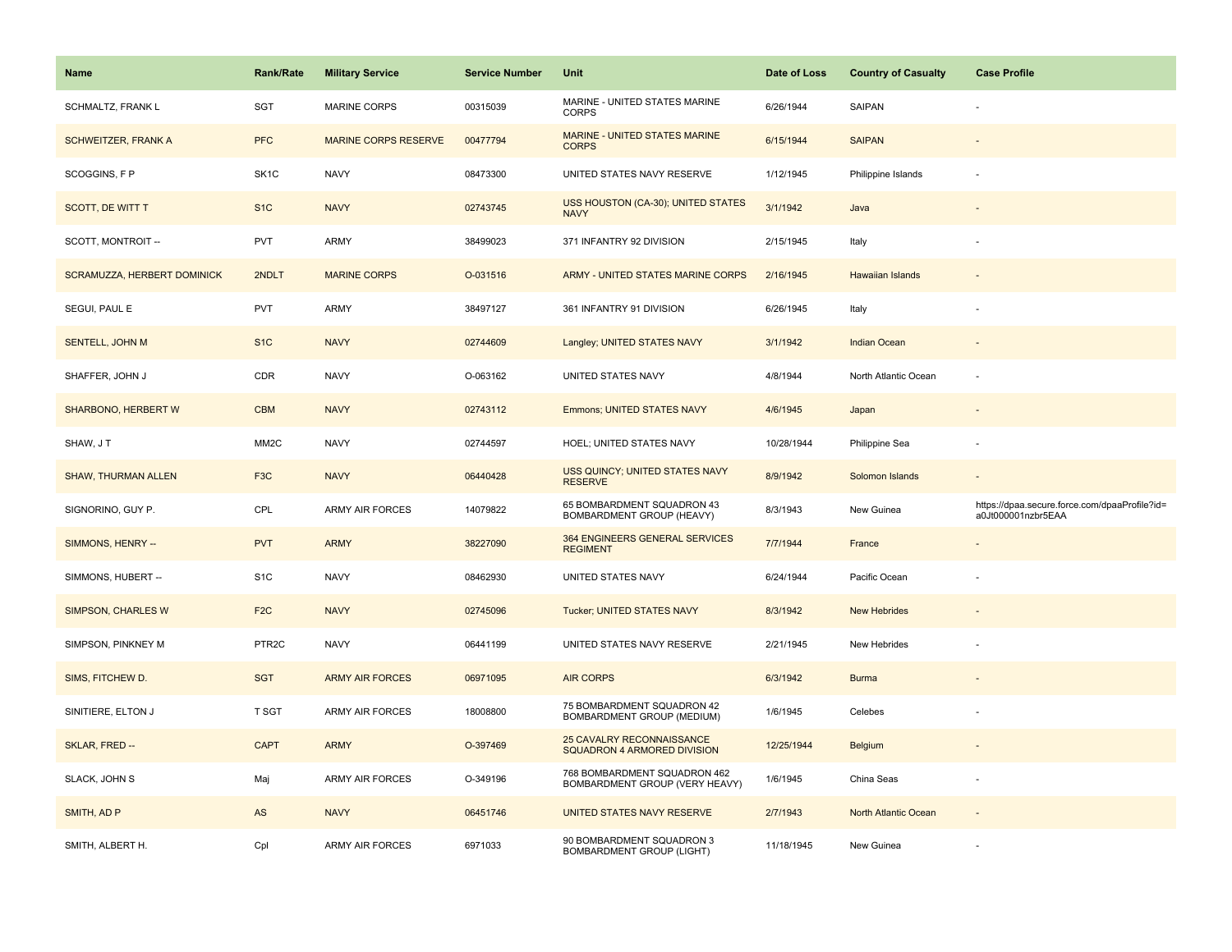| Name | Rank/Rate | Military Service | Service Number | Unit | Date of Loss | Country of Casualty | Case Profile |
|---|---|---|---|---|---|---|---|
| SCHMALTZ, FRANK L | SGT | MARINE CORPS | 00315039 | MARINE - UNITED STATES MARINE CORPS | 6/26/1944 | SAIPAN | - |
| SCHWEITZER, FRANK A | PFC | MARINE CORPS RESERVE | 00477794 | MARINE - UNITED STATES MARINE CORPS | 6/15/1944 | SAIPAN | - |
| SCOGGINS, F P | SK1C | NAVY | 08473300 | UNITED STATES NAVY RESERVE | 1/12/1945 | Philippine Islands | - |
| SCOTT, DE WITT T | S1C | NAVY | 02743745 | USS HOUSTON (CA-30); UNITED STATES NAVY | 3/1/1942 | Java | - |
| SCOTT, MONTROIT -- | PVT | ARMY | 38499023 | 371 INFANTRY 92 DIVISION | 2/15/1945 | Italy | - |
| SCRAMUZZA, HERBERT DOMINICK | 2NDLT | MARINE CORPS | O-031516 | ARMY - UNITED STATES MARINE CORPS | 2/16/1945 | Hawaiian Islands | - |
| SEGUI, PAUL E | PVT | ARMY | 38497127 | 361 INFANTRY 91 DIVISION | 6/26/1945 | Italy | - |
| SENTELL, JOHN M | S1C | NAVY | 02744609 | Langley; UNITED STATES NAVY | 3/1/1942 | Indian Ocean | - |
| SHAFFER, JOHN J | CDR | NAVY | O-063162 | UNITED STATES NAVY | 4/8/1944 | North Atlantic Ocean | - |
| SHARBONO, HERBERT W | CBM | NAVY | 02743112 | Emmons; UNITED STATES NAVY | 4/6/1945 | Japan | - |
| SHAW, J T | MM2C | NAVY | 02744597 | HOEL; UNITED STATES NAVY | 10/28/1944 | Philippine Sea | - |
| SHAW, THURMAN ALLEN | F3C | NAVY | 06440428 | USS QUINCY; UNITED STATES NAVY RESERVE | 8/9/1942 | Solomon Islands | - |
| SIGNORINO, GUY P. | CPL | ARMY AIR FORCES | 14079822 | 65 BOMBARDMENT SQUADRON 43 BOMBARDMENT GROUP (HEAVY) | 8/3/1943 | New Guinea | https://dpaa.secure.force.com/dpaaProfile?id=a0Jt000001nzbr5EAA |
| SIMMONS, HENRY -- | PVT | ARMY | 38227090 | 364 ENGINEERS GENERAL SERVICES REGIMENT | 7/7/1944 | France | - |
| SIMMONS, HUBERT -- | S1C | NAVY | 08462930 | UNITED STATES NAVY | 6/24/1944 | Pacific Ocean | - |
| SIMPSON, CHARLES W | F2C | NAVY | 02745096 | Tucker; UNITED STATES NAVY | 8/3/1942 | New Hebrides | - |
| SIMPSON, PINKNEY M | PTR2C | NAVY | 06441199 | UNITED STATES NAVY RESERVE | 2/21/1945 | New Hebrides | - |
| SIMS, FITCHEW D. | SGT | ARMY AIR FORCES | 06971095 | AIR CORPS | 6/3/1942 | Burma | - |
| SINITIERE, ELTON J | T SGT | ARMY AIR FORCES | 18008800 | 75 BOMBARDMENT SQUADRON 42 BOMBARDMENT GROUP (MEDIUM) | 1/6/1945 | Celebes | - |
| SKLAR, FRED -- | CAPT | ARMY | O-397469 | 25 CAVALRY RECONNAISSANCE SQUADRON 4 ARMORED DIVISION | 12/25/1944 | Belgium | - |
| SLACK, JOHN S | Maj | ARMY AIR FORCES | O-349196 | 768 BOMBARDMENT SQUADRON 462 BOMBARDMENT GROUP (VERY HEAVY) | 1/6/1945 | China Seas | - |
| SMITH, AD P | AS | NAVY | 06451746 | UNITED STATES NAVY RESERVE | 2/7/1943 | North Atlantic Ocean | - |
| SMITH, ALBERT H. | Cpl | ARMY AIR FORCES | 6971033 | 90 BOMBARDMENT SQUADRON 3 BOMBARDMENT GROUP (LIGHT) | 11/18/1945 | New Guinea | - |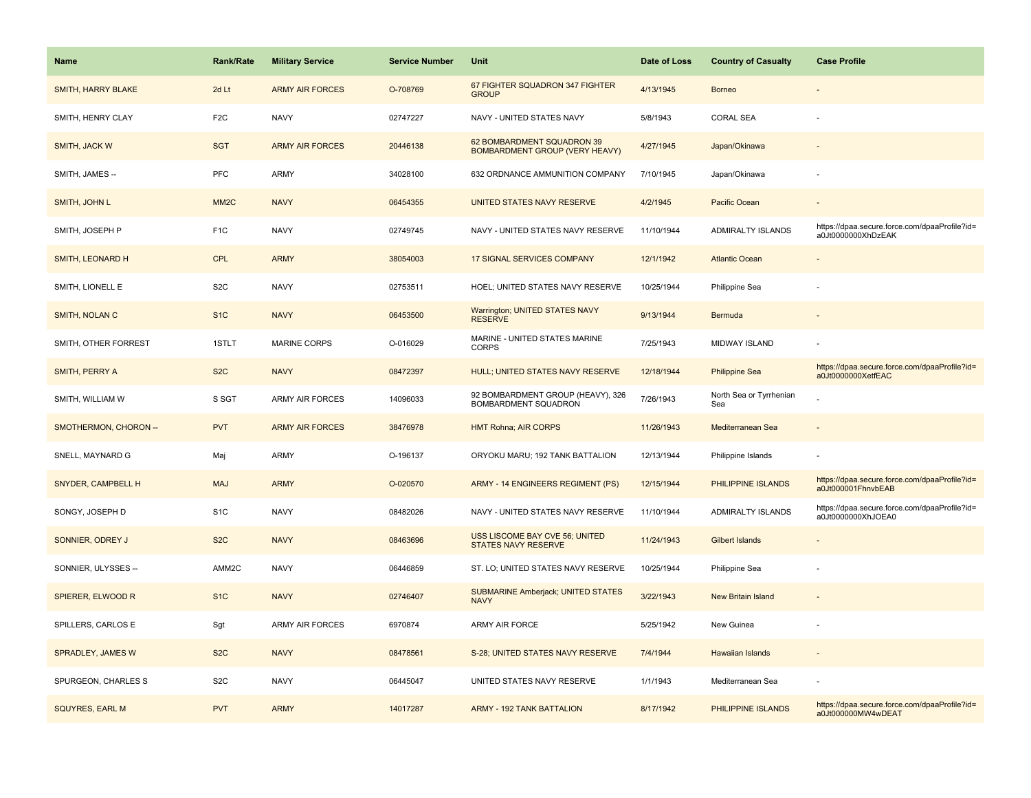| Name | Rank/Rate | Military Service | Service Number | Unit | Date of Loss | Country of Casualty | Case Profile |
|---|---|---|---|---|---|---|---|
| SMITH, HARRY BLAKE | 2d Lt | ARMY AIR FORCES | O-708769 | 67 FIGHTER SQUADRON 347 FIGHTER GROUP | 4/13/1945 | Borneo | - |
| SMITH, HENRY CLAY | F2C | NAVY | 02747227 | NAVY - UNITED STATES NAVY | 5/8/1943 | CORAL SEA | - |
| SMITH, JACK W | SGT | ARMY AIR FORCES | 20446138 | 62 BOMBARDMENT SQUADRON 39 BOMBARDMENT GROUP (VERY HEAVY) | 4/27/1945 | Japan/Okinawa | - |
| SMITH, JAMES -- | PFC | ARMY | 34028100 | 632 ORDNANCE AMMUNITION COMPANY | 7/10/1945 | Japan/Okinawa | - |
| SMITH, JOHN L | MM2C | NAVY | 06454355 | UNITED STATES NAVY RESERVE | 4/2/1945 | Pacific Ocean | - |
| SMITH, JOSEPH P | F1C | NAVY | 02749745 | NAVY - UNITED STATES NAVY RESERVE | 11/10/1944 | ADMIRALTY ISLANDS | https://dpaa.secure.force.com/dpaaProfile?id=a0Jt0000000XhDzEAK |
| SMITH, LEONARD H | CPL | ARMY | 38054003 | 17 SIGNAL SERVICES COMPANY | 12/1/1942 | Atlantic Ocean | - |
| SMITH, LIONELL E | S2C | NAVY | 02753511 | HOEL; UNITED STATES NAVY RESERVE | 10/25/1944 | Philippine Sea | - |
| SMITH, NOLAN C | S1C | NAVY | 06453500 | Warrington; UNITED STATES NAVY RESERVE | 9/13/1944 | Bermuda | - |
| SMITH, OTHER FORREST | 1STLT | MARINE CORPS | O-016029 | MARINE - UNITED STATES MARINE CORPS | 7/25/1943 | MIDWAY ISLAND | - |
| SMITH, PERRY A | S2C | NAVY | 08472397 | HULL; UNITED STATES NAVY RESERVE | 12/18/1944 | Philippine Sea | https://dpaa.secure.force.com/dpaaProfile?id=a0Jt0000000XetfEAC |
| SMITH, WILLIAM W | S SGT | ARMY AIR FORCES | 14096033 | 92 BOMBARDMENT GROUP (HEAVY), 326 BOMBARDMENT SQUADRON | 7/26/1943 | North Sea or Tyrrhenian Sea | - |
| SMOTHERMON, CHORON -- | PVT | ARMY AIR FORCES | 38476978 | HMT Rohna; AIR CORPS | 11/26/1943 | Mediterranean Sea | - |
| SNELL, MAYNARD G | Maj | ARMY | O-196137 | ORYOKU MARU; 192 TANK BATTALION | 12/13/1944 | Philippine Islands | - |
| SNYDER, CAMPBELL H | MAJ | ARMY | O-020570 | ARMY - 14 ENGINEERS REGIMENT (PS) | 12/15/1944 | PHILIPPINE ISLANDS | https://dpaa.secure.force.com/dpaaProfile?id=a0Jt000001FhnvbEAB |
| SONGY, JOSEPH D | S1C | NAVY | 08482026 | NAVY - UNITED STATES NAVY RESERVE | 11/10/1944 | ADMIRALTY ISLANDS | https://dpaa.secure.force.com/dpaaProfile?id=a0Jt0000000XhJOEA0 |
| SONNIER, ODREY J | S2C | NAVY | 08463696 | USS LISCOME BAY CVE 56; UNITED STATES NAVY RESERVE | 11/24/1943 | Gilbert Islands | - |
| SONNIER, ULYSSES -- | AMM2C | NAVY | 06446859 | ST. LO; UNITED STATES NAVY RESERVE | 10/25/1944 | Philippine Sea | - |
| SPIERER, ELWOOD R | S1C | NAVY | 02746407 | SUBMARINE Amberjack; UNITED STATES NAVY | 3/22/1943 | New Britain Island | - |
| SPILLERS, CARLOS E | Sgt | ARMY AIR FORCES | 6970874 | ARMY AIR FORCE | 5/25/1942 | New Guinea | - |
| SPRADLEY, JAMES W | S2C | NAVY | 08478561 | S-28; UNITED STATES NAVY RESERVE | 7/4/1944 | Hawaiian Islands | - |
| SPURGEON, CHARLES S | S2C | NAVY | 06445047 | UNITED STATES NAVY RESERVE | 1/1/1943 | Mediterranean Sea | - |
| SQUYRES, EARL M | PVT | ARMY | 14017287 | ARMY - 192 TANK BATTALION | 8/17/1942 | PHILIPPINE ISLANDS | https://dpaa.secure.force.com/dpaaProfile?id=a0Jt000000MW4wDEAT |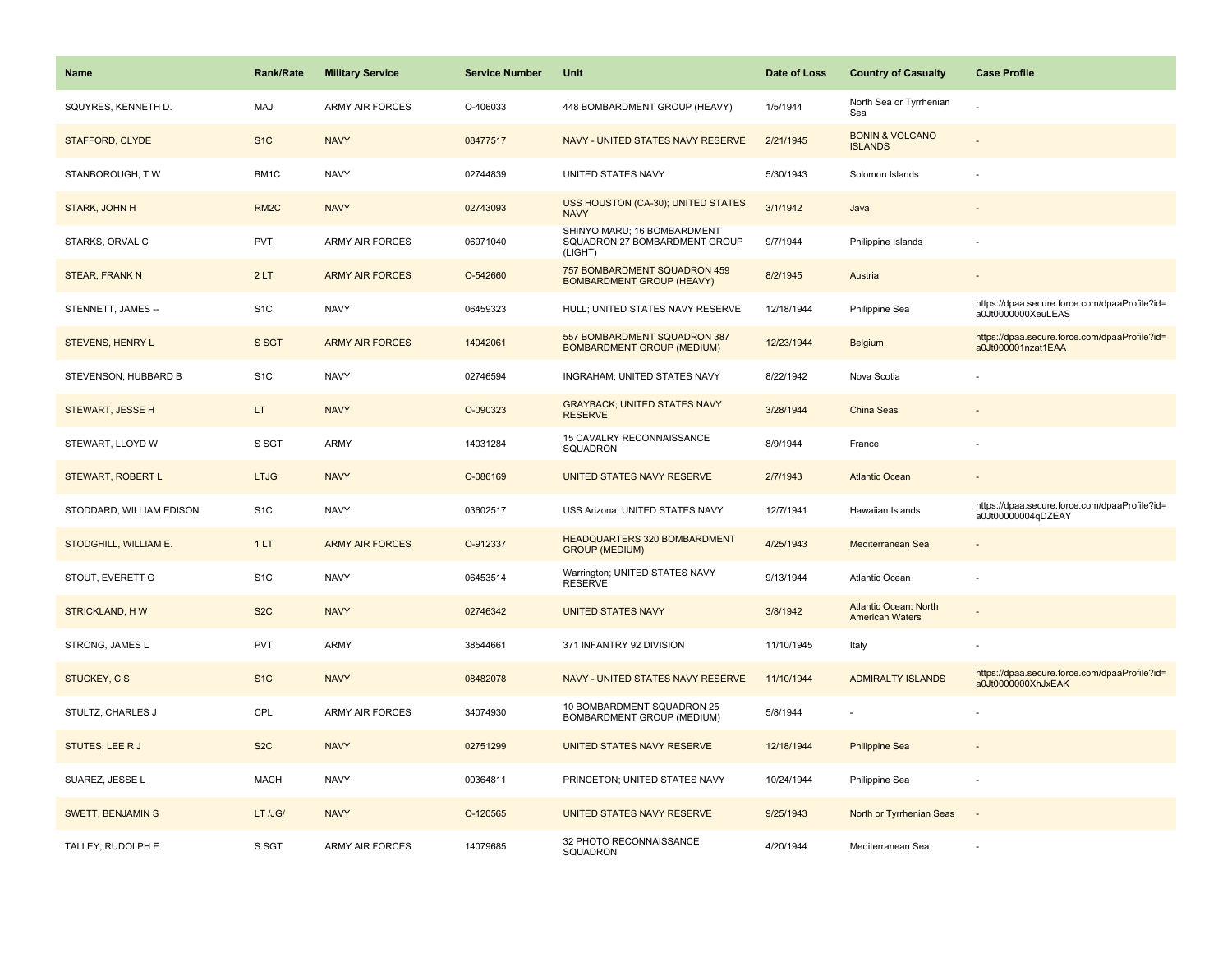| Name | Rank/Rate | Military Service | Service Number | Unit | Date of Loss | Country of Casualty | Case Profile |
| --- | --- | --- | --- | --- | --- | --- | --- |
| SQUYRES, KENNETH D. | MAJ | ARMY AIR FORCES | O-406033 | 448 BOMBARDMENT GROUP (HEAVY) | 1/5/1944 | North Sea or Tyrrhenian Sea | - |
| STAFFORD, CLYDE | S1C | NAVY | 08477517 | NAVY - UNITED STATES NAVY RESERVE | 2/21/1945 | BONIN & VOLCANO ISLANDS | - |
| STANBOROUGH, T W | BM1C | NAVY | 02744839 | UNITED STATES NAVY | 5/30/1943 | Solomon Islands | - |
| STARK, JOHN H | RM2C | NAVY | 02743093 | USS HOUSTON (CA-30); UNITED STATES NAVY | 3/1/1942 | Java | - |
| STARKS, ORVAL C | PVT | ARMY AIR FORCES | 06971040 | SHINYO MARU; 16 BOMBARDMENT SQUADRON 27 BOMBARDMENT GROUP (LIGHT) | 9/7/1944 | Philippine Islands | - |
| STEAR, FRANK N | 2 LT | ARMY AIR FORCES | O-542660 | 757 BOMBARDMENT SQUADRON 459 BOMBARDMENT GROUP (HEAVY) | 8/2/1945 | Austria | - |
| STENNETT, JAMES -- | S1C | NAVY | 06459323 | HULL; UNITED STATES NAVY RESERVE | 12/18/1944 | Philippine Sea | https://dpaa.secure.force.com/dpaaProfile?id=a0Jt0000000XeuLEAS |
| STEVENS, HENRY L | S SGT | ARMY AIR FORCES | 14042061 | 557 BOMBARDMENT SQUADRON 387 BOMBARDMENT GROUP (MEDIUM) | 12/23/1944 | Belgium | https://dpaa.secure.force.com/dpaaProfile?id=a0Jt000001nzat1EAA |
| STEVENSON, HUBBARD B | S1C | NAVY | 02746594 | INGRAHAM; UNITED STATES NAVY | 8/22/1942 | Nova Scotia | - |
| STEWART, JESSE H | LT | NAVY | O-090323 | GRAYBACK; UNITED STATES NAVY RESERVE | 3/28/1944 | China Seas | - |
| STEWART, LLOYD W | S SGT | ARMY | 14031284 | 15 CAVALRY RECONNAISSANCE SQUADRON | 8/9/1944 | France | - |
| STEWART, ROBERT L | LTJG | NAVY | O-086169 | UNITED STATES NAVY RESERVE | 2/7/1943 | Atlantic Ocean | - |
| STODDARD, WILLIAM EDISON | S1C | NAVY | 03602517 | USS Arizona; UNITED STATES NAVY | 12/7/1941 | Hawaiian Islands | https://dpaa.secure.force.com/dpaaProfile?id=a0Jt00000004qDZEAY |
| STODGHILL, WILLIAM E. | 1 LT | ARMY AIR FORCES | O-912337 | HEADQUARTERS 320 BOMBARDMENT GROUP (MEDIUM) | 4/25/1943 | Mediterranean Sea | - |
| STOUT, EVERETT G | S1C | NAVY | 06453514 | Warrington; UNITED STATES NAVY RESERVE | 9/13/1944 | Atlantic Ocean | - |
| STRICKLAND, H W | S2C | NAVY | 02746342 | UNITED STATES NAVY | 3/8/1942 | Atlantic Ocean: North American Waters | - |
| STRONG, JAMES L | PVT | ARMY | 38544661 | 371 INFANTRY 92 DIVISION | 11/10/1945 | Italy | - |
| STUCKEY, C S | S1C | NAVY | 08482078 | NAVY - UNITED STATES NAVY RESERVE | 11/10/1944 | ADMIRALTY ISLANDS | https://dpaa.secure.force.com/dpaaProfile?id=a0Jt0000000XhJxEAK |
| STULTZ, CHARLES J | CPL | ARMY AIR FORCES | 34074930 | 10 BOMBARDMENT SQUADRON 25 BOMBARDMENT GROUP (MEDIUM) | 5/8/1944 | - | - |
| STUTES, LEE R J | S2C | NAVY | 02751299 | UNITED STATES NAVY RESERVE | 12/18/1944 | Philippine Sea | - |
| SUAREZ, JESSE L | MACH | NAVY | 00364811 | PRINCETON; UNITED STATES NAVY | 10/24/1944 | Philippine Sea | - |
| SWETT, BENJAMIN S | LT /JG/ | NAVY | O-120565 | UNITED STATES NAVY RESERVE | 9/25/1943 | North or Tyrrhenian Seas | - |
| TALLEY, RUDOLPH E | S SGT | ARMY AIR FORCES | 14079685 | 32 PHOTO RECONNAISSANCE SQUADRON | 4/20/1944 | Mediterranean Sea | - |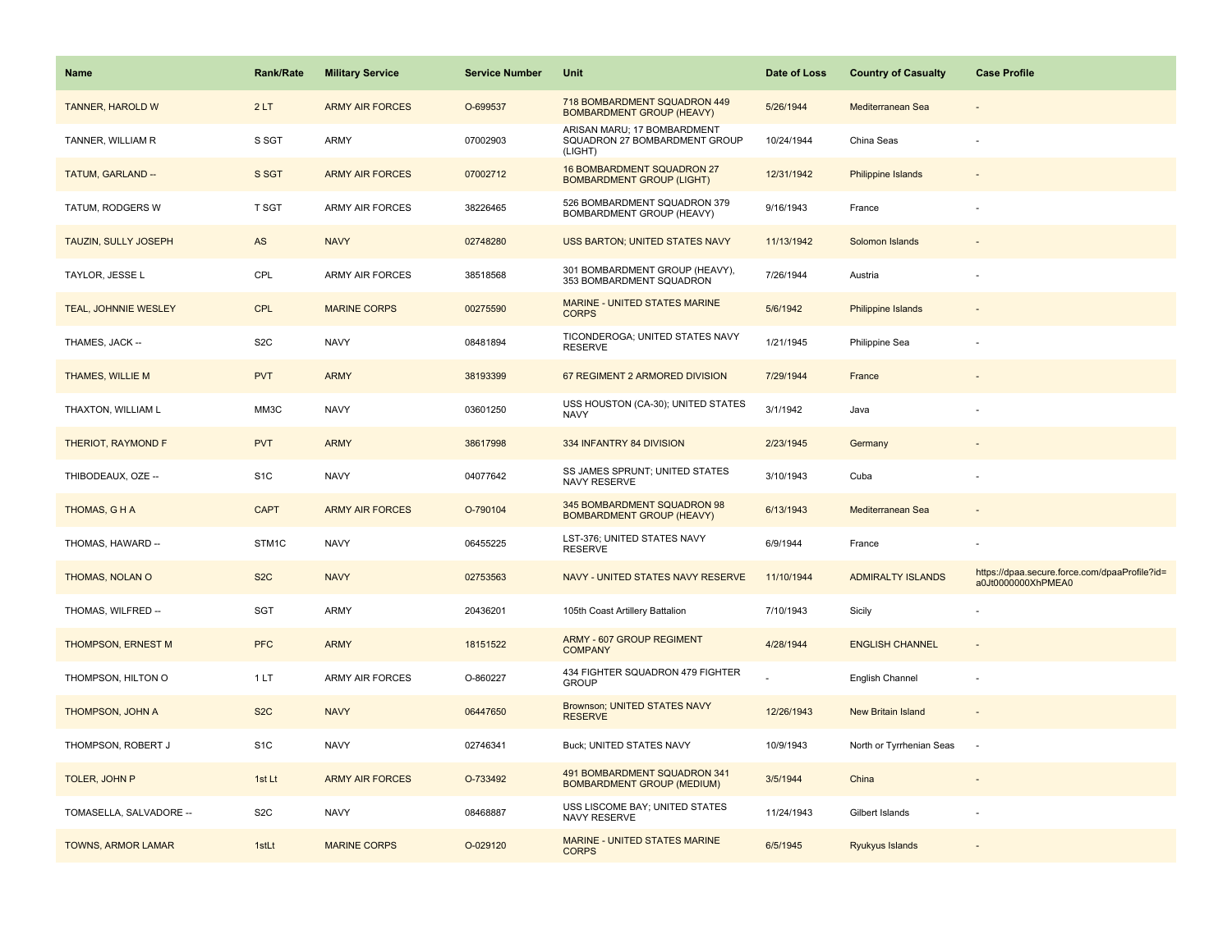| Name | Rank/Rate | Military Service | Service Number | Unit | Date of Loss | Country of Casualty | Case Profile |
|---|---|---|---|---|---|---|---|
| TANNER, HAROLD W | 2 LT | ARMY AIR FORCES | O-699537 | 718 BOMBARDMENT SQUADRON 449 BOMBARDMENT GROUP (HEAVY) | 5/26/1944 | Mediterranean Sea | - |
| TANNER, WILLIAM R | S SGT | ARMY | 07002903 | ARISAN MARU; 17 BOMBARDMENT SQUADRON 27 BOMBARDMENT GROUP (LIGHT) | 10/24/1944 | China Seas | - |
| TATUM, GARLAND -- | S SGT | ARMY AIR FORCES | 07002712 | 16 BOMBARDMENT SQUADRON 27 BOMBARDMENT GROUP (LIGHT) | 12/31/1942 | Philippine Islands | - |
| TATUM, RODGERS W | T SGT | ARMY AIR FORCES | 38226465 | 526 BOMBARDMENT SQUADRON 379 BOMBARDMENT GROUP (HEAVY) | 9/16/1943 | France | - |
| TAUZIN, SULLY JOSEPH | AS | NAVY | 02748280 | USS BARTON; UNITED STATES NAVY | 11/13/1942 | Solomon Islands | - |
| TAYLOR, JESSE L | CPL | ARMY AIR FORCES | 38518568 | 301 BOMBARDMENT GROUP (HEAVY), 353 BOMBARDMENT SQUADRON | 7/26/1944 | Austria | - |
| TEAL, JOHNNIE WESLEY | CPL | MARINE CORPS | 00275590 | MARINE - UNITED STATES MARINE CORPS | 5/6/1942 | Philippine Islands | - |
| THAMES, JACK -- | S2C | NAVY | 08481894 | TICONDEROGA; UNITED STATES NAVY RESERVE | 1/21/1945 | Philippine Sea | - |
| THAMES, WILLIE M | PVT | ARMY | 38193399 | 67 REGIMENT 2 ARMORED DIVISION | 7/29/1944 | France | - |
| THAXTON, WILLIAM L | MM3C | NAVY | 03601250 | USS HOUSTON (CA-30); UNITED STATES NAVY | 3/1/1942 | Java | - |
| THERIOT, RAYMOND F | PVT | ARMY | 38617998 | 334 INFANTRY 84 DIVISION | 2/23/1945 | Germany | - |
| THIBODEAUX, OZE -- | S1C | NAVY | 04077642 | SS JAMES SPRUNT; UNITED STATES NAVY RESERVE | 3/10/1943 | Cuba | - |
| THOMAS, G H A | CAPT | ARMY AIR FORCES | O-790104 | 345 BOMBARDMENT SQUADRON 98 BOMBARDMENT GROUP (HEAVY) | 6/13/1943 | Mediterranean Sea | - |
| THOMAS, HAWARD -- | STM1C | NAVY | 06455225 | LST-376; UNITED STATES NAVY RESERVE | 6/9/1944 | France | - |
| THOMAS, NOLAN O | S2C | NAVY | 02753563 | NAVY - UNITED STATES NAVY RESERVE | 11/10/1944 | ADMIRALTY ISLANDS | https://dpaa.secure.force.com/dpaaProfile?id=a0Jt0000000XhPMEA0 |
| THOMAS, WILFRED -- | SGT | ARMY | 20436201 | 105th Coast Artillery Battalion | 7/10/1943 | Sicily | - |
| THOMPSON, ERNEST M | PFC | ARMY | 18151522 | ARMY - 607 GROUP REGIMENT COMPANY | 4/28/1944 | ENGLISH CHANNEL | - |
| THOMPSON, HILTON O | 1 LT | ARMY AIR FORCES | O-860227 | 434 FIGHTER SQUADRON 479 FIGHTER GROUP | - | English Channel | - |
| THOMPSON, JOHN A | S2C | NAVY | 06447650 | Brownson; UNITED STATES NAVY RESERVE | 12/26/1943 | New Britain Island | - |
| THOMPSON, ROBERT J | S1C | NAVY | 02746341 | Buck; UNITED STATES NAVY | 10/9/1943 | North or Tyrrhenian Seas | - |
| TOLER, JOHN P | 1st Lt | ARMY AIR FORCES | O-733492 | 491 BOMBARDMENT SQUADRON 341 BOMBARDMENT GROUP (MEDIUM) | 3/5/1944 | China | - |
| TOMASELLA, SALVADORE -- | S2C | NAVY | 08468887 | USS LISCOME BAY; UNITED STATES NAVY RESERVE | 11/24/1943 | Gilbert Islands | - |
| TOWNS, ARMOR LAMAR | 1stLt | MARINE CORPS | O-029120 | MARINE - UNITED STATES MARINE CORPS | 6/5/1945 | Ryukyus Islands | - |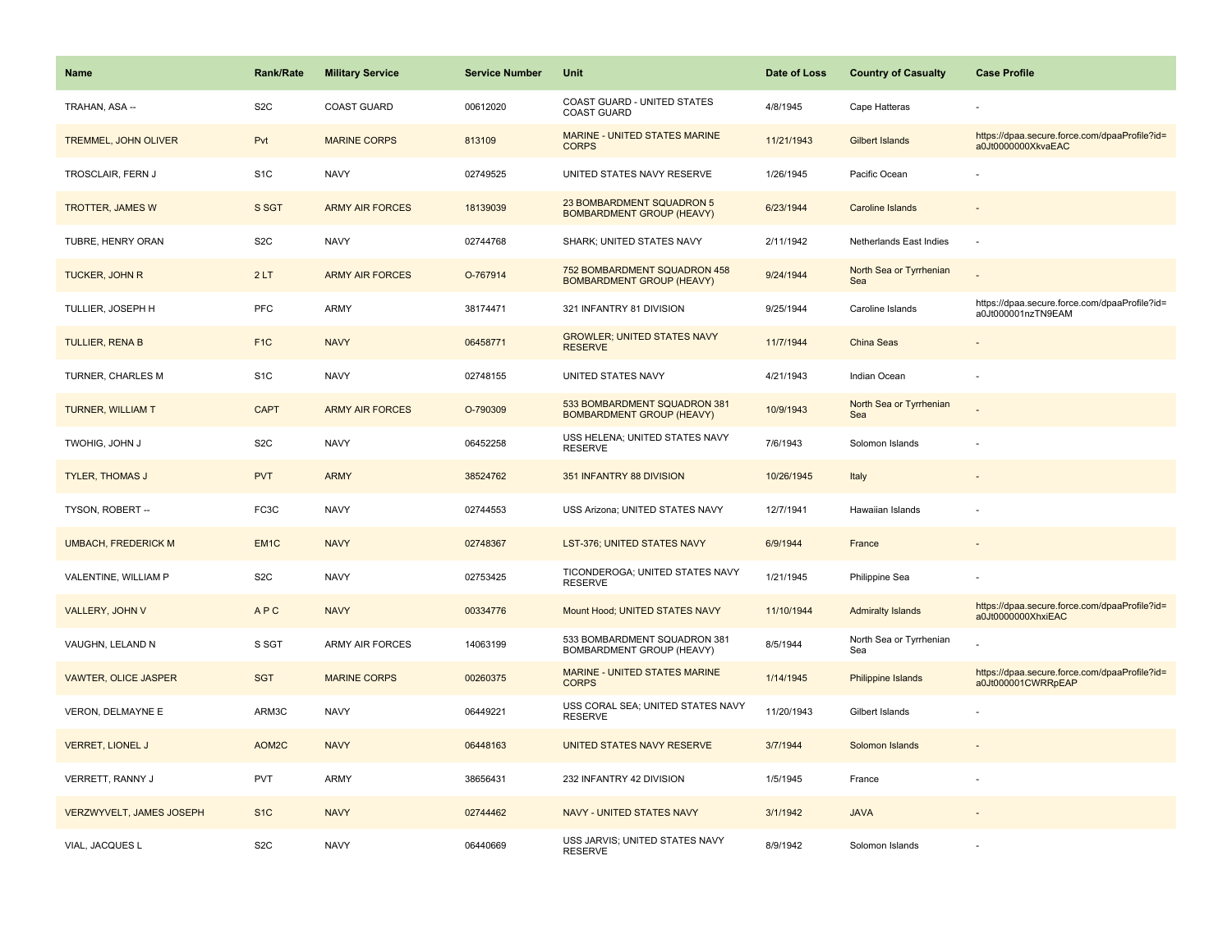| Name | Rank/Rate | Military Service | Service Number | Unit | Date of Loss | Country of Casualty | Case Profile |
| --- | --- | --- | --- | --- | --- | --- | --- |
| TRAHAN, ASA -- | S2C | COAST GUARD | 00612020 | COAST GUARD - UNITED STATES COAST GUARD | 4/8/1945 | Cape Hatteras | - |
| TREMMEL, JOHN OLIVER | Pvt | MARINE CORPS | 813109 | MARINE - UNITED STATES MARINE CORPS | 11/21/1943 | Gilbert Islands | https://dpaa.secure.force.com/dpaaProfile?id=a0Jt0000000XkvaEAC |
| TROSCLAIR, FERN J | S1C | NAVY | 02749525 | UNITED STATES NAVY RESERVE | 1/26/1945 | Pacific Ocean | - |
| TROTTER, JAMES W | S SGT | ARMY AIR FORCES | 18139039 | 23 BOMBARDMENT SQUADRON 5 BOMBARDMENT GROUP (HEAVY) | 6/23/1944 | Caroline Islands | - |
| TUBRE, HENRY ORAN | S2C | NAVY | 02744768 | SHARK; UNITED STATES NAVY | 2/11/1942 | Netherlands East Indies | - |
| TUCKER, JOHN R | 2 LT | ARMY AIR FORCES | O-767914 | 752 BOMBARDMENT SQUADRON 458 BOMBARDMENT GROUP (HEAVY) | 9/24/1944 | North Sea or Tyrrhenian Sea | - |
| TULLIER, JOSEPH H | PFC | ARMY | 38174471 | 321 INFANTRY 81 DIVISION | 9/25/1944 | Caroline Islands | https://dpaa.secure.force.com/dpaaProfile?id=a0Jt000001nzTN9EAM |
| TULLIER, RENA B | F1C | NAVY | 06458771 | GROWLER; UNITED STATES NAVY RESERVE | 11/7/1944 | China Seas | - |
| TURNER, CHARLES M | S1C | NAVY | 02748155 | UNITED STATES NAVY | 4/21/1943 | Indian Ocean | - |
| TURNER, WILLIAM T | CAPT | ARMY AIR FORCES | O-790309 | 533 BOMBARDMENT SQUADRON 381 BOMBARDMENT GROUP (HEAVY) | 10/9/1943 | North Sea or Tyrrhenian Sea | - |
| TWOHIG, JOHN J | S2C | NAVY | 06452258 | USS HELENA; UNITED STATES NAVY RESERVE | 7/6/1943 | Solomon Islands | - |
| TYLER, THOMAS J | PVT | ARMY | 38524762 | 351 INFANTRY 88 DIVISION | 10/26/1945 | Italy | - |
| TYSON, ROBERT -- | FC3C | NAVY | 02744553 | USS Arizona; UNITED STATES NAVY | 12/7/1941 | Hawaiian Islands | - |
| UMBACH, FREDERICK M | EM1C | NAVY | 02748367 | LST-376; UNITED STATES NAVY | 6/9/1944 | France | - |
| VALENTINE, WILLIAM P | S2C | NAVY | 02753425 | TICONDEROGA; UNITED STATES NAVY RESERVE | 1/21/1945 | Philippine Sea | - |
| VALLERY, JOHN V | A P C | NAVY | 00334776 | Mount Hood; UNITED STATES NAVY | 11/10/1944 | Admiralty Islands | https://dpaa.secure.force.com/dpaaProfile?id=a0Jt0000000XhxiEAC |
| VAUGHN, LELAND N | S SGT | ARMY AIR FORCES | 14063199 | 533 BOMBARDMENT SQUADRON 381 BOMBARDMENT GROUP (HEAVY) | 8/5/1944 | North Sea or Tyrrhenian Sea | - |
| VAWTER, OLICE JASPER | SGT | MARINE CORPS | 00260375 | MARINE - UNITED STATES MARINE CORPS | 1/14/1945 | Philippine Islands | https://dpaa.secure.force.com/dpaaProfile?id=a0Jt000001CWRRpEAP |
| VERON, DELMAYNE E | ARM3C | NAVY | 06449221 | USS CORAL SEA; UNITED STATES NAVY RESERVE | 11/20/1943 | Gilbert Islands | - |
| VERRET, LIONEL J | AOM2C | NAVY | 06448163 | UNITED STATES NAVY RESERVE | 3/7/1944 | Solomon Islands | - |
| VERRETT, RANNY J | PVT | ARMY | 38656431 | 232 INFANTRY 42 DIVISION | 1/5/1945 | France | - |
| VERZWYVELT, JAMES JOSEPH | S1C | NAVY | 02744462 | NAVY - UNITED STATES NAVY | 3/1/1942 | JAVA | - |
| VIAL, JACQUES L | S2C | NAVY | 06440669 | USS JARVIS; UNITED STATES NAVY RESERVE | 8/9/1942 | Solomon Islands | - |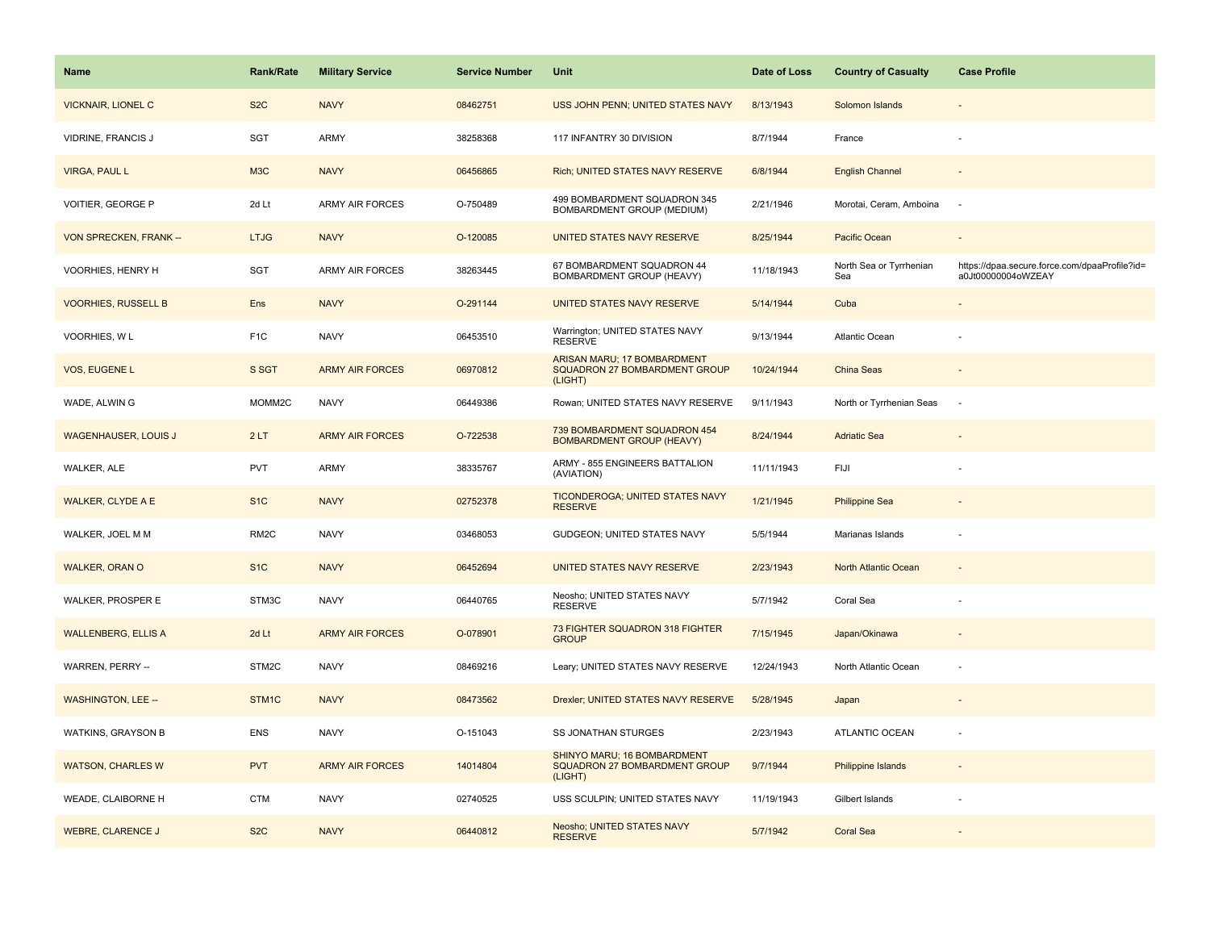| Name | Rank/Rate | Military Service | Service Number | Unit | Date of Loss | Country of Casualty | Case Profile |
|---|---|---|---|---|---|---|---|
| VICKNAIR, LIONEL C | S2C | NAVY | 08462751 | USS JOHN PENN; UNITED STATES NAVY | 8/13/1943 | Solomon Islands | - |
| VIDRINE, FRANCIS J | SGT | ARMY | 38258368 | 117 INFANTRY 30 DIVISION | 8/7/1944 | France | - |
| VIRGA, PAUL L | M3C | NAVY | 06456865 | Rich; UNITED STATES NAVY RESERVE | 6/8/1944 | English Channel | - |
| VOITIER, GEORGE P | 2d Lt | ARMY AIR FORCES | O-750489 | 499 BOMBARDMENT SQUADRON 345 BOMBARDMENT GROUP (MEDIUM) | 2/21/1946 | Morotai, Ceram, Amboina | - |
| VON SPRECKEN, FRANK -- | LTJG | NAVY | O-120085 | UNITED STATES NAVY RESERVE | 8/25/1944 | Pacific Ocean | - |
| VOORHIES, HENRY H | SGT | ARMY AIR FORCES | 38263445 | 67 BOMBARDMENT SQUADRON 44 BOMBARDMENT GROUP (HEAVY) | 11/18/1943 | North Sea or Tyrrhenian Sea | https://dpaa.secure.force.com/dpaaProfile?id=a0Jt00000004oWZEAY |
| VOORHIES, RUSSELL B | Ens | NAVY | O-291144 | UNITED STATES NAVY RESERVE | 5/14/1944 | Cuba | - |
| VOORHIES, W L | F1C | NAVY | 06453510 | Warrington; UNITED STATES NAVY RESERVE | 9/13/1944 | Atlantic Ocean | - |
| VOS, EUGENE L | S SGT | ARMY AIR FORCES | 06970812 | ARISAN MARU; 17 BOMBARDMENT SQUADRON 27 BOMBARDMENT GROUP (LIGHT) | 10/24/1944 | China Seas | - |
| WADE, ALWIN G | MOMM2C | NAVY | 06449386 | Rowan; UNITED STATES NAVY RESERVE | 9/11/1943 | North or Tyrrhenian Seas | - |
| WAGENHAUSER, LOUIS J | 2 LT | ARMY AIR FORCES | O-722538 | 739 BOMBARDMENT SQUADRON 454 BOMBARDMENT GROUP (HEAVY) | 8/24/1944 | Adriatic Sea | - |
| WALKER, ALE | PVT | ARMY | 38335767 | ARMY - 855 ENGINEERS BATTALION (AVIATION) | 11/11/1943 | FIJI | - |
| WALKER, CLYDE A E | S1C | NAVY | 02752378 | TICONDEROGA; UNITED STATES NAVY RESERVE | 1/21/1945 | Philippine Sea | - |
| WALKER, JOEL M M | RM2C | NAVY | 03468053 | GUDGEON; UNITED STATES NAVY | 5/5/1944 | Marianas Islands | - |
| WALKER, ORAN O | S1C | NAVY | 06452694 | UNITED STATES NAVY RESERVE | 2/23/1943 | North Atlantic Ocean | - |
| WALKER, PROSPER E | STM3C | NAVY | 06440765 | Neosho; UNITED STATES NAVY RESERVE | 5/7/1942 | Coral Sea | - |
| WALLENBERG, ELLIS A | 2d Lt | ARMY AIR FORCES | O-078901 | 73 FIGHTER SQUADRON 318 FIGHTER GROUP | 7/15/1945 | Japan/Okinawa | - |
| WARREN, PERRY -- | STM2C | NAVY | 08469216 | Leary; UNITED STATES NAVY RESERVE | 12/24/1943 | North Atlantic Ocean | - |
| WASHINGTON, LEE -- | STM1C | NAVY | 08473562 | Drexler; UNITED STATES NAVY RESERVE | 5/28/1945 | Japan | - |
| WATKINS, GRAYSON B | ENS | NAVY | O-151043 | SS JONATHAN STURGES | 2/23/1943 | ATLANTIC OCEAN | - |
| WATSON, CHARLES W | PVT | ARMY AIR FORCES | 14014804 | SHINYO MARU; 16 BOMBARDMENT SQUADRON 27 BOMBARDMENT GROUP (LIGHT) | 9/7/1944 | Philippine Islands | - |
| WEADE, CLAIBORNE H | CTM | NAVY | 02740525 | USS SCULPIN; UNITED STATES NAVY | 11/19/1943 | Gilbert Islands | - |
| WEBRE, CLARENCE J | S2C | NAVY | 06440812 | Neosho; UNITED STATES NAVY RESERVE | 5/7/1942 | Coral Sea | - |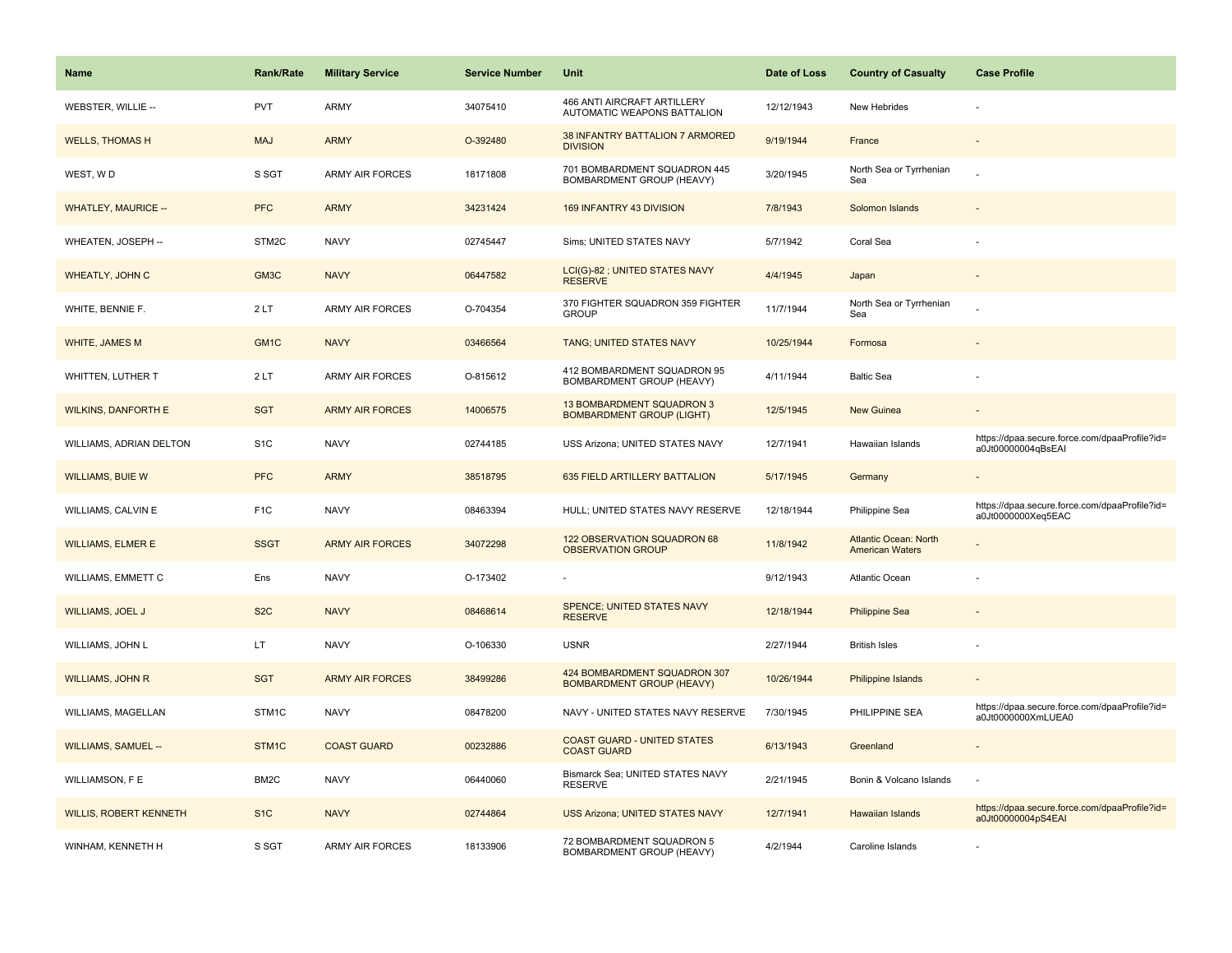| Name | Rank/Rate | Military Service | Service Number | Unit | Date of Loss | Country of Casualty | Case Profile |
|---|---|---|---|---|---|---|---|
| WEBSTER, WILLIE -- | PVT | ARMY | 34075410 | 466 ANTI AIRCRAFT ARTILLERY AUTOMATIC WEAPONS BATTALION | 12/12/1943 | New Hebrides | - |
| WELLS, THOMAS H | MAJ | ARMY | O-392480 | 38 INFANTRY BATTALION 7 ARMORED DIVISION | 9/19/1944 | France | - |
| WEST, W D | S SGT | ARMY AIR FORCES | 18171808 | 701 BOMBARDMENT SQUADRON 445 BOMBARDMENT GROUP (HEAVY) | 3/20/1945 | North Sea or Tyrrhenian Sea | - |
| WHATLEY, MAURICE -- | PFC | ARMY | 34231424 | 169 INFANTRY 43 DIVISION | 7/8/1943 | Solomon Islands | - |
| WHEATEN, JOSEPH -- | STM2C | NAVY | 02745447 | Sims; UNITED STATES NAVY | 5/7/1942 | Coral Sea | - |
| WHEATLY, JOHN C | GM3C | NAVY | 06447582 | LCI(G)-82 ; UNITED STATES NAVY RESERVE | 4/4/1945 | Japan | - |
| WHITE, BENNIE F. | 2 LT | ARMY AIR FORCES | O-704354 | 370 FIGHTER SQUADRON 359 FIGHTER GROUP | 11/7/1944 | North Sea or Tyrrhenian Sea | - |
| WHITE, JAMES M | GM1C | NAVY | 03466564 | TANG; UNITED STATES NAVY | 10/25/1944 | Formosa | - |
| WHITTEN, LUTHER T | 2 LT | ARMY AIR FORCES | O-815612 | 412 BOMBARDMENT SQUADRON 95 BOMBARDMENT GROUP (HEAVY) | 4/11/1944 | Baltic Sea | - |
| WILKINS, DANFORTH E | SGT | ARMY AIR FORCES | 14006575 | 13 BOMBARDMENT SQUADRON 3 BOMBARDMENT GROUP (LIGHT) | 12/5/1945 | New Guinea | - |
| WILLIAMS, ADRIAN DELTON | S1C | NAVY | 02744185 | USS Arizona; UNITED STATES NAVY | 12/7/1941 | Hawaiian Islands | https://dpaa.secure.force.com/dpaaProfile?id=a0Jt00000004qBsEAI |
| WILLIAMS, BUIE W | PFC | ARMY | 38518795 | 635 FIELD ARTILLERY BATTALION | 5/17/1945 | Germany | - |
| WILLIAMS, CALVIN E | F1C | NAVY | 08463394 | HULL; UNITED STATES NAVY RESERVE | 12/18/1944 | Philippine Sea | https://dpaa.secure.force.com/dpaaProfile?id=a0Jt0000000Xeq5EAC |
| WILLIAMS, ELMER E | SSGT | ARMY AIR FORCES | 34072298 | 122 OBSERVATION SQUADRON 68 OBSERVATION GROUP | 11/8/1942 | Atlantic Ocean: North American Waters | - |
| WILLIAMS, EMMETT C | Ens | NAVY | O-173402 | - | 9/12/1943 | Atlantic Ocean | - |
| WILLIAMS, JOEL J | S2C | NAVY | 08468614 | SPENCE; UNITED STATES NAVY RESERVE | 12/18/1944 | Philippine Sea | - |
| WILLIAMS, JOHN L | LT | NAVY | O-106330 | USNR | 2/27/1944 | British Isles | - |
| WILLIAMS, JOHN R | SGT | ARMY AIR FORCES | 38499286 | 424 BOMBARDMENT SQUADRON 307 BOMBARDMENT GROUP (HEAVY) | 10/26/1944 | Philippine Islands | - |
| WILLIAMS, MAGELLAN | STM1C | NAVY | 08478200 | NAVY - UNITED STATES NAVY RESERVE | 7/30/1945 | PHILIPPINE SEA | https://dpaa.secure.force.com/dpaaProfile?id=a0Jt0000000XmLUEA0 |
| WILLIAMS, SAMUEL -- | STM1C | COAST GUARD | 00232886 | COAST GUARD - UNITED STATES COAST GUARD | 6/13/1943 | Greenland | - |
| WILLIAMSON, F E | BM2C | NAVY | 06440060 | Bismarck Sea; UNITED STATES NAVY RESERVE | 2/21/1945 | Bonin & Volcano Islands | - |
| WILLIS, ROBERT KENNETH | S1C | NAVY | 02744864 | USS Arizona; UNITED STATES NAVY | 12/7/1941 | Hawaiian Islands | https://dpaa.secure.force.com/dpaaProfile?id=a0Jt00000004pS4EAI |
| WINHAM, KENNETH H | S SGT | ARMY AIR FORCES | 18133906 | 72 BOMBARDMENT SQUADRON 5 BOMBARDMENT GROUP (HEAVY) | 4/2/1944 | Caroline Islands | - |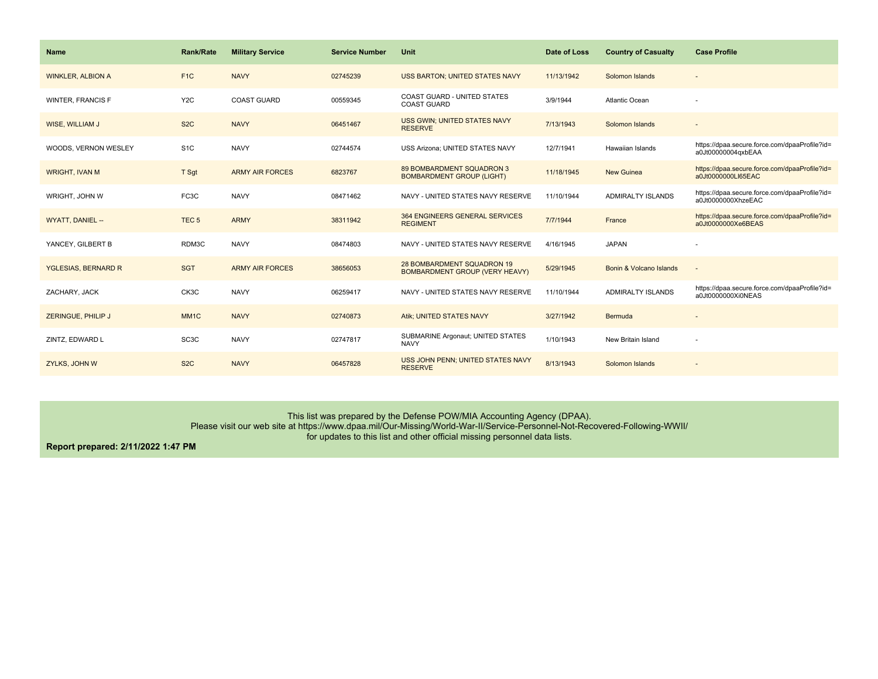| Name | Rank/Rate | Military Service | Service Number | Unit | Date of Loss | Country of Casualty | Case Profile |
|---|---|---|---|---|---|---|---|
| WINKLER, ALBION A | F1C | NAVY | 02745239 | USS BARTON; UNITED STATES NAVY | 11/13/1942 | Solomon Islands | - |
| WINTER, FRANCIS F | Y2C | COAST GUARD | 00559345 | COAST GUARD - UNITED STATES COAST GUARD | 3/9/1944 | Atlantic Ocean | - |
| WISE, WILLIAM J | S2C | NAVY | 06451467 | USS GWIN; UNITED STATES NAVY RESERVE | 7/13/1943 | Solomon Islands | - |
| WOODS, VERNON WESLEY | S1C | NAVY | 02744574 | USS Arizona; UNITED STATES NAVY | 12/7/1941 | Hawaiian Islands | https://dpaa.secure.force.com/dpaaProfile?id=a0Jt00000004qxbEAA |
| WRIGHT, IVAN M | T Sgt | ARMY AIR FORCES | 6823767 | 89 BOMBARDMENT SQUADRON 3 BOMBARDMENT GROUP (LIGHT) | 11/18/1945 | New Guinea | https://dpaa.secure.force.com/dpaaProfile?id=a0Jt0000000LI65EAC |
| WRIGHT, JOHN W | FC3C | NAVY | 08471462 | NAVY - UNITED STATES NAVY RESERVE | 11/10/1944 | ADMIRALTY ISLANDS | https://dpaa.secure.force.com/dpaaProfile?id=a0Jt0000000XhzeEAC |
| WYATT, DANIEL -- | TEC 5 | ARMY | 38311942 | 364 ENGINEERS GENERAL SERVICES REGIMENT | 7/7/1944 | France | https://dpaa.secure.force.com/dpaaProfile?id=a0Jt0000000Xe6BEAS |
| YANCEY, GILBERT B | RDM3C | NAVY | 08474803 | NAVY - UNITED STATES NAVY RESERVE | 4/16/1945 | JAPAN | - |
| YGLESIAS, BERNARD R | SGT | ARMY AIR FORCES | 38656053 | 28 BOMBARDMENT SQUADRON 19 BOMBARDMENT GROUP (VERY HEAVY) | 5/29/1945 | Bonin & Volcano Islands | - |
| ZACHARY, JACK | CK3C | NAVY | 06259417 | NAVY - UNITED STATES NAVY RESERVE | 11/10/1944 | ADMIRALTY ISLANDS | https://dpaa.secure.force.com/dpaaProfile?id=a0Jt0000000Xi0NEAS |
| ZERINGUE, PHILIP J | MM1C | NAVY | 02740873 | Atik; UNITED STATES NAVY | 3/27/1942 | Bermuda | - |
| ZINTZ, EDWARD L | SC3C | NAVY | 02747817 | SUBMARINE Argonaut; UNITED STATES NAVY | 1/10/1943 | New Britain Island | - |
| ZYLKS, JOHN W | S2C | NAVY | 06457828 | USS JOHN PENN; UNITED STATES NAVY RESERVE | 8/13/1943 | Solomon Islands | - |

This list was prepared by the Defense POW/MIA Accounting Agency (DPAA).
Please visit our web site at https://www.dpaa.mil/Our-Missing/World-War-II/Service-Personnel-Not-Recovered-Following-WWII/
for updates to this list and other official missing personnel data lists.

**Report prepared: 2/11/2022 1:47 PM**